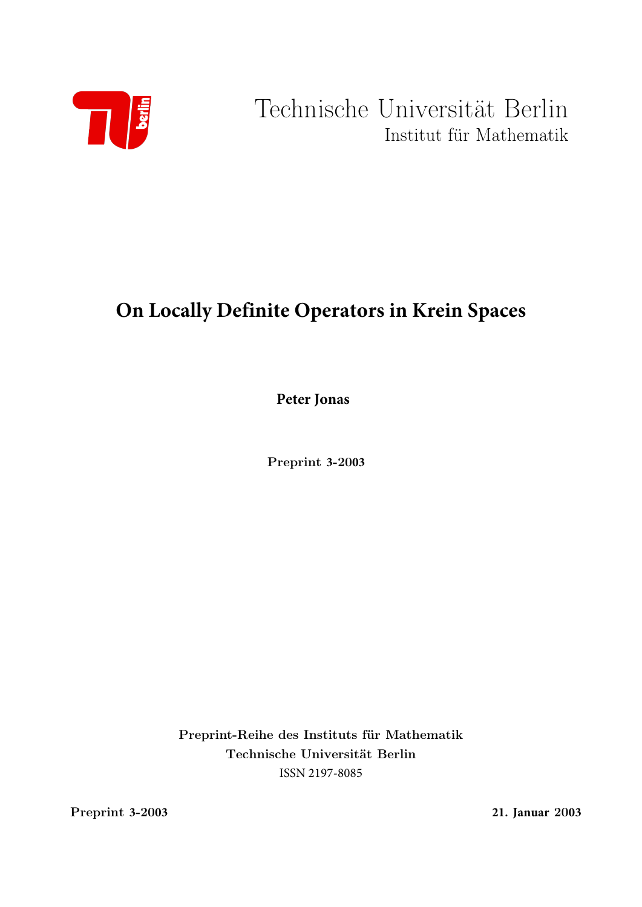Technische Universität Berlin
Institut für Mathematik

# On Locally Definite Operators in Krein Spaces

**Peter Jonas**

**Preprint 3-2003**

**Preprint-Reihe des Instituts für Mathematik**
**Technische Universität Berlin**
ISSN 2197-8085

**Preprint 3-2003** **21. Januar 2003**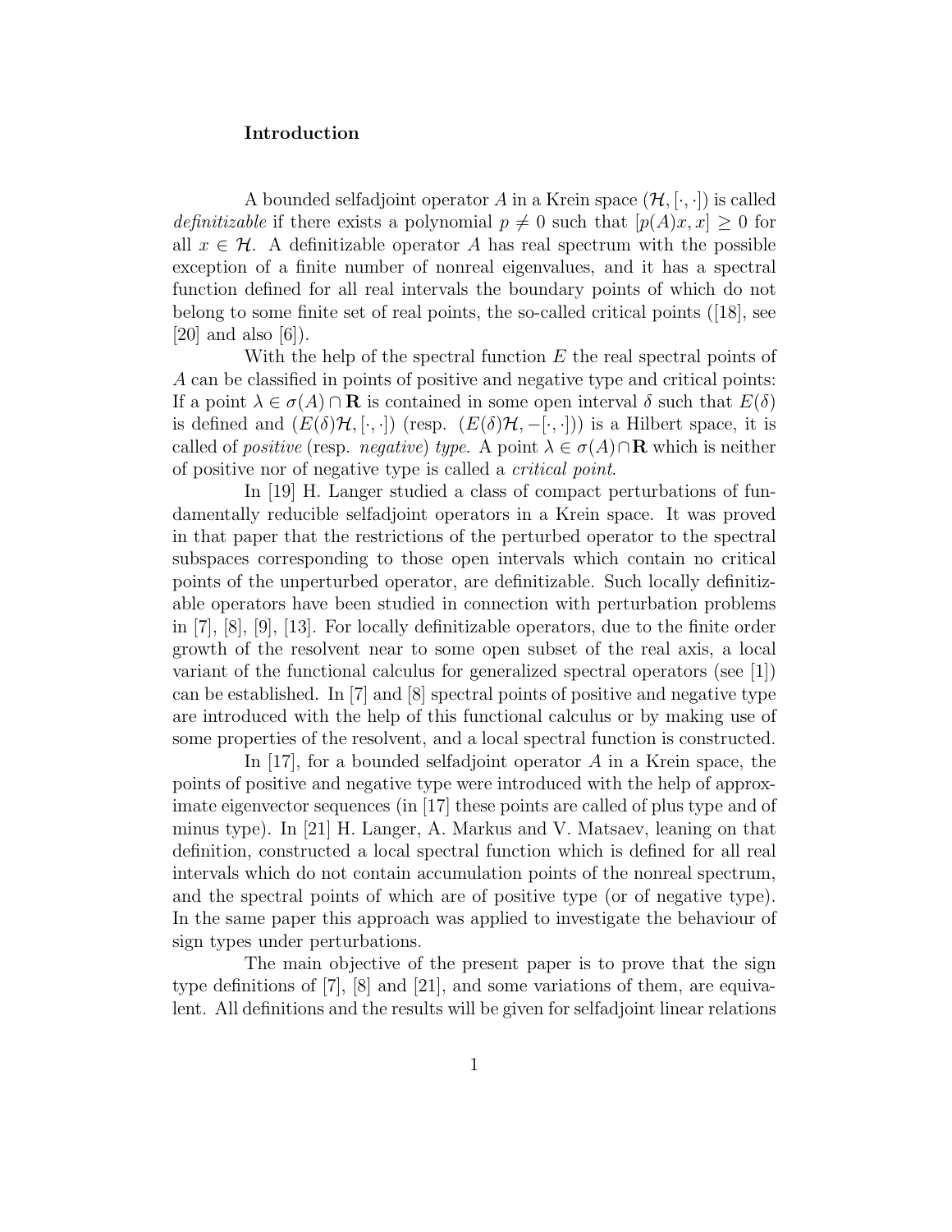## Introduction

A bounded selfadjoint operator $A$ in a Krein space $(\mathcal{H}, [\cdot,\cdot])$ is called *definitizable* if there exists a polynomial $p \neq 0$ such that $[p(A)x, x] \geq 0$ for all $x \in \mathcal{H}$. A definitizable operator $A$ has real spectrum with the possible exception of a finite number of nonreal eigenvalues, and it has a spectral function defined for all real intervals the boundary points of which do not belong to some finite set of real points, the so-called critical points ([18], see [20] and also [6]).

With the help of the spectral function $E$ the real spectral points of $A$ can be classified in points of positive and negative type and critical points: If a point $\lambda \in \sigma(A) \cap \mathbf{R}$ is contained in some open interval $\delta$ such that $E(\delta)$ is defined and $(E(\delta)\mathcal{H}, [\cdot,\cdot])$ (resp. $(E(\delta)\mathcal{H}, -[\cdot,\cdot])$) is a Hilbert space, it is called of *positive* (resp. *negative*) *type*. A point $\lambda \in \sigma(A) \cap \mathbf{R}$ which is neither of positive nor of negative type is called a *critical point*.

In [19] H. Langer studied a class of compact perturbations of fundamentally reducible selfadjoint operators in a Krein space. It was proved in that paper that the restrictions of the perturbed operator to the spectral subspaces corresponding to those open intervals which contain no critical points of the unperturbed operator, are definitizable. Such locally definitizable operators have been studied in connection with perturbation problems in [7], [8], [9], [13]. For locally definitizable operators, due to the finite order growth of the resolvent near to some open subset of the real axis, a local variant of the functional calculus for generalized spectral operators (see [1]) can be established. In [7] and [8] spectral points of positive and negative type are introduced with the help of this functional calculus or by making use of some properties of the resolvent, and a local spectral function is constructed.

In [17], for a bounded selfadjoint operator $A$ in a Krein space, the points of positive and negative type were introduced with the help of approximate eigenvector sequences (in [17] these points are called of plus type and of minus type). In [21] H. Langer, A. Markus and V. Matsaev, leaning on that definition, constructed a local spectral function which is defined for all real intervals which do not contain accumulation points of the nonreal spectrum, and the spectral points of which are of positive type (or of negative type). In the same paper this approach was applied to investigate the behaviour of sign types under perturbations.

The main objective of the present paper is to prove that the sign type definitions of [7], [8] and [21], and some variations of them, are equivalent. All definitions and the results will be given for selfadjoint linear relations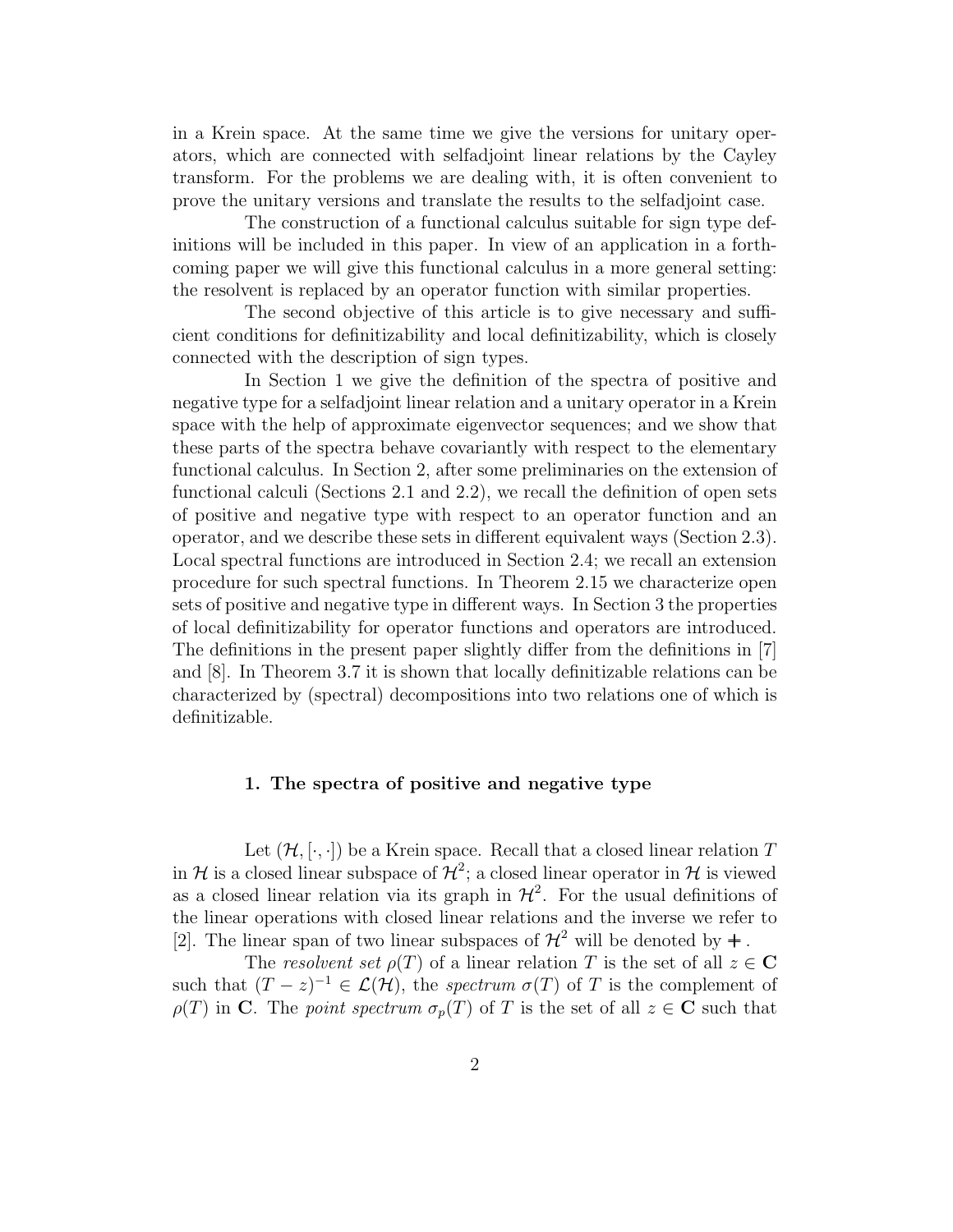in a Krein space. At the same time we give the versions for unitary operators, which are connected with selfadjoint linear relations by the Cayley transform. For the problems we are dealing with, it is often convenient to prove the unitary versions and translate the results to the selfadjoint case.

The construction of a functional calculus suitable for sign type definitions will be included in this paper. In view of an application in a forthcoming paper we will give this functional calculus in a more general setting: the resolvent is replaced by an operator function with similar properties.

The second objective of this article is to give necessary and sufficient conditions for definitizability and local definitizability, which is closely connected with the description of sign types.

In Section 1 we give the definition of the spectra of positive and negative type for a selfadjoint linear relation and a unitary operator in a Krein space with the help of approximate eigenvector sequences; and we show that these parts of the spectra behave covariantly with respect to the elementary functional calculus. In Section 2, after some preliminaries on the extension of functional calculi (Sections 2.1 and 2.2), we recall the definition of open sets of positive and negative type with respect to an operator function and an operator, and we describe these sets in different equivalent ways (Section 2.3). Local spectral functions are introduced in Section 2.4; we recall an extension procedure for such spectral functions. In Theorem 2.15 we characterize open sets of positive and negative type in different ways. In Section 3 the properties of local definitizability for operator functions and operators are introduced. The definitions in the present paper slightly differ from the definitions in [7] and [8]. In Theorem 3.7 it is shown that locally definitizable relations can be characterized by (spectral) decompositions into two relations one of which is definitizable.

## 1. The spectra of positive and negative type

Let $(\mathcal{H}, [\cdot,\cdot])$ be a Krein space. Recall that a closed linear relation $T$ in $\mathcal{H}$ is a closed linear subspace of $\mathcal{H}^2$; a closed linear operator in $\mathcal{H}$ is viewed as a closed linear relation via its graph in $\mathcal{H}^2$. For the usual definitions of the linear operations with closed linear relations and the inverse we refer to [2]. The linear span of two linear subspaces of $\mathcal{H}^2$ will be denoted by $\dotplus$.

The *resolvent set* $\rho(T)$ of a linear relation $T$ is the set of all $z \in \mathbf{C}$ such that $(T - z)^{-1} \in \mathcal{L}(\mathcal{H})$, the *spectrum* $\sigma(T)$ of $T$ is the complement of $\rho(T)$ in $\mathbf{C}$. The *point spectrum* $\sigma_p(T)$ of $T$ is the set of all $z \in \mathbf{C}$ such that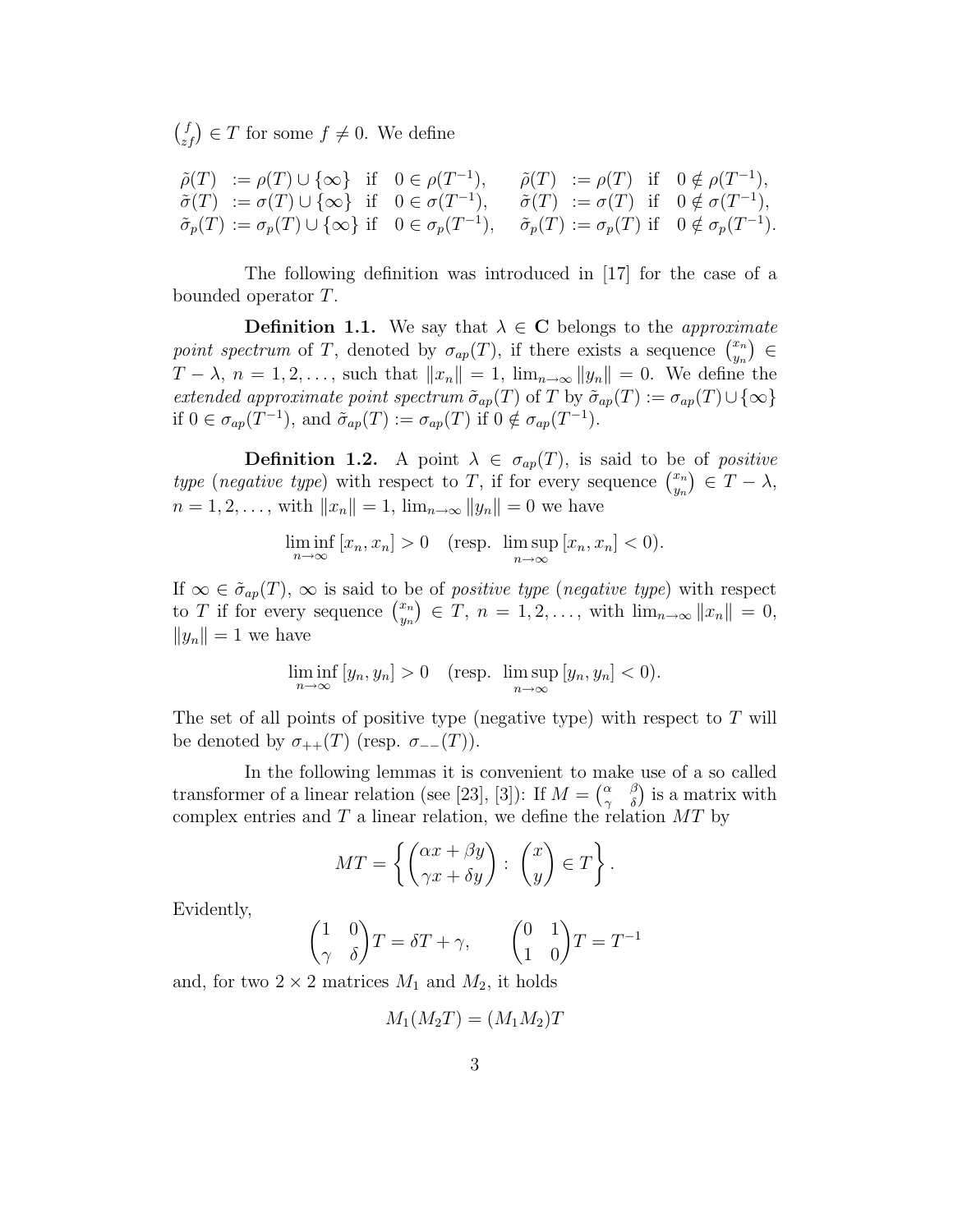$\binom{f}{zf} \in T$ for some $f \neq 0$. We define

$$
\begin{array}{llll}
\tilde{\rho}(T) := \rho(T) \cup \{\infty\} & \text{if} \quad 0 \in \rho(T^{-1}), & \tilde{\rho}(T) := \rho(T) & \text{if} \quad 0 \notin \rho(T^{-1}), \\
\tilde{\sigma}(T) := \sigma(T) \cup \{\infty\} & \text{if} \quad 0 \in \sigma(T^{-1}), & \tilde{\sigma}(T) := \sigma(T) & \text{if} \quad 0 \notin \sigma(T^{-1}), \\
\tilde{\sigma}_p(T) := \sigma_p(T) \cup \{\infty\} & \text{if} \quad 0 \in \sigma_p(T^{-1}), & \tilde{\sigma}_p(T) := \sigma_p(T) & \text{if} \quad 0 \notin \sigma_p(T^{-1}).
\end{array}
$$

The following definition was introduced in [17] for the case of a bounded operator $T$.

**Definition 1.1.** We say that $\lambda \in \mathbf{C}$ belongs to the *approximate point spectrum* of $T$, denoted by $\sigma_{ap}(T)$, if there exists a sequence $\binom{x_n}{y_n} \in T - \lambda$, $n = 1, 2, \dots$, such that $\|x_n\| = 1$, $\lim_{n\to\infty} \|y_n\| = 0$. We define the *extended approximate point spectrum* $\tilde{\sigma}_{ap}(T)$ of $T$ by $\tilde{\sigma}_{ap}(T) := \sigma_{ap}(T) \cup \{\infty\}$ if $0 \in \sigma_{ap}(T^{-1})$, and $\tilde{\sigma}_{ap}(T) := \sigma_{ap}(T)$ if $0 \notin \sigma_{ap}(T^{-1})$.

**Definition 1.2.** A point $\lambda \in \sigma_{ap}(T)$, is said to be of *positive type* (*negative type*) with respect to $T$, if for every sequence $\binom{x_n}{y_n} \in T - \lambda$, $n = 1, 2, \dots$, with $\|x_n\| = 1$, $\lim_{n\to\infty} \|y_n\| = 0$ we have

$$
\liminf_{n\to\infty} \,[x_n, x_n] > 0 \quad (\text{resp.} \ \limsup_{n\to\infty} \,[x_n, x_n] < 0).
$$

If $\infty \in \tilde{\sigma}_{ap}(T)$, $\infty$ is said to be of *positive type* (*negative type*) with respect to $T$ if for every sequence $\binom{x_n}{y_n} \in T$, $n = 1, 2, \dots$, with $\lim_{n\to\infty} \|x_n\| = 0$, $\|y_n\| = 1$ we have

$$
\liminf_{n\to\infty} \,[y_n, y_n] > 0 \quad (\text{resp.} \ \limsup_{n\to\infty} \,[y_n, y_n] < 0).
$$

The set of all points of positive type (negative type) with respect to $T$ will be denoted by $\sigma_{++}(T)$ (resp. $\sigma_{--}(T)$).

In the following lemmas it is convenient to make use of a so called transformer of a linear relation (see [23], [3]): If $M = \begin{pmatrix} \alpha & \beta \\ \gamma & \delta \end{pmatrix}$ is a matrix with complex entries and $T$ a linear relation, we define the relation $MT$ by

$$
MT = \left\{ \begin{pmatrix} \alpha x + \beta y \\ \gamma x + \delta y \end{pmatrix} : \begin{pmatrix} x \\ y \end{pmatrix} \in T \right\}.
$$

Evidently,

$$
\begin{pmatrix} 1 & 0 \\ \gamma & \delta \end{pmatrix} T = \delta T + \gamma, \qquad \begin{pmatrix} 0 & 1 \\ 1 & 0 \end{pmatrix} T = T^{-1}
$$

and, for two $2 \times 2$ matrices $M_1$ and $M_2$, it holds

$$
M_1(M_2 T) = (M_1 M_2) T
$$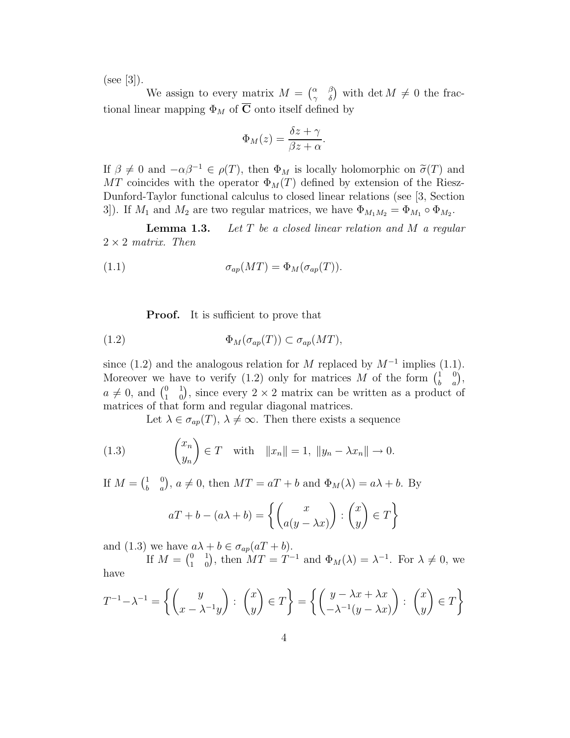(see [3]).

We assign to every matrix $M = \begin{pmatrix} \alpha & \beta \\ \gamma & \delta \end{pmatrix}$ with $\det M \neq 0$ the fractional linear mapping $\Phi_M$ of $\overline{\mathbf{C}}$ onto itself defined by

$$\Phi_M(z) = \frac{\delta z + \gamma}{\beta z + \alpha}.$$

If $\beta \neq 0$ and $-\alpha\beta^{-1} \in \rho(T)$, then $\Phi_M$ is locally holomorphic on $\widetilde{\sigma}(T)$ and $MT$ coincides with the operator $\Phi_M(T)$ defined by extension of the Riesz-Dunford-Taylor functional calculus to closed linear relations (see [3, Section 3]). If $M_1$ and $M_2$ are two regular matrices, we have $\Phi_{M_1 M_2} = \Phi_{M_1} \circ \Phi_{M_2}$.

**Lemma 1.3.** *Let $T$ be a closed linear relation and $M$ a regular $2 \times 2$ matrix. Then*

$$\sigma_{ap}(MT) = \Phi_M(\sigma_{ap}(T)). \tag{1.1}$$

**Proof.** It is sufficient to prove that

$$\Phi_M(\sigma_{ap}(T)) \subset \sigma_{ap}(MT), \tag{1.2}$$

since (1.2) and the analogous relation for $M$ replaced by $M^{-1}$ implies (1.1). Moreover we have to verify (1.2) only for matrices $M$ of the form $\begin{pmatrix} 1 & 0 \\ b & a \end{pmatrix}$, $a \neq 0$, and $\begin{pmatrix} 0 & 1 \\ 1 & 0 \end{pmatrix}$, since every $2 \times 2$ matrix can be written as a product of matrices of that form and regular diagonal matrices.

Let $\lambda \in \sigma_{ap}(T)$, $\lambda \neq \infty$. Then there exists a sequence

$$\begin{pmatrix} x_n \\ y_n \end{pmatrix} \in T \quad \text{with} \quad \|x_n\| = 1, \ \|y_n - \lambda x_n\| \to 0. \tag{1.3}$$

If $M = \begin{pmatrix} 1 & 0 \\ b & a \end{pmatrix}$, $a \neq 0$, then $MT = aT + b$ and $\Phi_M(\lambda) = a\lambda + b$. By

$$aT + b - (a\lambda + b) = \left\{ \begin{pmatrix} x \\ a(y - \lambda x) \end{pmatrix} : \begin{pmatrix} x \\ y \end{pmatrix} \in T \right\}$$

and (1.3) we have $a\lambda + b \in \sigma_{ap}(aT + b)$.

If $M = \begin{pmatrix} 0 & 1 \\ 1 & 0 \end{pmatrix}$, then $MT = T^{-1}$ and $\Phi_M(\lambda) = \lambda^{-1}$. For $\lambda \neq 0$, we have

$$T^{-1} - \lambda^{-1} = \left\{ \begin{pmatrix} y \\ x - \lambda^{-1} y \end{pmatrix} : \begin{pmatrix} x \\ y \end{pmatrix} \in T \right\} = \left\{ \begin{pmatrix} y - \lambda x + \lambda x \\ -\lambda^{-1}(y - \lambda x) \end{pmatrix} : \begin{pmatrix} x \\ y \end{pmatrix} \in T \right\}$$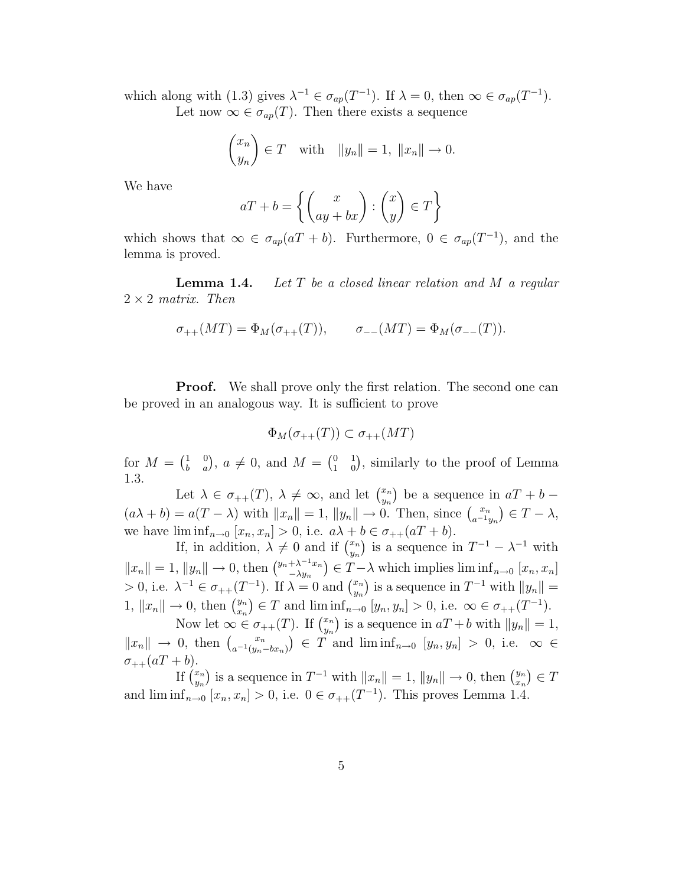which along with (1.3) gives $\lambda^{-1} \in \sigma_{ap}(T^{-1})$. If $\lambda = 0$, then $\infty \in \sigma_{ap}(T^{-1})$.

Let now $\infty \in \sigma_{ap}(T)$. Then there exists a sequence

$$\begin{pmatrix} x_n \\ y_n \end{pmatrix} \in T \quad \text{with} \quad \|y_n\| = 1,\ \|x_n\| \to 0.$$

We have

$$aT + b = \left\{ \begin{pmatrix} x \\ ay + bx \end{pmatrix} : \begin{pmatrix} x \\ y \end{pmatrix} \in T \right\}$$

which shows that $\infty \in \sigma_{ap}(aT + b)$. Furthermore, $0 \in \sigma_{ap}(T^{-1})$, and the lemma is proved.

**Lemma 1.4.** *Let $T$ be a closed linear relation and $M$ a regular $2 \times 2$ matrix. Then*

$$\sigma_{++}(MT) = \Phi_M(\sigma_{++}(T)), \qquad \sigma_{--}(MT) = \Phi_M(\sigma_{--}(T)).$$

**Proof.** We shall prove only the first relation. The second one can be proved in an analogous way. It is sufficient to prove

$$\Phi_M(\sigma_{++}(T)) \subset \sigma_{++}(MT)$$

for $M = \begin{pmatrix} 1 & 0 \\ b & a \end{pmatrix}$, $a \neq 0$, and $M = \begin{pmatrix} 0 & 1 \\ 1 & 0 \end{pmatrix}$, similarly to the proof of Lemma 1.3.

Let $\lambda \in \sigma_{++}(T)$, $\lambda \neq \infty$, and let $\begin{pmatrix} x_n \\ y_n \end{pmatrix}$ be a sequence in $aT + b - (a\lambda + b) = a(T - \lambda)$ with $\|x_n\| = 1$, $\|y_n\| \to 0$. Then, since $\begin{pmatrix} x_n \\ a^{-1}y_n \end{pmatrix} \in T - \lambda$, we have $\liminf_{n \to 0} [x_n, x_n] > 0$, i.e. $a\lambda + b \in \sigma_{++}(aT + b)$.

If, in addition, $\lambda \neq 0$ and if $\begin{pmatrix} x_n \\ y_n \end{pmatrix}$ is a sequence in $T^{-1} - \lambda^{-1}$ with $\|x_n\| = 1$, $\|y_n\| \to 0$, then $\begin{pmatrix} y_n + \lambda^{-1}x_n \\ -\lambda y_n \end{pmatrix} \in T - \lambda$ which implies $\liminf_{n \to 0} [x_n, x_n] > 0$, i.e. $\lambda^{-1} \in \sigma_{++}(T^{-1})$. If $\lambda = 0$ and $\begin{pmatrix} x_n \\ y_n \end{pmatrix}$ is a sequence in $T^{-1}$ with $\|y_n\| = 1$, $\|x_n\| \to 0$, then $\begin{pmatrix} y_n \\ x_n \end{pmatrix} \in T$ and $\liminf_{n \to 0} [y_n, y_n] > 0$, i.e. $\infty \in \sigma_{++}(T^{-1})$.

Now let $\infty \in \sigma_{++}(T)$. If $\begin{pmatrix} x_n \\ y_n \end{pmatrix}$ is a sequence in $aT + b$ with $\|y_n\| = 1$, $\|x_n\| \to 0$, then $\begin{pmatrix} x_n \\ a^{-1}(y_n - bx_n) \end{pmatrix} \in T$ and $\liminf_{n \to 0} [y_n, y_n] > 0$, i.e. $\infty \in \sigma_{++}(aT + b)$.

If $\begin{pmatrix} x_n \\ y_n \end{pmatrix}$ is a sequence in $T^{-1}$ with $\|x_n\| = 1$, $\|y_n\| \to 0$, then $\begin{pmatrix} y_n \\ x_n \end{pmatrix} \in T$ and $\liminf_{n \to 0} [x_n, x_n] > 0$, i.e. $0 \in \sigma_{++}(T^{-1})$. This proves Lemma 1.4.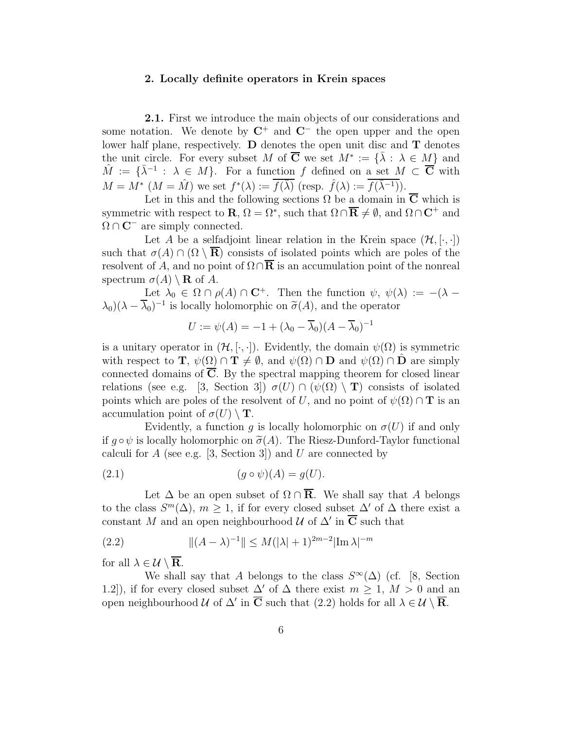## 2. Locally definite operators in Krein spaces

**2.1.** First we introduce the main objects of our considerations and some notation. We denote by $\mathbf{C}^+$ and $\mathbf{C}^-$ the open upper and the open lower half plane, respectively. $\mathbf{D}$ denotes the open unit disc and $\mathbf{T}$ denotes the unit circle. For every subset $M$ of $\overline{\mathbf{C}}$ we set $M^* := \{\bar{\lambda} : \lambda \in M\}$ and $\hat{M} := \{\bar{\lambda}^{-1} : \lambda \in M\}$. For a function $f$ defined on a set $M \subset \overline{\mathbf{C}}$ with $M = M^*$ ($M = \hat{M}$) we set $f^*(\lambda) := \overline{f(\bar{\lambda})}$ (resp. $\hat{f}(\lambda) := \overline{f(\bar{\lambda}^{-1})}$).

Let in this and the following sections $\Omega$ be a domain in $\overline{\mathbf{C}}$ which is symmetric with respect to $\mathbf{R}$, $\Omega = \Omega^*$, such that $\Omega \cap \overline{\mathbf{R}} \neq \emptyset$, and $\Omega \cap \mathbf{C}^+$ and $\Omega \cap \mathbf{C}^-$ are simply connected.

Let $A$ be a selfadjoint linear relation in the Krein space $(\mathcal{H}, [\cdot,\cdot])$ such that $\sigma(A) \cap (\Omega \setminus \overline{\mathbf{R}})$ consists of isolated points which are poles of the resolvent of $A$, and no point of $\Omega \cap \overline{\mathbf{R}}$ is an accumulation point of the nonreal spectrum $\sigma(A) \setminus \mathbf{R}$ of $A$.

Let $\lambda_0 \in \Omega \cap \rho(A) \cap \mathbf{C}^+$. Then the function $\psi$, $\psi(\lambda) := -(\lambda - \lambda_0)(\lambda - \overline{\lambda}_0)^{-1}$ is locally holomorphic on $\widetilde{\sigma}(A)$, and the operator

$$U := \psi(A) = -1 + (\lambda_0 - \overline{\lambda}_0)(A - \overline{\lambda}_0)^{-1}$$

is a unitary operator in $(\mathcal{H}, [\cdot,\cdot])$. Evidently, the domain $\psi(\Omega)$ is symmetric with respect to $\mathbf{T}$, $\psi(\Omega) \cap \mathbf{T} \neq \emptyset$, and $\psi(\Omega) \cap \mathbf{D}$ and $\psi(\Omega) \cap \hat{\mathbf{D}}$ are simply connected domains of $\overline{\mathbf{C}}$. By the spectral mapping theorem for closed linear relations (see e.g. [3, Section 3]) $\sigma(U) \cap (\psi(\Omega) \setminus \mathbf{T})$ consists of isolated points which are poles of the resolvent of $U$, and no point of $\psi(\Omega) \cap \mathbf{T}$ is an accumulation point of $\sigma(U) \setminus \mathbf{T}$.

Evidently, a function $g$ is locally holomorphic on $\sigma(U)$ if and only if $g \circ \psi$ is locally holomorphic on $\widetilde{\sigma}(A)$. The Riesz-Dunford-Taylor functional calculi for $A$ (see e.g. [3, Section 3]) and $U$ are connected by

$$(g \circ \psi)(A) = g(U). \tag{2.1}$$

Let $\Delta$ be an open subset of $\Omega \cap \overline{\mathbf{R}}$. We shall say that $A$ belongs to the class $S^m(\Delta)$, $m \geq 1$, if for every closed subset $\Delta'$ of $\Delta$ there exist a constant $M$ and an open neighbourhood $\mathcal{U}$ of $\Delta'$ in $\overline{\mathbf{C}}$ such that

$$\|(A - \lambda)^{-1}\| \leq M(|\lambda| + 1)^{2m-2}|\mathrm{Im}\,\lambda|^{-m} \tag{2.2}$$

for all $\lambda \in \mathcal{U} \setminus \overline{\mathbf{R}}$.

We shall say that $A$ belongs to the class $S^\infty(\Delta)$ (cf. [8, Section 1.2]), if for every closed subset $\Delta'$ of $\Delta$ there exist $m \geq 1$, $M > 0$ and an open neighbourhood $\mathcal{U}$ of $\Delta'$ in $\overline{\mathbf{C}}$ such that (2.2) holds for all $\lambda \in \mathcal{U} \setminus \overline{\mathbf{R}}$.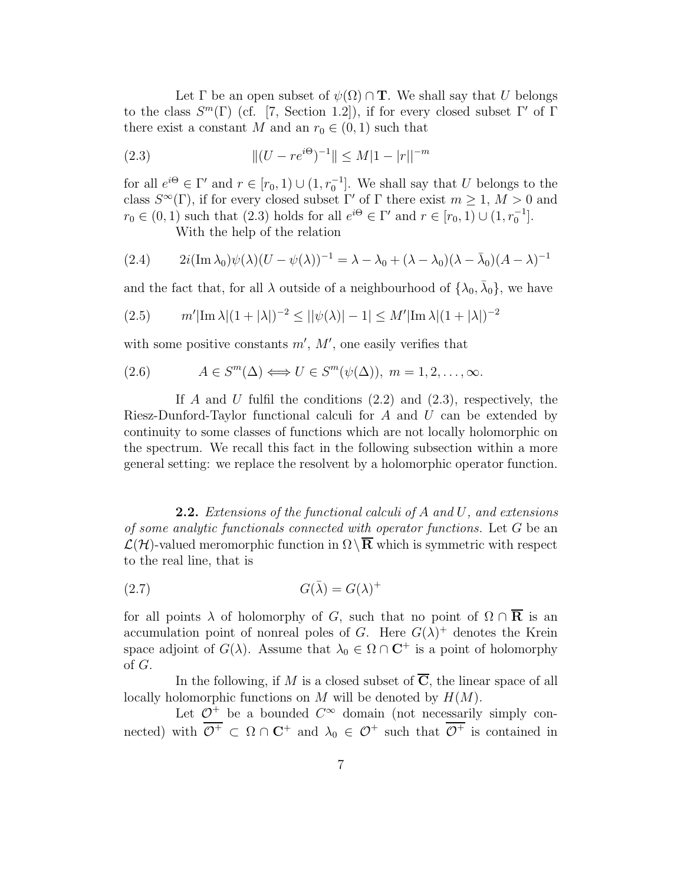Let $\Gamma$ be an open subset of $\psi(\Omega) \cap \mathbf{T}$. We shall say that $U$ belongs to the class $S^m(\Gamma)$ (cf. [7, Section 1.2]), if for every closed subset $\Gamma'$ of $\Gamma$ there exist a constant $M$ and an $r_0 \in (0,1)$ such that

$$\|(U - re^{i\Theta})^{-1}\| \leq M|1 - |r||^{-m} \tag{2.3}$$

for all $e^{i\Theta} \in \Gamma'$ and $r \in [r_0, 1) \cup (1, r_0^{-1}]$. We shall say that $U$ belongs to the class $S^\infty(\Gamma)$, if for every closed subset $\Gamma'$ of $\Gamma$ there exist $m \geq 1$, $M > 0$ and $r_0 \in (0,1)$ such that (2.3) holds for all $e^{i\Theta} \in \Gamma'$ and $r \in [r_0, 1) \cup (1, r_0^{-1}]$.

With the help of the relation

$$2i(\operatorname{Im}\lambda_0)\psi(\lambda)(U - \psi(\lambda))^{-1} = \lambda - \lambda_0 + (\lambda - \lambda_0)(\lambda - \bar{\lambda}_0)(A - \lambda)^{-1} \tag{2.4}$$

and the fact that, for all $\lambda$ outside of a neighbourhood of $\{\lambda_0, \bar{\lambda}_0\}$, we have

$$m'|\operatorname{Im}\lambda|(1 + |\lambda|)^{-2} \leq ||\psi(\lambda)| - 1| \leq M'|\operatorname{Im}\lambda|(1 + |\lambda|)^{-2} \tag{2.5}$$

with some positive constants $m'$, $M'$, one easily verifies that

$$A \in S^m(\Delta) \Longleftrightarrow U \in S^m(\psi(\Delta)),\ m = 1, 2, \ldots, \infty. \tag{2.6}$$

If $A$ and $U$ fulfil the conditions (2.2) and (2.3), respectively, the Riesz-Dunford-Taylor functional calculi for $A$ and $U$ can be extended by continuity to some classes of functions which are not locally holomorphic on the spectrum. We recall this fact in the following subsection within a more general setting: we replace the resolvent by a holomorphic operator function.

**2.2.** *Extensions of the functional calculi of $A$ and $U$, and extensions of some analytic functionals connected with operator functions.* Let $G$ be an $\mathcal{L}(\mathcal{H})$-valued meromorphic function in $\Omega \setminus \overline{\mathbf{R}}$ which is symmetric with respect to the real line, that is

$$G(\bar{\lambda}) = G(\lambda)^+ \tag{2.7}$$

for all points $\lambda$ of holomorphy of $G$, such that no point of $\Omega \cap \overline{\mathbf{R}}$ is an accumulation point of nonreal poles of $G$. Here $G(\lambda)^+$ denotes the Krein space adjoint of $G(\lambda)$. Assume that $\lambda_0 \in \Omega \cap \mathbf{C}^+$ is a point of holomorphy of $G$.

In the following, if $M$ is a closed subset of $\overline{\mathbf{C}}$, the linear space of all locally holomorphic functions on $M$ will be denoted by $H(M)$.

Let $\mathcal{O}^+$ be a bounded $C^\infty$ domain (not necessarily simply connected) with $\overline{\mathcal{O}^+} \subset \Omega \cap \mathbf{C}^+$ and $\lambda_0 \in \mathcal{O}^+$ such that $\overline{\mathcal{O}^+}$ is contained in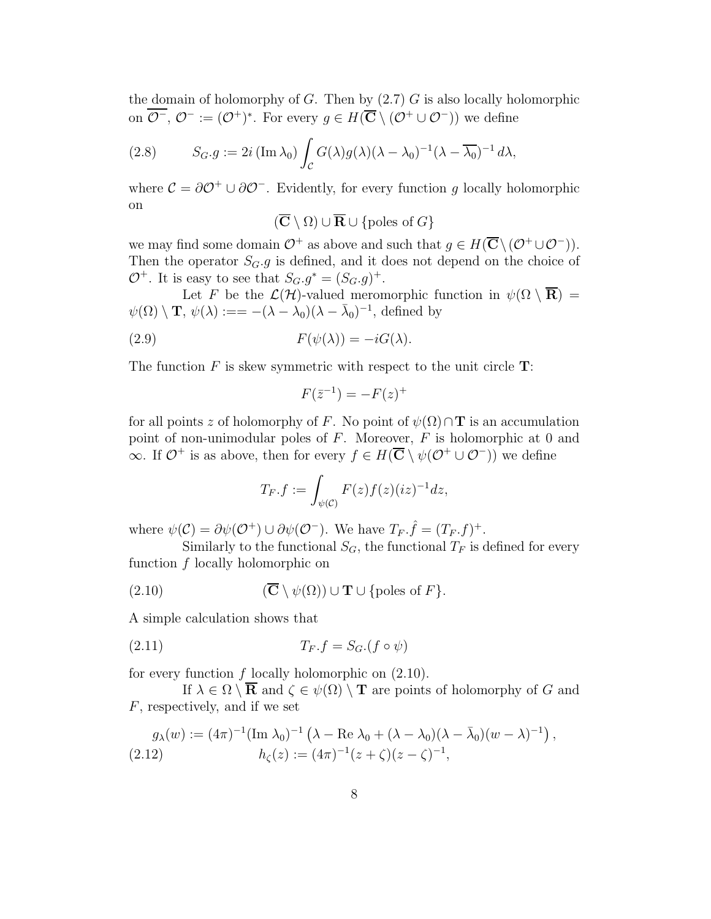the domain of holomorphy of $G$. Then by (2.7) $G$ is also locally holomorphic on $\overline{\mathcal{O}^-}$, $\mathcal{O}^- := (\mathcal{O}^+)^*$. For every $g \in H(\overline{\mathbf{C}} \setminus (\mathcal{O}^+ \cup \mathcal{O}^-))$ we define

$$S_G.g := 2i\,(\operatorname{Im}\lambda_0) \int_{\mathcal{C}} G(\lambda)g(\lambda)(\lambda - \lambda_0)^{-1}(\lambda - \overline{\lambda_0})^{-1}\,d\lambda, \tag{2.8}$$

where $\mathcal{C} = \partial\mathcal{O}^+ \cup \partial\mathcal{O}^-$. Evidently, for every function $g$ locally holomorphic on

$$(\overline{\mathbf{C}} \setminus \Omega) \cup \overline{\mathbf{R}} \cup \{\text{poles of } G\}$$

we may find some domain $\mathcal{O}^+$ as above and such that $g \in H(\overline{\mathbf{C}} \setminus (\mathcal{O}^+ \cup \mathcal{O}^-))$. Then the operator $S_G.g$ is defined, and it does not depend on the choice of $\mathcal{O}^+$. It is easy to see that $S_G.g^* = (S_G.g)^+$.

Let $F$ be the $\mathcal{L}(\mathcal{H})$-valued meromorphic function in $\psi(\Omega \setminus \overline{\mathbf{R}}) = \psi(\Omega) \setminus \mathbf{T}$, $\psi(\lambda) :== -(\lambda - \lambda_0)(\lambda - \bar{\lambda}_0)^{-1}$, defined by

$$F(\psi(\lambda)) = -iG(\lambda). \tag{2.9}$$

The function $F$ is skew symmetric with respect to the unit circle $\mathbf{T}$:

$$F(\bar{z}^{-1}) = -F(z)^+$$

for all points $z$ of holomorphy of $F$. No point of $\psi(\Omega) \cap \mathbf{T}$ is an accumulation point of non-unimodular poles of $F$. Moreover, $F$ is holomorphic at 0 and $\infty$. If $\mathcal{O}^+$ is as above, then for every $f \in H(\overline{\mathbf{C}} \setminus \psi(\mathcal{O}^+ \cup \mathcal{O}^-))$ we define

$$T_F.f := \int_{\psi(\mathcal{C})} F(z)f(z)(iz)^{-1}dz,$$

where $\psi(\mathcal{C}) = \partial\psi(\mathcal{O}^+) \cup \partial\psi(\mathcal{O}^-)$. We have $T_F.\hat{f} = (T_F.f)^+$.

Similarly to the functional $S_G$, the functional $T_F$ is defined for every function $f$ locally holomorphic on

$$(\overline{\mathbf{C}} \setminus \psi(\Omega)) \cup \mathbf{T} \cup \{\text{poles of } F\}. \tag{2.10}$$

A simple calculation shows that

$$T_F.f = S_G.(f \circ \psi) \tag{2.11}$$

for every function $f$ locally holomorphic on (2.10).

If $\lambda \in \Omega \setminus \overline{\mathbf{R}}$ and $\zeta \in \psi(\Omega) \setminus \mathbf{T}$ are points of holomorphy of $G$ and $F$, respectively, and if we set

$$\begin{aligned} g_\lambda(w) &:= (4\pi)^{-1}(\operatorname{Im}\lambda_0)^{-1}\left(\lambda - \operatorname{Re}\lambda_0 + (\lambda - \lambda_0)(\lambda - \bar{\lambda}_0)(w - \lambda)^{-1}\right), \\ h_\zeta(z) &:= (4\pi)^{-1}(z + \zeta)(z - \zeta)^{-1}, \end{aligned} \tag{2.12}$$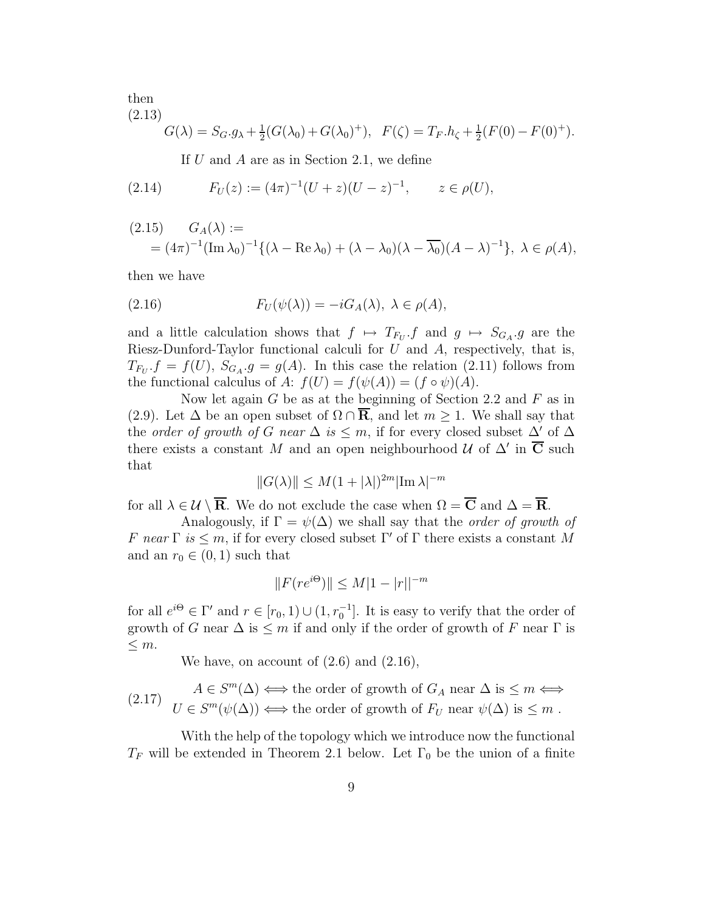then

(2.13)

$$G(\lambda) = S_G.g_\lambda + \tfrac{1}{2}(G(\lambda_0) + G(\lambda_0)^+), \quad F(\zeta) = T_F.h_\zeta + \tfrac{1}{2}(F(0) - F(0)^+).$$

If $U$ and $A$ are as in Section 2.1, we define

$$F_U(z) := (4\pi)^{-1}(U+z)(U-z)^{-1}, \qquad z \in \rho(U), \tag{2.14}$$

$$\begin{aligned} G_A(\lambda) &:= \\ &= (4\pi)^{-1}(\operatorname{Im}\lambda_0)^{-1}\{(\lambda - \operatorname{Re}\lambda_0) + (\lambda - \lambda_0)(\lambda - \overline{\lambda_0})(A-\lambda)^{-1}\},\ \lambda \in \rho(A), \end{aligned} \tag{2.15}$$

then we have

$$F_U(\psi(\lambda)) = -iG_A(\lambda),\ \lambda \in \rho(A), \tag{2.16}$$

and a little calculation shows that $f \mapsto T_{F_U}.f$ and $g \mapsto S_{G_A}.g$ are the Riesz-Dunford-Taylor functional calculi for $U$ and $A$, respectively, that is, $T_{F_U}.f = f(U)$, $S_{G_A}.g = g(A)$. In this case the relation (2.11) follows from the functional calculus of $A$: $f(U) = f(\psi(A)) = (f \circ \psi)(A)$.

Now let again $G$ be as at the beginning of Section 2.2 and $F$ as in (2.9). Let $\Delta$ be an open subset of $\Omega \cap \overline{\mathbf{R}}$, and let $m \geq 1$. We shall say that the *order of growth of* $G$ *near* $\Delta$ *is* $\leq m$, if for every closed subset $\Delta'$ of $\Delta$ there exists a constant $M$ and an open neighbourhood $\mathcal{U}$ of $\Delta'$ in $\overline{\mathbf{C}}$ such that

$$\|G(\lambda)\| \leq M(1+|\lambda|)^{2m}|\operatorname{Im}\lambda|^{-m}$$

for all $\lambda \in \mathcal{U} \setminus \overline{\mathbf{R}}$. We do not exclude the case when $\Omega = \overline{\mathbf{C}}$ and $\Delta = \overline{\mathbf{R}}$.

Analogously, if $\Gamma = \psi(\Delta)$ we shall say that the *order of growth of* $F$ *near* $\Gamma$ *is* $\leq m$, if for every closed subset $\Gamma'$ of $\Gamma$ there exists a constant $M$ and an $r_0 \in (0,1)$ such that

$$\|F(re^{i\Theta})\| \leq M|1-|r||^{-m}$$

for all $e^{i\Theta} \in \Gamma'$ and $r \in [r_0, 1) \cup (1, r_0^{-1}]$. It is easy to verify that the order of growth of $G$ near $\Delta$ is $\leq m$ if and only if the order of growth of $F$ near $\Gamma$ is $\leq m$.

We have, on account of (2.6) and (2.16),

$$\begin{aligned} A \in S^m(\Delta) &\iff \text{the order of growth of } G_A \text{ near } \Delta \text{ is } \leq m \iff \\ U \in S^m(\psi(\Delta)) &\iff \text{the order of growth of } F_U \text{ near } \psi(\Delta) \text{ is } \leq m\ . \end{aligned} \tag{2.17}$$

With the help of the topology which we introduce now the functional $T_F$ will be extended in Theorem 2.1 below. Let $\Gamma_0$ be the union of a finite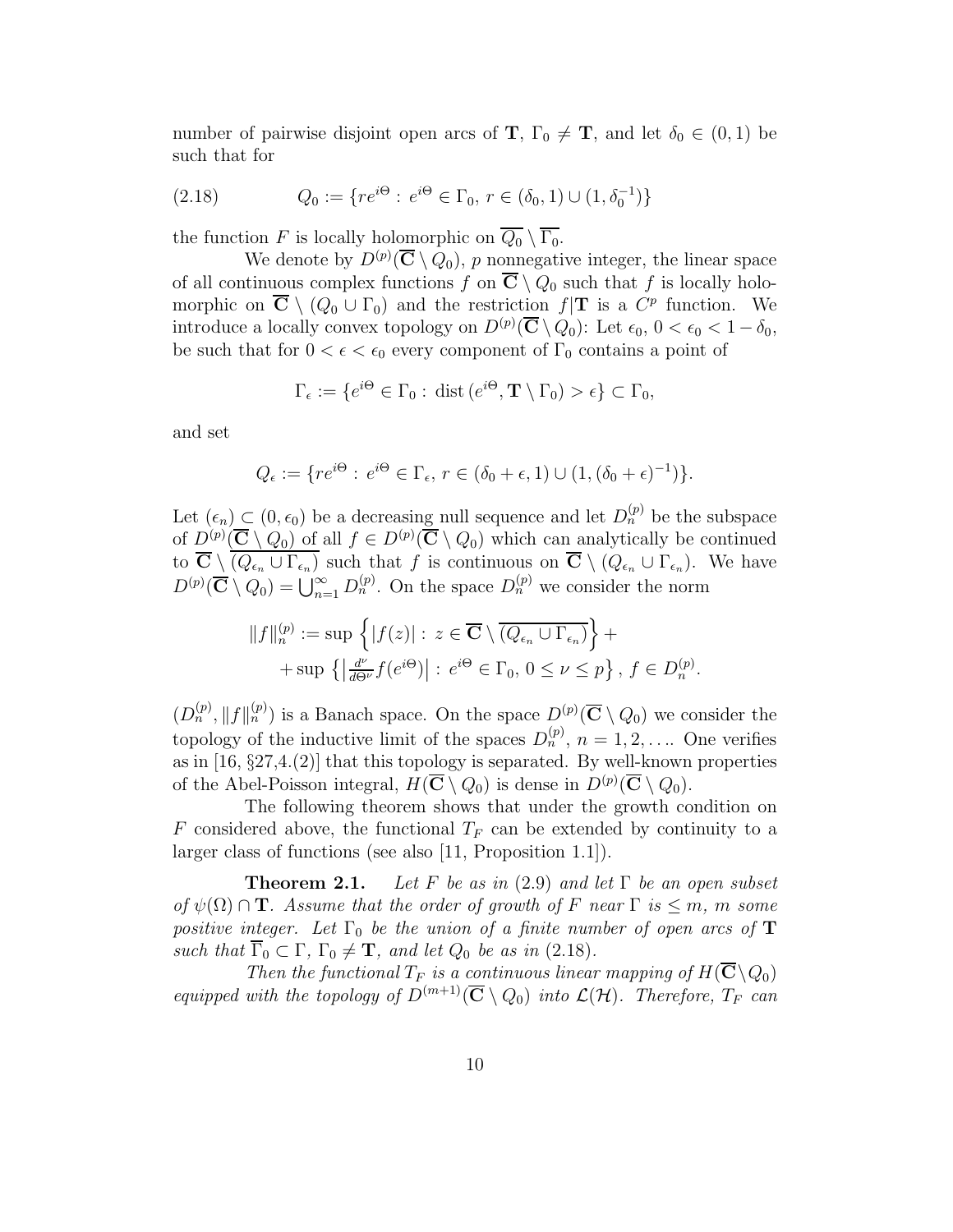number of pairwise disjoint open arcs of $\mathbf{T}$, $\Gamma_0 \neq \mathbf{T}$, and let $\delta_0 \in (0,1)$ be such that for

$$Q_0 := \{re^{i\Theta} : e^{i\Theta} \in \Gamma_0,\ r \in (\delta_0, 1) \cup (1, \delta_0^{-1})\} \tag{2.18}$$

the function $F$ is locally holomorphic on $\overline{Q_0} \setminus \overline{\Gamma_0}$.

We denote by $D^{(p)}(\overline{\mathbf{C}} \setminus Q_0)$, $p$ nonnegative integer, the linear space of all continuous complex functions $f$ on $\overline{\mathbf{C}} \setminus Q_0$ such that $f$ is locally holomorphic on $\overline{\mathbf{C}} \setminus (Q_0 \cup \Gamma_0)$ and the restriction $f|\mathbf{T}$ is a $C^p$ function. We introduce a locally convex topology on $D^{(p)}(\overline{\mathbf{C}} \setminus Q_0)$: Let $\epsilon_0$, $0 < \epsilon_0 < 1 - \delta_0$, be such that for $0 < \epsilon < \epsilon_0$ every component of $\Gamma_0$ contains a point of

$$\Gamma_\epsilon := \{e^{i\Theta} \in \Gamma_0 : \operatorname{dist}(e^{i\Theta}, \mathbf{T} \setminus \Gamma_0) > \epsilon\} \subset \Gamma_0,$$

and set

$$Q_\epsilon := \{re^{i\Theta} : e^{i\Theta} \in \Gamma_\epsilon,\ r \in (\delta_0 + \epsilon, 1) \cup (1, (\delta_0 + \epsilon)^{-1})\}.$$

Let $(\epsilon_n) \subset (0, \epsilon_0)$ be a decreasing null sequence and let $D_n^{(p)}$ be the subspace of $D^{(p)}(\overline{\mathbf{C}} \setminus Q_0)$ of all $f \in D^{(p)}(\overline{\mathbf{C}} \setminus Q_0)$ which can analytically be continued to $\overline{\mathbf{C}} \setminus \overline{(Q_{\epsilon_n} \cup \Gamma_{\epsilon_n})}$ such that $f$ is continuous on $\overline{\mathbf{C}} \setminus (Q_{\epsilon_n} \cup \Gamma_{\epsilon_n})$. We have $D^{(p)}(\overline{\mathbf{C}} \setminus Q_0) = \bigcup_{n=1}^\infty D_n^{(p)}$. On the space $D_n^{(p)}$ we consider the norm

$$\begin{aligned} \|f\|_n^{(p)} &:= \sup\left\{|f(z)| : z \in \overline{\mathbf{C}} \setminus \overline{(Q_{\epsilon_n} \cup \Gamma_{\epsilon_n})}\right\} + \\ &+ \sup\left\{\left|\tfrac{d^\nu}{d\Theta^\nu} f(e^{i\Theta})\right| : e^{i\Theta} \in \Gamma_0,\ 0 \leq \nu \leq p\right\},\ f \in D_n^{(p)}. \end{aligned}$$

$(D_n^{(p)}, \|f\|_n^{(p)})$ is a Banach space. On the space $D^{(p)}(\overline{\mathbf{C}} \setminus Q_0)$ we consider the topology of the inductive limit of the spaces $D_n^{(p)}$, $n = 1, 2, \ldots$. One verifies as in [16, §27,4.(2)] that this topology is separated. By well-known properties of the Abel-Poisson integral, $H(\overline{\mathbf{C}} \setminus Q_0)$ is dense in $D^{(p)}(\overline{\mathbf{C}} \setminus Q_0)$.

The following theorem shows that under the growth condition on $F$ considered above, the functional $T_F$ can be extended by continuity to a larger class of functions (see also [11, Proposition 1.1]).

**Theorem 2.1.** *Let $F$ be as in* (2.9) *and let $\Gamma$ be an open subset of $\psi(\Omega) \cap \mathbf{T}$. Assume that the order of growth of $F$ near $\Gamma$ is $\leq m$, $m$ some positive integer. Let $\Gamma_0$ be the union of a finite number of open arcs of $\mathbf{T}$ such that $\overline{\Gamma}_0 \subset \Gamma$, $\Gamma_0 \neq \mathbf{T}$, and let $Q_0$ be as in* (2.18).

*Then the functional $T_F$ is a continuous linear mapping of $H(\overline{\mathbf{C}} \setminus Q_0)$ equipped with the topology of $D^{(m+1)}(\overline{\mathbf{C}} \setminus Q_0)$ into $\mathcal{L}(\mathcal{H})$. Therefore, $T_F$ can*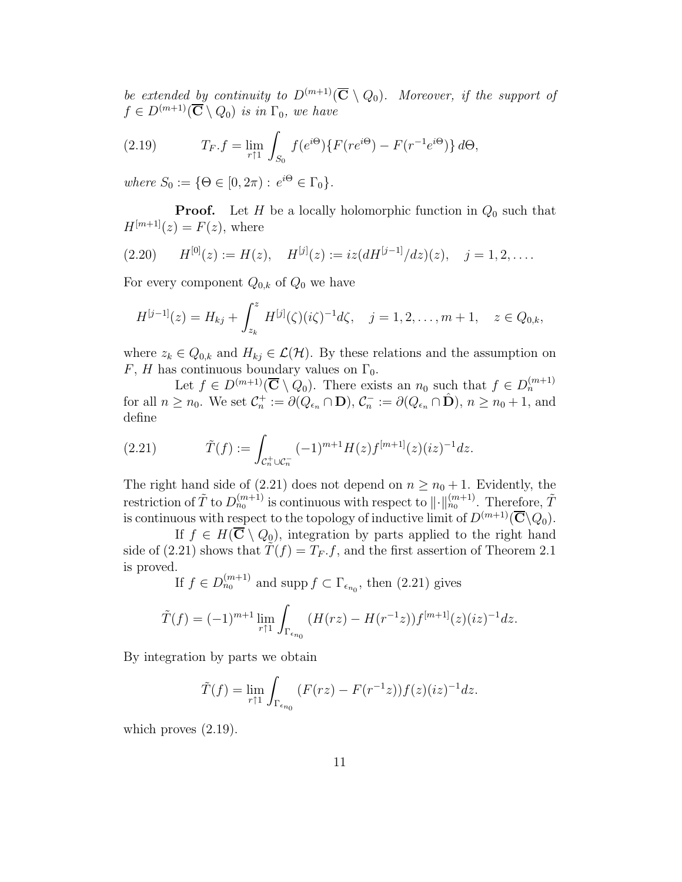*be extended by continuity to* $D^{(m+1)}(\overline{\mathbf{C}} \setminus Q_0)$*. Moreover, if the support of* $f \in D^{(m+1)}(\overline{\mathbf{C}} \setminus Q_0)$ *is in* $\Gamma_0$*, we have*

$$T_F.f = \lim_{r\uparrow 1} \int_{S_0} f(e^{i\Theta})\{F(re^{i\Theta}) - F(r^{-1}e^{i\Theta})\}\, d\Theta, \tag{2.19}$$

*where* $S_0 := \{\Theta \in [0, 2\pi) : e^{i\Theta} \in \Gamma_0\}$.

**Proof.** Let $H$ be a locally holomorphic function in $Q_0$ such that $H^{[m+1]}(z) = F(z)$, where

$$H^{[0]}(z) := H(z), \quad H^{[j]}(z) := iz(dH^{[j-1]}/dz)(z), \quad j = 1, 2, \ldots. \tag{2.20}$$

For every component $Q_{0,k}$ of $Q_0$ we have

$$H^{[j-1]}(z) = H_{kj} + \int_{z_k}^{z} H^{[j]}(\zeta)(i\zeta)^{-1} d\zeta, \quad j = 1, 2, \ldots, m+1, \quad z \in Q_{0,k},$$

where $z_k \in Q_{0,k}$ and $H_{kj} \in \mathcal{L}(\mathcal{H})$. By these relations and the assumption on $F$, $H$ has continuous boundary values on $\Gamma_0$.

Let $f \in D^{(m+1)}(\overline{\mathbf{C}} \setminus Q_0)$. There exists an $n_0$ such that $f \in D_n^{(m+1)}$ for all $n \geq n_0$. We set $\mathcal{C}_n^+ := \partial(Q_{\epsilon_n} \cap \mathbf{D})$, $\mathcal{C}_n^- := \partial(Q_{\epsilon_n} \cap \hat{\mathbf{D}})$, $n \geq n_0 + 1$, and define

$$\tilde{T}(f) := \int_{\mathcal{C}_n^+ \cup \mathcal{C}_n^-} (-1)^{m+1} H(z) f^{[m+1]}(z)(iz)^{-1} dz. \tag{2.21}$$

The right hand side of (2.21) does not depend on $n \geq n_0 + 1$. Evidently, the restriction of $\tilde{T}$ to $D_{n_0}^{(m+1)}$ is continuous with respect to $\|\cdot\|_{n_0}^{(m+1)}$. Therefore, $\tilde{T}$ is continuous with respect to the topology of inductive limit of $D^{(m+1)}(\overline{\mathbf{C}} \setminus Q_0)$.

If $f \in H(\overline{\mathbf{C}} \setminus Q_0)$, integration by parts applied to the right hand side of (2.21) shows that $\tilde{T}(f) = T_F.f$, and the first assertion of Theorem 2.1 is proved.

If $f \in D_{n_0}^{(m+1)}$ and $\operatorname{supp} f \subset \Gamma_{\epsilon_{n_0}}$, then (2.21) gives

$$\tilde{T}(f) = (-1)^{m+1} \lim_{r\uparrow 1} \int_{\Gamma_{\epsilon_{n_0}}} (H(rz) - H(r^{-1}z)) f^{[m+1]}(z)(iz)^{-1} dz.$$

By integration by parts we obtain

$$\tilde{T}(f) = \lim_{r\uparrow 1} \int_{\Gamma_{\epsilon_{n_0}}} (F(rz) - F(r^{-1}z)) f(z)(iz)^{-1} dz.$$

which proves (2.19).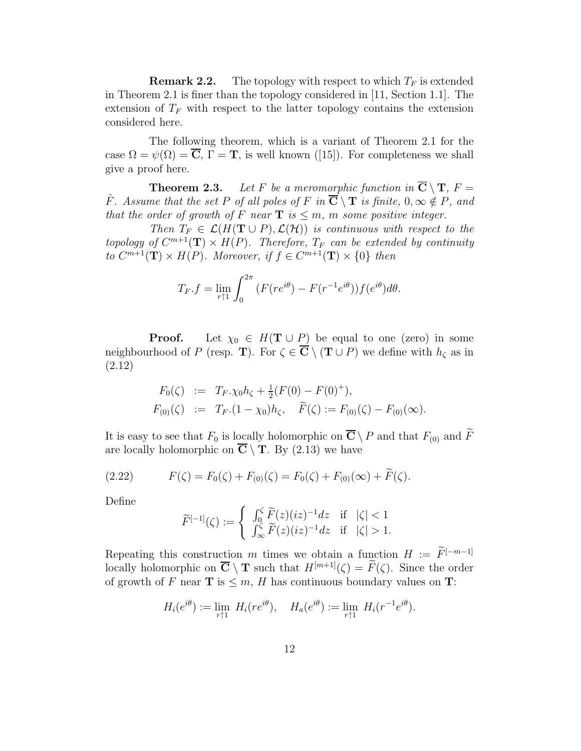**Remark 2.2.** The topology with respect to which $T_F$ is extended in Theorem 2.1 is finer than the topology considered in [11, Section 1.1]. The extension of $T_F$ with respect to the latter topology contains the extension considered here.

The following theorem, which is a variant of Theorem 2.1 for the case $\Omega = \psi(\Omega) = \overline{\mathbf{C}}$, $\Gamma = \mathbf{T}$, is well known ([15]). For completeness we shall give a proof here.

**Theorem 2.3.** *Let $F$ be a meromorphic function in $\overline{\mathbf{C}} \setminus \mathbf{T}$, $F = \hat{F}$. Assume that the set $P$ of all poles of $F$ in $\overline{\mathbf{C}} \setminus \mathbf{T}$ is finite, $0, \infty \notin P$, and that the order of growth of $F$ near $\mathbf{T}$ is $\leq m$, $m$ some positive integer.*

*Then $T_F \in \mathcal{L}(H(\mathbf{T} \cup P), \mathcal{L}(\mathcal{H}))$ is continuous with respect to the topology of $C^{m+1}(\mathbf{T}) \times H(P)$. Therefore, $T_F$ can be extended by continuity to $C^{m+1}(\mathbf{T}) \times H(P)$. Moreover, if $f \in C^{m+1}(\mathbf{T}) \times \{0\}$ then*

$$T_F.f = \lim_{r \uparrow 1} \int_0^{2\pi} (F(re^{i\theta}) - F(r^{-1}e^{i\theta}))f(e^{i\theta})d\theta.$$

**Proof.** Let $\chi_0 \in H(\mathbf{T} \cup P)$ be equal to one (zero) in some neighbourhood of $P$ (resp. $\mathbf{T}$). For $\zeta \in \overline{\mathbf{C}} \setminus (\mathbf{T} \cup P)$ we define with $h_\zeta$ as in (2.12)

$$\begin{aligned}
F_0(\zeta) &:= T_F.\chi_0 h_\zeta + \tfrac{1}{2}(F(0) - F(0)^+), \\
F_{(0)}(\zeta) &:= T_F.(1 - \chi_0)h_\zeta, \quad \widetilde{F}(\zeta) := F_{(0)}(\zeta) - F_{(0)}(\infty).
\end{aligned}$$

It is easy to see that $F_0$ is locally holomorphic on $\overline{\mathbf{C}} \setminus P$ and that $F_{(0)}$ and $\widetilde{F}$ are locally holomorphic on $\overline{\mathbf{C}} \setminus \mathbf{T}$. By (2.13) we have

$$F(\zeta) = F_0(\zeta) + F_{(0)}(\zeta) = F_0(\zeta) + F_{(0)}(\infty) + \widetilde{F}(\zeta). \tag{2.22}$$

Define

$$\widetilde{F}^{[-1]}(\zeta) := \begin{cases} \int_0^\zeta \widetilde{F}(z)(iz)^{-1}dz & \text{if} \quad |\zeta| < 1 \\ \int_\infty^\zeta \widetilde{F}(z)(iz)^{-1}dz & \text{if} \quad |\zeta| > 1. \end{cases}$$

Repeating this construction $m$ times we obtain a function $H := \widetilde{F}^{[-m-1]}$ locally holomorphic on $\overline{\mathbf{C}} \setminus \mathbf{T}$ such that $H^{[m+1]}(\zeta) = \widetilde{F}(\zeta)$. Since the order of growth of $F$ near $\mathbf{T}$ is $\leq m$, $H$ has continuous boundary values on $\mathbf{T}$:

$$H_i(e^{i\theta}) := \lim_{r \uparrow 1} H_i(re^{i\theta}), \quad H_a(e^{i\theta}) := \lim_{r \uparrow 1} H_i(r^{-1}e^{i\theta}).$$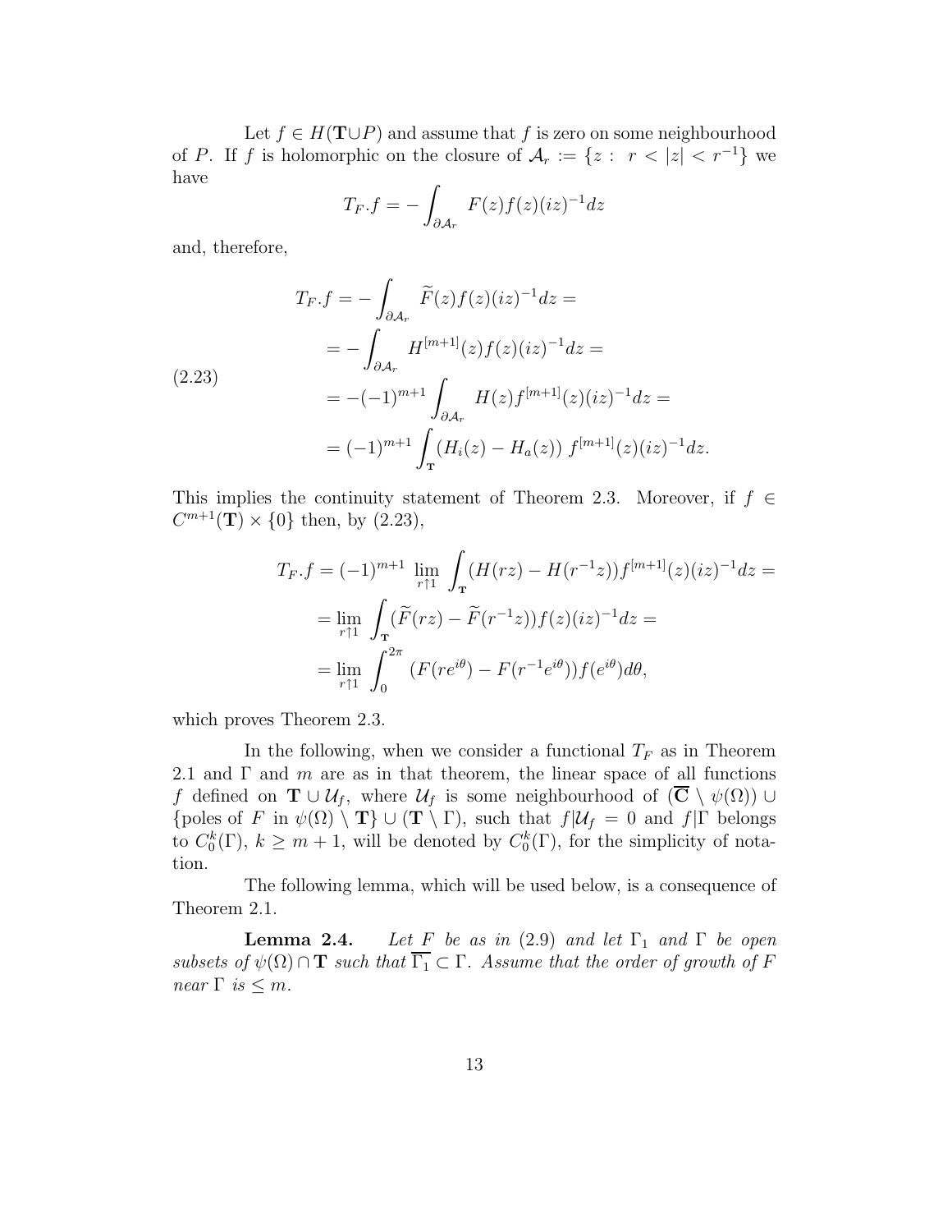Let $f \in H(\mathbf{T} \cup P)$ and assume that $f$ is zero on some neighbourhood of $P$. If $f$ is holomorphic on the closure of $\mathcal{A}_r := \{z : \; r < |z| < r^{-1}\}$ we have

$$T_F.f = -\int_{\partial \mathcal{A}_r} F(z)f(z)(iz)^{-1}dz$$

and, therefore,

$$\begin{aligned}
T_F.f &= -\int_{\partial \mathcal{A}_r} \widetilde{F}(z)f(z)(iz)^{-1}dz = \\
&= -\int_{\partial \mathcal{A}_r} H^{[m+1]}(z)f(z)(iz)^{-1}dz = \\
&= -(-1)^{m+1}\int_{\partial \mathcal{A}_r} H(z)f^{[m+1]}(z)(iz)^{-1}dz = \\
&= (-1)^{m+1}\int_{\mathbf{T}} (H_i(z) - H_a(z)) \; f^{[m+1]}(z)(iz)^{-1}dz.
\end{aligned} \tag{2.23}$$

This implies the continuity statement of Theorem 2.3. Moreover, if $f \in C^{m+1}(\mathbf{T}) \times \{0\}$ then, by (2.23),

$$\begin{aligned}
T_F.f &= (-1)^{m+1} \lim_{r \uparrow 1} \int_{\mathbf{T}} (H(rz) - H(r^{-1}z))f^{[m+1]}(z)(iz)^{-1}dz = \\
&= \lim_{r \uparrow 1} \int_{\mathbf{T}} (\widetilde{F}(rz) - \widetilde{F}(r^{-1}z))f(z)(iz)^{-1}dz = \\
&= \lim_{r \uparrow 1} \int_0^{2\pi} (F(re^{i\theta}) - F(r^{-1}e^{i\theta}))f(e^{i\theta})d\theta,
\end{aligned}$$

which proves Theorem 2.3.

In the following, when we consider a functional $T_F$ as in Theorem 2.1 and $\Gamma$ and $m$ are as in that theorem, the linear space of all functions $f$ defined on $\mathbf{T} \cup \mathcal{U}_f$, where $\mathcal{U}_f$ is some neighbourhood of $(\overline{\mathbf{C}} \setminus \psi(\Omega)) \cup \{\text{poles of } F \text{ in } \psi(\Omega) \setminus \mathbf{T}\} \cup (\mathbf{T} \setminus \Gamma)$, such that $f|\mathcal{U}_f = 0$ and $f|\Gamma$ belongs to $C_0^k(\Gamma)$, $k \geq m+1$, will be denoted by $C_0^k(\Gamma)$, for the simplicity of notation.

The following lemma, which will be used below, is a consequence of Theorem 2.1.

**Lemma 2.4.** *Let $F$ be as in* (2.9) *and let $\Gamma_1$ and $\Gamma$ be open subsets of $\psi(\Omega) \cap \mathbf{T}$ such that $\overline{\Gamma_1} \subset \Gamma$. Assume that the order of growth of $F$ near $\Gamma$ is $\leq m$.*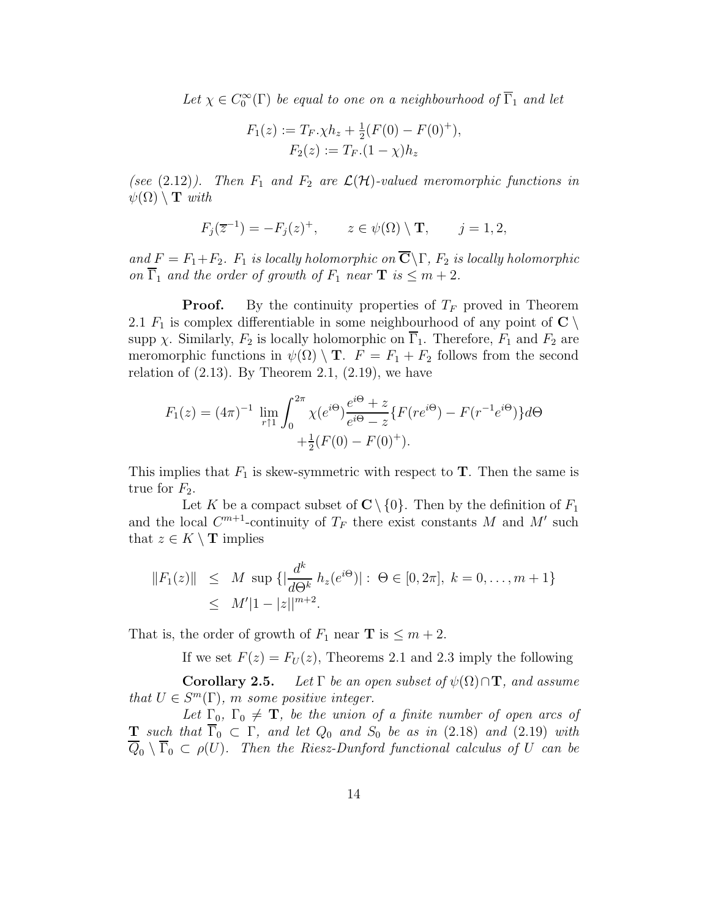*Let $\chi \in C_0^\infty(\Gamma)$ be equal to one on a neighbourhood of $\overline{\Gamma}_1$ and let*

$$F_1(z) := T_F.\chi h_z + \tfrac{1}{2}(F(0) - F(0)^+),$$
$$F_2(z) := T_F.(1-\chi)h_z$$

*(see (2.12)). Then $F_1$ and $F_2$ are $\mathcal{L}(\mathcal{H})$-valued meromorphic functions in $\psi(\Omega) \setminus \mathbf{T}$ with*

$$F_j(\overline{z}^{-1}) = -F_j(z)^+, \qquad z \in \psi(\Omega) \setminus \mathbf{T}, \qquad j = 1, 2,$$

*and $F = F_1 + F_2$. $F_1$ is locally holomorphic on $\overline{\mathbf{C}} \setminus \Gamma$, $F_2$ is locally holomorphic on $\overline{\Gamma}_1$ and the order of growth of $F_1$ near $\mathbf{T}$ is $\leq m+2$.*

**Proof.** By the continuity properties of $T_F$ proved in Theorem 2.1 $F_1$ is complex differentiable in some neighbourhood of any point of $\mathbf{C} \setminus \operatorname{supp} \chi$. Similarly, $F_2$ is locally holomorphic on $\overline{\Gamma}_1$. Therefore, $F_1$ and $F_2$ are meromorphic functions in $\psi(\Omega) \setminus \mathbf{T}$. $F = F_1 + F_2$ follows from the second relation of (2.13). By Theorem 2.1, (2.19), we have

$$F_1(z) = (4\pi)^{-1} \lim_{r \uparrow 1} \int_0^{2\pi} \chi(e^{i\Theta}) \frac{e^{i\Theta} + z}{e^{i\Theta} - z} \{F(re^{i\Theta}) - F(r^{-1}e^{i\Theta})\} d\Theta$$
$$+ \tfrac{1}{2}(F(0) - F(0)^+).$$

This implies that $F_1$ is skew-symmetric with respect to $\mathbf{T}$. Then the same is true for $F_2$.

Let $K$ be a compact subset of $\mathbf{C} \setminus \{0\}$. Then by the definition of $F_1$ and the local $C^{m+1}$-continuity of $T_F$ there exist constants $M$ and $M'$ such that $z \in K \setminus \mathbf{T}$ implies

$$\begin{aligned}
\|F_1(z)\| &\leq M \sup \{ |\frac{d^k}{d\Theta^k} h_z(e^{i\Theta})| : \Theta \in [0, 2\pi], \; k = 0, \ldots, m+1\} \\
&\leq M' |1 - |z||^{m+2}.
\end{aligned}$$

That is, the order of growth of $F_1$ near $\mathbf{T}$ is $\leq m+2$.

If we set $F(z) = F_U(z)$, Theorems 2.1 and 2.3 imply the following

**Corollary 2.5.** *Let $\Gamma$ be an open subset of $\psi(\Omega) \cap \mathbf{T}$, and assume that $U \in S^m(\Gamma)$, $m$ some positive integer.*

*Let $\Gamma_0$, $\Gamma_0 \neq \mathbf{T}$, be the union of a finite number of open arcs of $\mathbf{T}$ such that $\overline{\Gamma}_0 \subset \Gamma$, and let $Q_0$ and $S_0$ be as in (2.18) and (2.19) with $\overline{Q}_0 \setminus \overline{\Gamma}_0 \subset \rho(U)$. Then the Riesz-Dunford functional calculus of $U$ can be*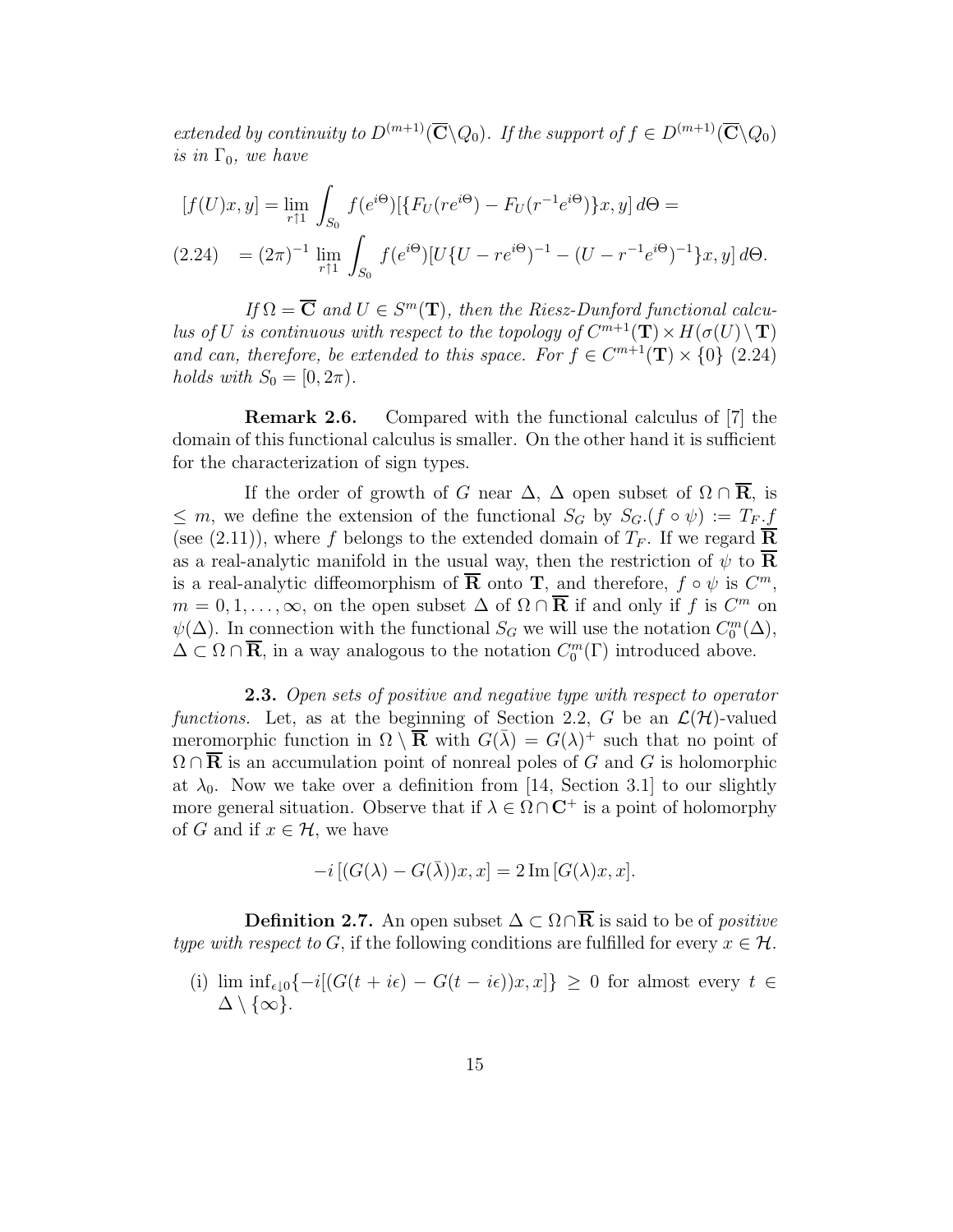*extended by continuity to $D^{(m+1)}(\overline{\mathbf{C}}\setminus Q_0)$. If the support of $f \in D^{(m+1)}(\overline{\mathbf{C}}\setminus Q_0)$ is in $\Gamma_0$, we have*

$$
\begin{aligned}
[f(U)x, y] &= \lim_{r\uparrow 1} \int_{S_0} f(e^{i\Theta})[\{F_U(re^{i\Theta}) - F_U(r^{-1}e^{i\Theta})\}x, y]\, d\Theta = \\
(2.24) \quad &= (2\pi)^{-1} \lim_{r\uparrow 1} \int_{S_0} f(e^{i\Theta})[U\{U - re^{i\Theta})^{-1} - (U - r^{-1}e^{i\Theta})^{-1}\}x, y]\, d\Theta.
\end{aligned}
$$

*If $\Omega = \overline{\mathbf{C}}$ and $U \in S^m(\mathbf{T})$, then the Riesz-Dunford functional calculus of $U$ is continuous with respect to the topology of $C^{m+1}(\mathbf{T}) \times H(\sigma(U) \setminus \mathbf{T})$ and can, therefore, be extended to this space. For $f \in C^{m+1}(\mathbf{T}) \times \{0\}$ (2.24) holds with $S_0 = [0, 2\pi)$.*

**Remark 2.6.** Compared with the functional calculus of [7] the domain of this functional calculus is smaller. On the other hand it is sufficient for the characterization of sign types.

If the order of growth of $G$ near $\Delta$, $\Delta$ open subset of $\Omega \cap \overline{\mathbf{R}}$, is $\leq m$, we define the extension of the functional $S_G$ by $S_G.(f \circ \psi) := T_F.f$ (see (2.11)), where $f$ belongs to the extended domain of $T_F$. If we regard $\overline{\mathbf{R}}$ as a real-analytic manifold in the usual way, then the restriction of $\psi$ to $\overline{\mathbf{R}}$ is a real-analytic diffeomorphism of $\overline{\mathbf{R}}$ onto $\mathbf{T}$, and therefore, $f \circ \psi$ is $C^m$, $m = 0, 1, \ldots, \infty$, on the open subset $\Delta$ of $\Omega \cap \overline{\mathbf{R}}$ if and only if $f$ is $C^m$ on $\psi(\Delta)$. In connection with the functional $S_G$ we will use the notation $C_0^m(\Delta)$, $\Delta \subset \Omega \cap \overline{\mathbf{R}}$, in a way analogous to the notation $C_0^m(\Gamma)$ introduced above.

**2.3.** *Open sets of positive and negative type with respect to operator functions.* Let, as at the beginning of Section 2.2, $G$ be an $\mathcal{L}(\mathcal{H})$-valued meromorphic function in $\Omega \setminus \overline{\mathbf{R}}$ with $G(\bar{\lambda}) = G(\lambda)^+$ such that no point of $\Omega \cap \overline{\mathbf{R}}$ is an accumulation point of nonreal poles of $G$ and $G$ is holomorphic at $\lambda_0$. Now we take over a definition from [14, Section 3.1] to our slightly more general situation. Observe that if $\lambda \in \Omega \cap \mathbf{C}^+$ is a point of holomorphy of $G$ and if $x \in \mathcal{H}$, we have

$$-i\,[(G(\lambda) - G(\bar{\lambda}))x, x] = 2\,\mathrm{Im}\,[G(\lambda)x, x].$$

**Definition 2.7.** An open subset $\Delta \subset \Omega \cap \overline{\mathbf{R}}$ is said to be of *positive type with respect to $G$*, if the following conditions are fulfilled for every $x \in \mathcal{H}$.

(i) $\liminf_{\epsilon\downarrow 0}\{-i[(G(t + i\epsilon) - G(t - i\epsilon))x, x]\} \geq 0$ for almost every $t \in \Delta \setminus \{\infty\}$.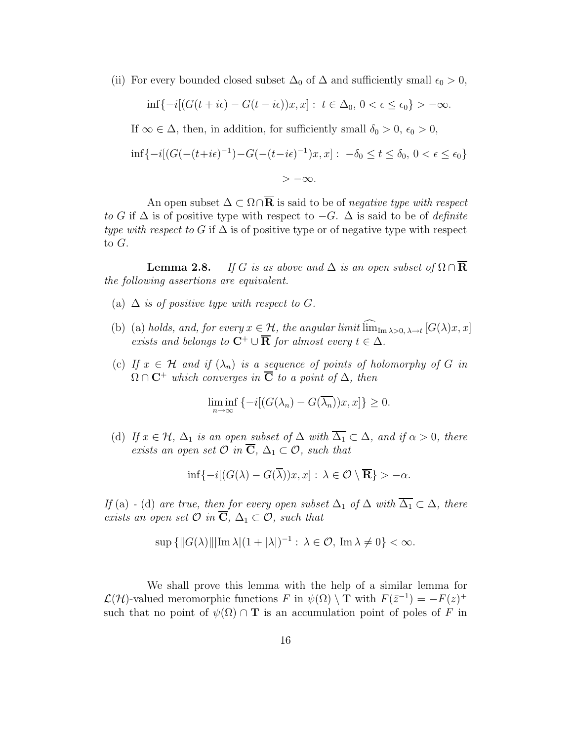(ii) For every bounded closed subset $\Delta_0$ of $\Delta$ and sufficiently small $\epsilon_0 > 0$,

$$\inf\{-i[(G(t+i\epsilon) - G(t-i\epsilon))x, x] : \ t \in \Delta_0, \ 0 < \epsilon \leq \epsilon_0\} > -\infty.$$

If $\infty \in \Delta$, then, in addition, for sufficiently small $\delta_0 > 0$, $\epsilon_0 > 0$,

$$\inf\{-i[(G(-(t+i\epsilon)^{-1}) - G(-(t-i\epsilon)^{-1})x, x] : \ -\delta_0 \leq t \leq \delta_0, \ 0 < \epsilon \leq \epsilon_0\} > -\infty.$$

An open subset $\Delta \subset \Omega \cap \overline{\mathbf{R}}$ is said to be of *negative type with respect to* $G$ if $\Delta$ is of positive type with respect to $-G$. $\Delta$ is said to be of *definite type with respect to* $G$ if $\Delta$ is of positive type or of negative type with respect to $G$.

**Lemma 2.8.** *If $G$ is as above and $\Delta$ is an open subset of $\Omega \cap \overline{\mathbf{R}}$ the following assertions are equivalent.*

(a) *$\Delta$ is of positive type with respect to $G$.*

(b) *(a) holds, and, for every $x \in \mathcal{H}$, the angular limit $\widehat{\lim}_{\operatorname{Im}\lambda > 0, \, \lambda \to t} [G(\lambda)x, x]$ exists and belongs to $\mathbf{C}^+ \cup \overline{\mathbf{R}}$ for almost every $t \in \Delta$.*

(c) *If $x \in \mathcal{H}$ and if $(\lambda_n)$ is a sequence of points of holomorphy of $G$ in $\Omega \cap \mathbf{C}^+$ which converges in $\overline{\mathbf{C}}$ to a point of $\Delta$, then*

$$\liminf_{n \to \infty} \{-i[(G(\lambda_n) - G(\overline{\lambda_n}))x, x]\} \geq 0.$$

(d) *If $x \in \mathcal{H}$, $\Delta_1$ is an open subset of $\Delta$ with $\overline{\Delta_1} \subset \Delta$, and if $\alpha > 0$, there exists an open set $\mathcal{O}$ in $\overline{\mathbf{C}}$, $\Delta_1 \subset \mathcal{O}$, such that*

$$\inf\{-i[(G(\lambda) - G(\overline{\lambda}))x, x] : \ \lambda \in \mathcal{O} \setminus \overline{\mathbf{R}}\} > -\alpha.$$

*If (a) - (d) are true, then for every open subset $\Delta_1$ of $\Delta$ with $\overline{\Delta_1} \subset \Delta$, there exists an open set $\mathcal{O}$ in $\overline{\mathbf{C}}$, $\Delta_1 \subset \mathcal{O}$, such that*

$$\sup\{\|G(\lambda)\| |\operatorname{Im}\lambda| (1 + |\lambda|)^{-1} : \ \lambda \in \mathcal{O}, \ \operatorname{Im}\lambda \neq 0\} < \infty.$$

We shall prove this lemma with the help of a similar lemma for $\mathcal{L}(\mathcal{H})$-valued meromorphic functions $F$ in $\psi(\Omega) \setminus \mathbf{T}$ with $F(\bar{z}^{-1}) = -F(z)^+$ such that no point of $\psi(\Omega) \cap \mathbf{T}$ is an accumulation point of poles of $F$ in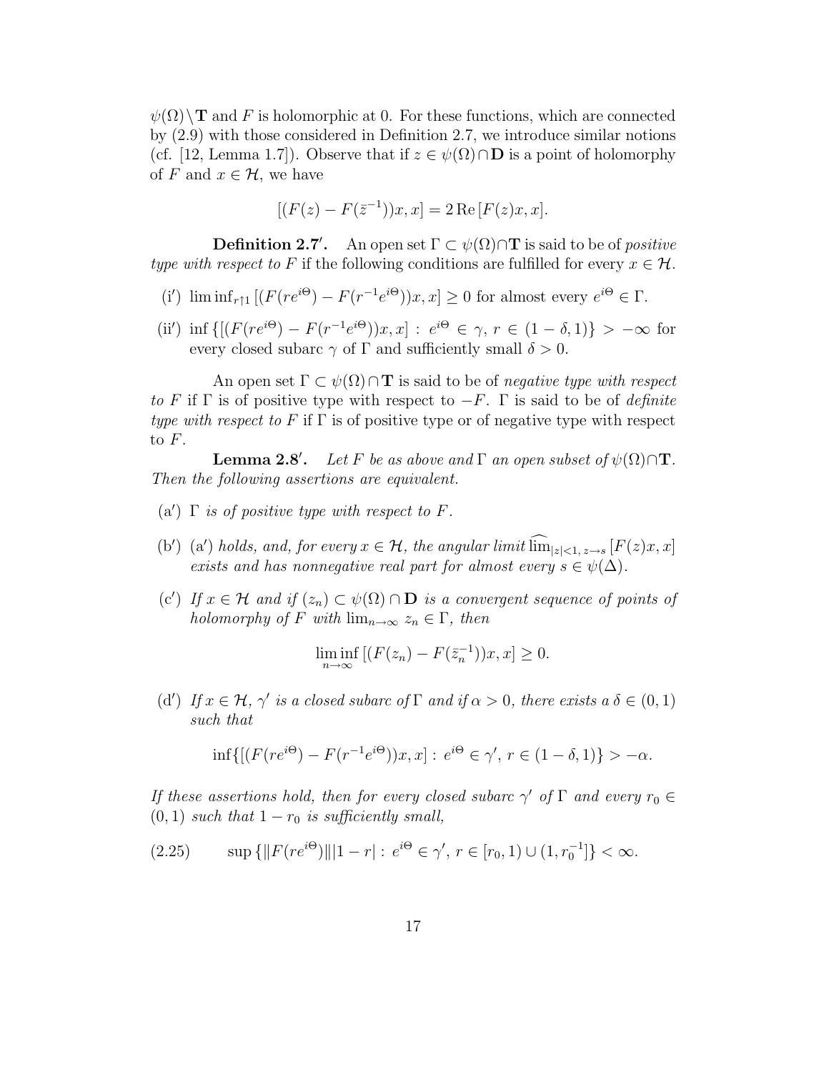$\psi(\Omega)\setminus\mathbf{T}$ and $F$ is holomorphic at 0. For these functions, which are connected by (2.9) with those considered in Definition 2.7, we introduce similar notions (cf. [12, Lemma 1.7]). Observe that if $z \in \psi(\Omega)\cap\mathbf{D}$ is a point of holomorphy of $F$ and $x \in \mathcal{H}$, we have

$$[(F(z) - F(\bar{z}^{-1}))x, x] = 2\,\mathrm{Re}\,[F(z)x, x].$$

**Definition 2.7′.** An open set $\Gamma \subset \psi(\Omega)\cap\mathbf{T}$ is said to be of *positive type with respect to* $F$ if the following conditions are fulfilled for every $x \in \mathcal{H}$.

(i′) $\liminf_{r\uparrow 1}\,[(F(re^{i\Theta}) - F(r^{-1}e^{i\Theta}))x, x] \geq 0$ for almost every $e^{i\Theta} \in \Gamma$.

(ii′) $\inf\{[(F(re^{i\Theta}) - F(r^{-1}e^{i\Theta}))x, x] : e^{i\Theta} \in \gamma,\ r \in (1-\delta, 1)\} > -\infty$ for every closed subarc $\gamma$ of $\Gamma$ and sufficiently small $\delta > 0$.

An open set $\Gamma \subset \psi(\Omega)\cap\mathbf{T}$ is said to be of *negative type with respect to* $F$ if $\Gamma$ is of positive type with respect to $-F$. $\Gamma$ is said to be of *definite type with respect to* $F$ if $\Gamma$ is of positive type or of negative type with respect to $F$.

**Lemma 2.8′.** *Let $F$ be as above and $\Gamma$ an open subset of $\psi(\Omega)\cap\mathbf{T}$. Then the following assertions are equivalent.*

(a′) *$\Gamma$ is of positive type with respect to $F$.*

(b′) *(a′) holds, and, for every $x \in \mathcal{H}$, the angular limit $\widehat{\lim}_{|z|<1,\, z\to s}\,[F(z)x, x]$ exists and has nonnegative real part for almost every $s \in \psi(\Delta)$.*

(c′) *If $x \in \mathcal{H}$ and if $(z_n) \subset \psi(\Omega)\cap\mathbf{D}$ is a convergent sequence of points of holomorphy of $F$ with $\lim_{n\to\infty} z_n \in \Gamma$, then*

$$\liminf_{n\to\infty}\,[(F(z_n) - F(\bar{z}_n^{-1}))x, x] \geq 0.$$

(d′) *If $x \in \mathcal{H}$, $\gamma'$ is a closed subarc of $\Gamma$ and if $\alpha > 0$, there exists a $\delta \in (0,1)$ such that*

$$\inf\{[(F(re^{i\Theta}) - F(r^{-1}e^{i\Theta}))x, x] : e^{i\Theta} \in \gamma',\ r \in (1-\delta, 1)\} > -\alpha.$$

*If these assertions hold, then for every closed subarc $\gamma'$ of $\Gamma$ and every $r_0 \in (0,1)$ such that $1 - r_0$ is sufficiently small,*

$$\sup\{\|F(re^{i\Theta})\|\,|1-r| : e^{i\Theta} \in \gamma',\ r \in [r_0, 1)\cup(1, r_0^{-1}]\} < \infty. \tag{2.25}$$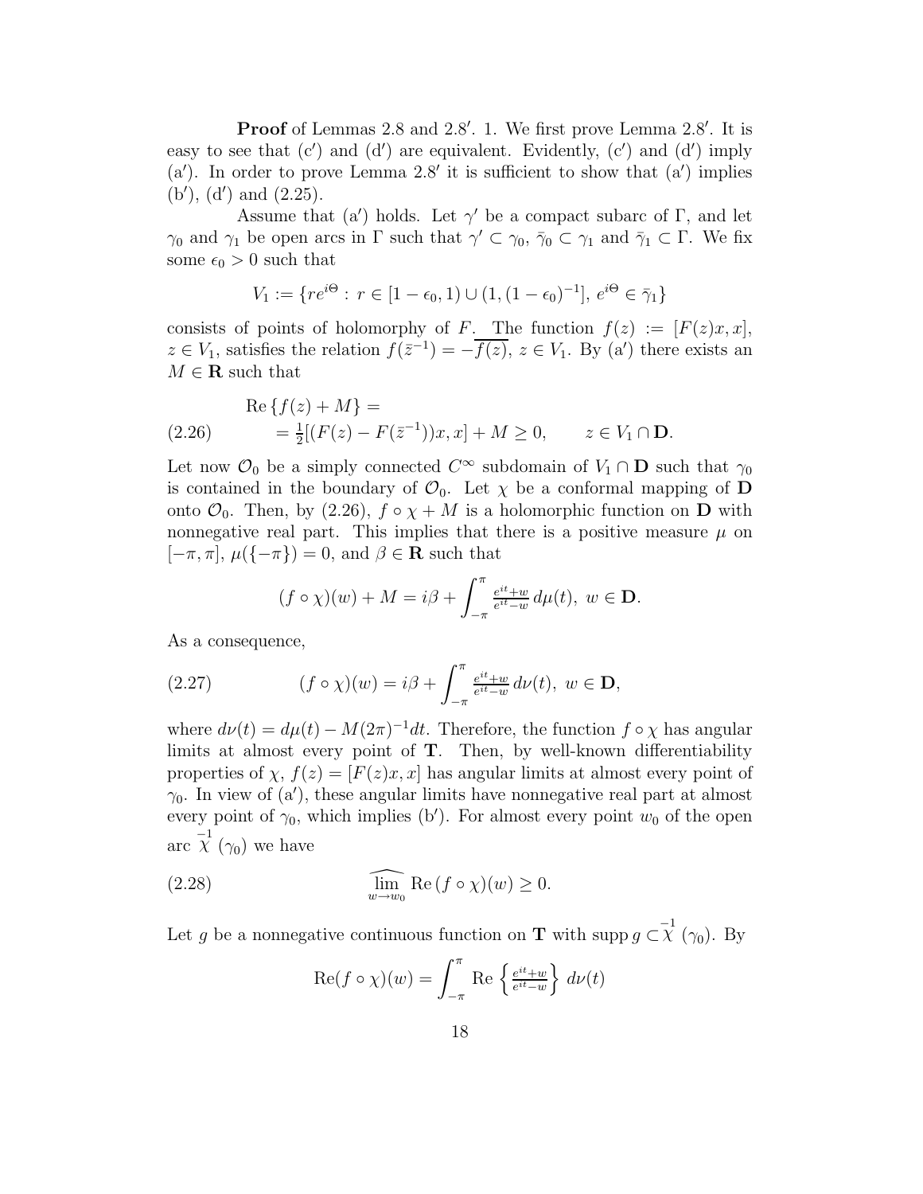**Proof** of Lemmas 2.8 and 2.8′. 1. We first prove Lemma 2.8′. It is easy to see that (c′) and (d′) are equivalent. Evidently, (c′) and (d′) imply (a′). In order to prove Lemma 2.8′ it is sufficient to show that (a′) implies (b′), (d′) and (2.25).

Assume that (a′) holds. Let $\gamma'$ be a compact subarc of $\Gamma$, and let $\gamma_0$ and $\gamma_1$ be open arcs in $\Gamma$ such that $\gamma' \subset \gamma_0$, $\bar{\gamma}_0 \subset \gamma_1$ and $\bar{\gamma}_1 \subset \Gamma$. We fix some $\epsilon_0 > 0$ such that

$$V_1 := \{re^{i\Theta} : r \in [1-\epsilon_0, 1) \cup (1, (1-\epsilon_0)^{-1}],\ e^{i\Theta} \in \bar{\gamma}_1\}$$

consists of points of holomorphy of $F$. The function $f(z) := [F(z)x, x]$, $z \in V_1$, satisfies the relation $f(\bar{z}^{-1}) = -\overline{f(z)}$, $z \in V_1$. By (a′) there exists an $M \in \mathbf{R}$ such that

$$\begin{aligned} &\mathrm{Re}\,\{f(z) + M\} = \\ &= \tfrac{1}{2}[(F(z) - F(\bar{z}^{-1}))x, x] + M \geq 0, \qquad z \in V_1 \cap \mathbf{D}. \end{aligned} \tag{2.26}$$

Let now $\mathcal{O}_0$ be a simply connected $C^\infty$ subdomain of $V_1 \cap \mathbf{D}$ such that $\gamma_0$ is contained in the boundary of $\mathcal{O}_0$. Let $\chi$ be a conformal mapping of $\mathbf{D}$ onto $\mathcal{O}_0$. Then, by (2.26), $f \circ \chi + M$ is a holomorphic function on $\mathbf{D}$ with nonnegative real part. This implies that there is a positive measure $\mu$ on $[-\pi, \pi]$, $\mu(\{-\pi\}) = 0$, and $\beta \in \mathbf{R}$ such that

$$(f \circ \chi)(w) + M = i\beta + \int_{-\pi}^{\pi} \tfrac{e^{it}+w}{e^{it}-w}\, d\mu(t),\ w \in \mathbf{D}.$$

As a consequence,

$$(f \circ \chi)(w) = i\beta + \int_{-\pi}^{\pi} \tfrac{e^{it}+w}{e^{it}-w}\, d\nu(t),\ w \in \mathbf{D}, \tag{2.27}$$

where $d\nu(t) = d\mu(t) - M(2\pi)^{-1}dt$. Therefore, the function $f \circ \chi$ has angular limits at almost every point of $\mathbf{T}$. Then, by well-known differentiability properties of $\chi$, $f(z) = [F(z)x, x]$ has angular limits at almost every point of $\gamma_0$. In view of (a′), these angular limits have nonnegative real part at almost every point of $\gamma_0$, which implies (b′). For almost every point $w_0$ of the open arc $\overset{-1}{\chi}(\gamma_0)$ we have

$$\widehat{\lim_{w \to w_0}}\, \mathrm{Re}\,(f \circ \chi)(w) \geq 0. \tag{2.28}$$

Let $g$ be a nonnegative continuous function on $\mathbf{T}$ with $\mathrm{supp}\, g \subset \overset{-1}{\chi}(\gamma_0)$. By

$$\mathrm{Re}(f \circ \chi)(w) = \int_{-\pi}^{\pi} \mathrm{Re}\,\left\{\tfrac{e^{it}+w}{e^{it}-w}\right\}\, d\nu(t)$$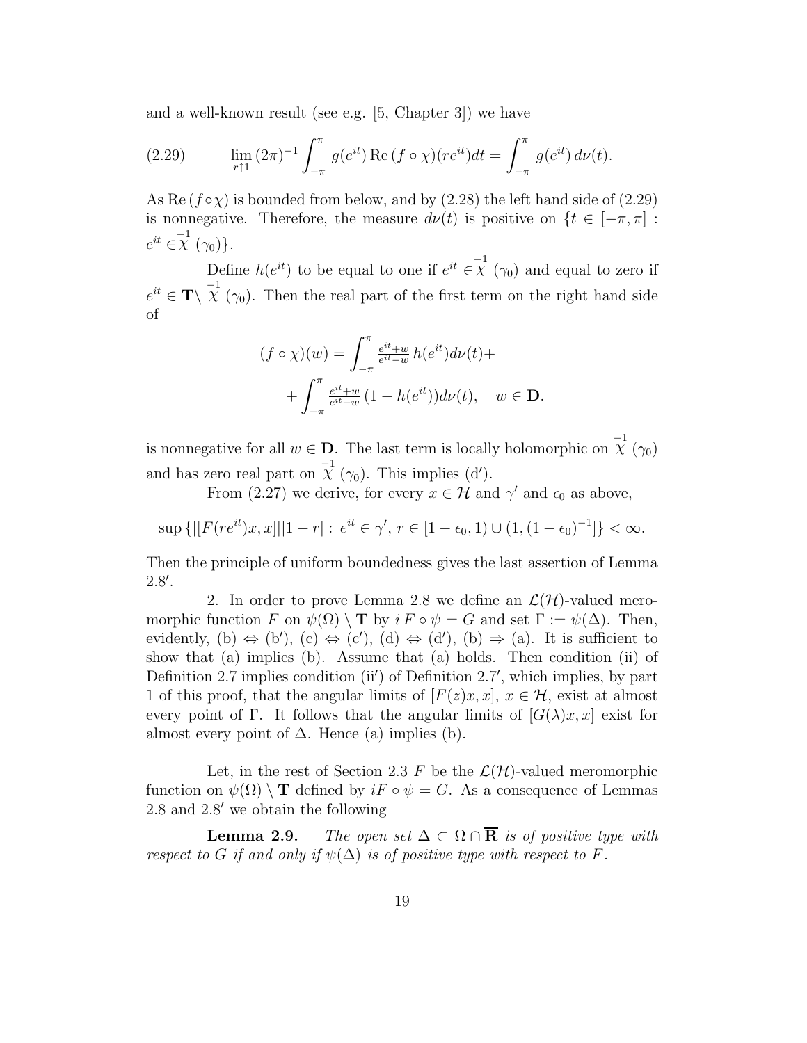and a well-known result (see e.g. [5, Chapter 3]) we have

$$\lim_{r\uparrow 1} (2\pi)^{-1} \int_{-\pi}^{\pi} g(e^{it}) \operatorname{Re}(f\circ\chi)(re^{it})dt = \int_{-\pi}^{\pi} g(e^{it})\, d\nu(t). \tag{2.29}$$

As $\operatorname{Re}(f\circ\chi)$ is bounded from below, and by (2.28) the left hand side of (2.29) is nonnegative. Therefore, the measure $d\nu(t)$ is positive on $\{t \in [-\pi, \pi] : e^{it} \in \overset{-1}{\chi}(\gamma_0)\}$.

Define $h(e^{it})$ to be equal to one if $e^{it} \in \overset{-1}{\chi}(\gamma_0)$ and equal to zero if $e^{it} \in \mathbf{T}\setminus \overset{-1}{\chi}(\gamma_0)$. Then the real part of the first term on the right hand side of

$$(f\circ\chi)(w) = \int_{-\pi}^{\pi} \tfrac{e^{it}+w}{e^{it}-w}\, h(e^{it})d\nu(t) + \\ + \int_{-\pi}^{\pi} \tfrac{e^{it}+w}{e^{it}-w}\,(1-h(e^{it}))d\nu(t), \quad w\in \mathbf{D}.$$

is nonnegative for all $w \in \mathbf{D}$. The last term is locally holomorphic on $\overset{-1}{\chi}(\gamma_0)$ and has zero real part on $\overset{-1}{\chi}(\gamma_0)$. This implies (d$'$).

From (2.27) we derive, for every $x \in \mathcal{H}$ and $\gamma'$ and $\epsilon_0$ as above,

$$\sup\{|[F(re^{it})x, x]||1-r| : e^{it} \in \gamma',\, r \in [1-\epsilon_0, 1) \cup (1, (1-\epsilon_0)^{-1}]\} < \infty.$$

Then the principle of uniform boundedness gives the last assertion of Lemma 2.8$'$.

2. In order to prove Lemma 2.8 we define an $\mathcal{L}(\mathcal{H})$-valued meromorphic function $F$ on $\psi(\Omega)\setminus \mathbf{T}$ by $i\, F\circ\psi = G$ and set $\Gamma := \psi(\Delta)$. Then, evidently, (b) $\Leftrightarrow$ (b$'$), (c) $\Leftrightarrow$ (c$'$), (d) $\Leftrightarrow$ (d$'$), (b) $\Rightarrow$ (a). It is sufficient to show that (a) implies (b). Assume that (a) holds. Then condition (ii) of Definition 2.7 implies condition (ii$'$) of Definition 2.7$'$, which implies, by part 1 of this proof, that the angular limits of $[F(z)x, x]$, $x \in \mathcal{H}$, exist at almost every point of $\Gamma$. It follows that the angular limits of $[G(\lambda)x, x]$ exist for almost every point of $\Delta$. Hence (a) implies (b).

Let, in the rest of Section 2.3 $F$ be the $\mathcal{L}(\mathcal{H})$-valued meromorphic function on $\psi(\Omega)\setminus\mathbf{T}$ defined by $iF\circ\psi = G$. As a consequence of Lemmas 2.8 and 2.8$'$ we obtain the following

**Lemma 2.9.** *The open set $\Delta \subset \Omega\cap\overline{\mathbf{R}}$ is of positive type with respect to $G$ if and only if $\psi(\Delta)$ is of positive type with respect to $F$.*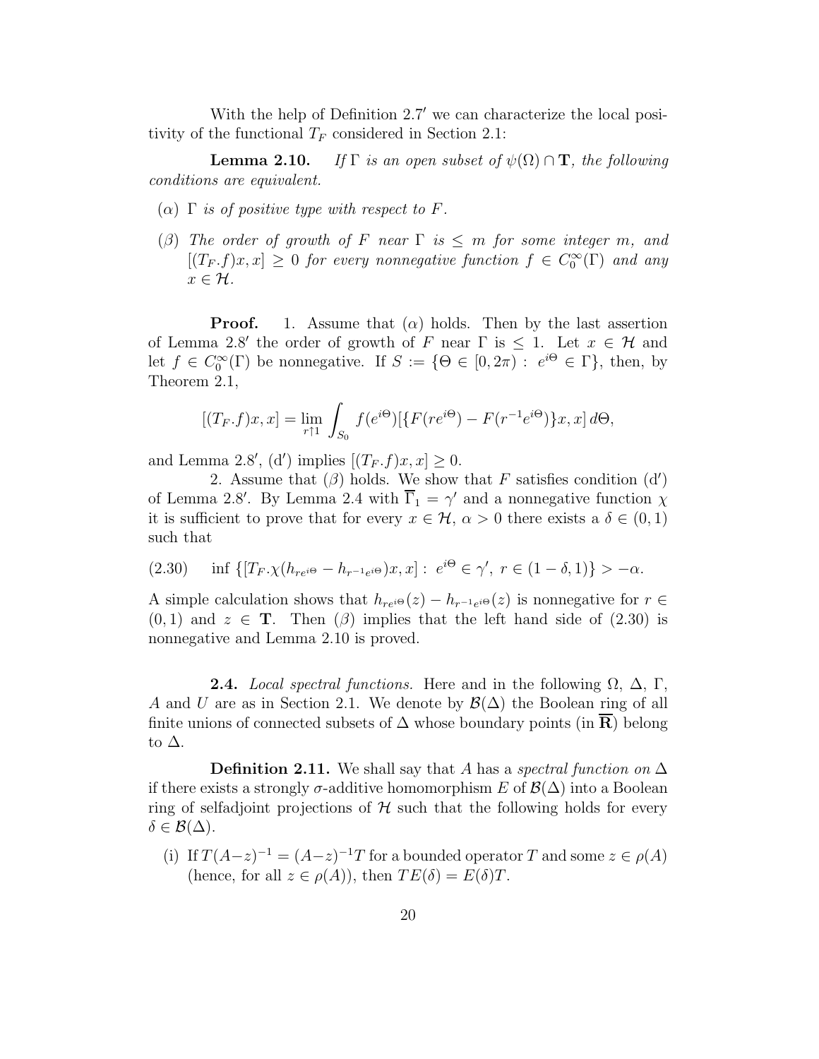With the help of Definition 2.7′ we can characterize the local positivity of the functional $T_F$ considered in Section 2.1:

**Lemma 2.10.** *If $\Gamma$ is an open subset of $\psi(\Omega) \cap \mathbf{T}$, the following conditions are equivalent.*

($\alpha$) *$\Gamma$ is of positive type with respect to $F$.*

($\beta$) *The order of growth of $F$ near $\Gamma$ is $\leq m$ for some integer $m$, and $[(T_F.f)x, x] \geq 0$ for every nonnegative function $f \in C_0^\infty(\Gamma)$ and any $x \in \mathcal{H}$.*

**Proof.** 1. Assume that ($\alpha$) holds. Then by the last assertion of Lemma 2.8′ the order of growth of $F$ near $\Gamma$ is $\leq 1$. Let $x \in \mathcal{H}$ and let $f \in C_0^\infty(\Gamma)$ be nonnegative. If $S := \{\Theta \in [0, 2\pi) : e^{i\Theta} \in \Gamma\}$, then, by Theorem 2.1,

$$[(T_F.f)x, x] = \lim_{r \uparrow 1} \int_{S_0} f(e^{i\Theta})[\{F(re^{i\Theta}) - F(r^{-1}e^{i\Theta})\}x, x]\, d\Theta,$$

and Lemma 2.8′, (d′) implies $[(T_F.f)x, x] \geq 0$.

2. Assume that ($\beta$) holds. We show that $F$ satisfies condition (d′) of Lemma 2.8′. By Lemma 2.4 with $\overline{\Gamma}_1 = \gamma'$ and a nonnegative function $\chi$ it is sufficient to prove that for every $x \in \mathcal{H}$, $\alpha > 0$ there exists a $\delta \in (0, 1)$ such that

$$\inf\{[T_F.\chi(h_{re^{i\Theta}} - h_{r^{-1}e^{i\Theta}})x, x] : e^{i\Theta} \in \gamma',\ r \in (1 - \delta, 1)\} > -\alpha. \tag{2.30}$$

A simple calculation shows that $h_{re^{i\Theta}}(z) - h_{r^{-1}e^{i\Theta}}(z)$ is nonnegative for $r \in (0, 1)$ and $z \in \mathbf{T}$. Then ($\beta$) implies that the left hand side of (2.30) is nonnegative and Lemma 2.10 is proved.

**2.4.** *Local spectral functions.* Here and in the following $\Omega$, $\Delta$, $\Gamma$, $A$ and $U$ are as in Section 2.1. We denote by $\mathcal{B}(\Delta)$ the Boolean ring of all finite unions of connected subsets of $\Delta$ whose boundary points (in $\overline{\mathbf{R}}$) belong to $\Delta$.

**Definition 2.11.** We shall say that $A$ has a *spectral function on* $\Delta$ if there exists a strongly $\sigma$-additive homomorphism $E$ of $\mathcal{B}(\Delta)$ into a Boolean ring of selfadjoint projections of $\mathcal{H}$ such that the following holds for every $\delta \in \mathcal{B}(\Delta)$.

(i) If $T(A - z)^{-1} = (A - z)^{-1}T$ for a bounded operator $T$ and some $z \in \rho(A)$ (hence, for all $z \in \rho(A)$), then $TE(\delta) = E(\delta)T$.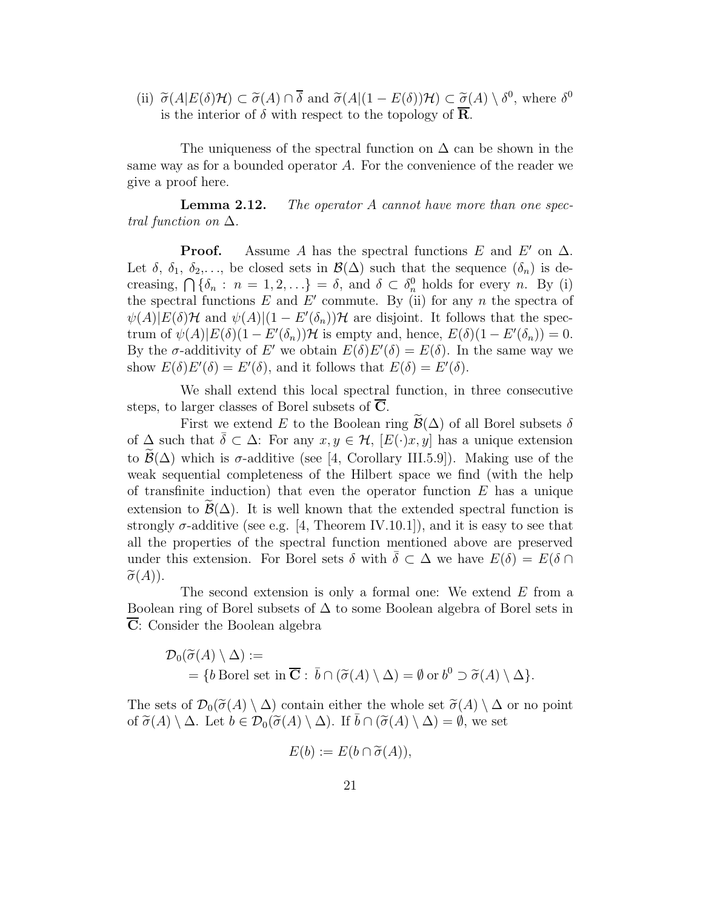(ii) $\widetilde{\sigma}(A|E(\delta)\mathcal{H}) \subset \widetilde{\sigma}(A) \cap \overline{\delta}$ and $\widetilde{\sigma}(A|(1-E(\delta))\mathcal{H}) \subset \widetilde{\sigma}(A) \setminus \delta^0$, where $\delta^0$ is the interior of $\delta$ with respect to the topology of $\overline{\mathbf{R}}$.

The uniqueness of the spectral function on $\Delta$ can be shown in the same way as for a bounded operator $A$. For the convenience of the reader we give a proof here.

**Lemma 2.12.** *The operator $A$ cannot have more than one spectral function on $\Delta$.*

**Proof.** Assume $A$ has the spectral functions $E$ and $E'$ on $\Delta$. Let $\delta$, $\delta_1$, $\delta_2$,..., be closed sets in $\mathcal{B}(\Delta)$ such that the sequence $(\delta_n)$ is decreasing, $\bigcap\{\delta_n : n = 1, 2, \ldots\} = \delta$, and $\delta \subset \delta_n^0$ holds for every $n$. By (i) the spectral functions $E$ and $E'$ commute. By (ii) for any $n$ the spectra of $\psi(A)|E(\delta)\mathcal{H}$ and $\psi(A)|(1-E'(\delta_n))\mathcal{H}$ are disjoint. It follows that the spectrum of $\psi(A)|E(\delta)(1-E'(\delta_n))\mathcal{H}$ is empty and, hence, $E(\delta)(1-E'(\delta_n)) = 0$. By the $\sigma$-additivity of $E'$ we obtain $E(\delta)E'(\delta) = E(\delta)$. In the same way we show $E(\delta)E'(\delta) = E'(\delta)$, and it follows that $E(\delta) = E'(\delta)$.

We shall extend this local spectral function, in three consecutive steps, to larger classes of Borel subsets of $\overline{\mathbf{C}}$.

First we extend $E$ to the Boolean ring $\widetilde{\mathcal{B}}(\Delta)$ of all Borel subsets $\delta$ of $\Delta$ such that $\bar{\delta} \subset \Delta$: For any $x, y \in \mathcal{H}$, $[E(\cdot)x, y]$ has a unique extension to $\widetilde{\mathcal{B}}(\Delta)$ which is $\sigma$-additive (see [4, Corollary III.5.9]). Making use of the weak sequential completeness of the Hilbert space we find (with the help of transfinite induction) that even the operator function $E$ has a unique extension to $\widetilde{\mathcal{B}}(\Delta)$. It is well known that the extended spectral function is strongly $\sigma$-additive (see e.g. [4, Theorem IV.10.1]), and it is easy to see that all the properties of the spectral function mentioned above are preserved under this extension. For Borel sets $\delta$ with $\bar{\delta} \subset \Delta$ we have $E(\delta) = E(\delta \cap \widetilde{\sigma}(A))$.

The second extension is only a formal one: We extend $E$ from a Boolean ring of Borel subsets of $\Delta$ to some Boolean algebra of Borel sets in $\overline{\mathbf{C}}$: Consider the Boolean algebra

$$\begin{aligned}\mathcal{D}_0(\widetilde{\sigma}(A) \setminus \Delta) &:= \\ &= \{b \text{ Borel set in } \overline{\mathbf{C}} : \bar{b} \cap (\widetilde{\sigma}(A) \setminus \Delta) = \emptyset \text{ or } b^0 \supset \widetilde{\sigma}(A) \setminus \Delta\}.\end{aligned}$$

The sets of $\mathcal{D}_0(\widetilde{\sigma}(A) \setminus \Delta)$ contain either the whole set $\widetilde{\sigma}(A) \setminus \Delta$ or no point of $\widetilde{\sigma}(A) \setminus \Delta$. Let $b \in \mathcal{D}_0(\widetilde{\sigma}(A) \setminus \Delta)$. If $\bar{b} \cap (\widetilde{\sigma}(A) \setminus \Delta) = \emptyset$, we set

$$E(b) := E(b \cap \widetilde{\sigma}(A)),$$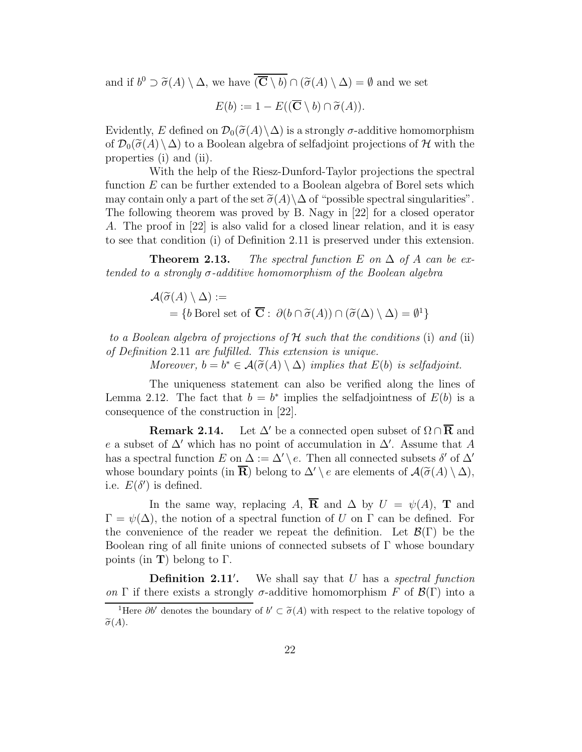and if $b^0 \supset \widetilde{\sigma}(A) \setminus \Delta$, we have $\overline{(\overline{\mathbf{C}} \setminus b)} \cap (\widetilde{\sigma}(A) \setminus \Delta) = \emptyset$ and we set

$$E(b) := 1 - E((\overline{\mathbf{C}} \setminus b) \cap \widetilde{\sigma}(A)).$$

Evidently, $E$ defined on $\mathcal{D}_0(\widetilde{\sigma}(A) \setminus \Delta)$ is a strongly $\sigma$-additive homomorphism of $\mathcal{D}_0(\widetilde{\sigma}(A) \setminus \Delta)$ to a Boolean algebra of selfadjoint projections of $\mathcal{H}$ with the properties (i) and (ii).

With the help of the Riesz-Dunford-Taylor projections the spectral function $E$ can be further extended to a Boolean algebra of Borel sets which may contain only a part of the set $\widetilde{\sigma}(A) \setminus \Delta$ of "possible spectral singularities". The following theorem was proved by B. Nagy in [22] for a closed operator $A$. The proof in [22] is also valid for a closed linear relation, and it is easy to see that condition (i) of Definition 2.11 is preserved under this extension.

**Theorem 2.13.** *The spectral function $E$ on $\Delta$ of $A$ can be extended to a strongly $\sigma$-additive homomorphism of the Boolean algebra*

$$\begin{aligned} &\mathcal{A}(\widetilde{\sigma}(A) \setminus \Delta) := \\ &\quad = \{b \text{ Borel set of } \overline{\mathbf{C}} : \partial(b \cap \widetilde{\sigma}(A)) \cap (\widetilde{\sigma}(\Delta) \setminus \Delta) = \emptyset^1\} \end{aligned}$$

*to a Boolean algebra of projections of $\mathcal{H}$ such that the conditions* (i) *and* (ii) *of Definition* 2.11 *are fulfilled. This extension is unique.*

*Moreover, $b = b^* \in \mathcal{A}(\widetilde{\sigma}(A) \setminus \Delta)$ implies that $E(b)$ is selfadjoint.*

The uniqueness statement can also be verified along the lines of Lemma 2.12. The fact that $b = b^*$ implies the selfadjointness of $E(b)$ is a consequence of the construction in [22].

**Remark 2.14.** Let $\Delta'$ be a connected open subset of $\Omega \cap \overline{\mathbf{R}}$ and $e$ a subset of $\Delta'$ which has no point of accumulation in $\Delta'$. Assume that $A$ has a spectral function $E$ on $\Delta := \Delta' \setminus e$. Then all connected subsets $\delta'$ of $\Delta'$ whose boundary points (in $\overline{\mathbf{R}}$) belong to $\Delta' \setminus e$ are elements of $\mathcal{A}(\widetilde{\sigma}(A) \setminus \Delta)$, i.e. $E(\delta')$ is defined.

In the same way, replacing $A$, $\overline{\mathbf{R}}$ and $\Delta$ by $U = \psi(A)$, $\mathbf{T}$ and $\Gamma = \psi(\Delta)$, the notion of a spectral function of $U$ on $\Gamma$ can be defined. For the convenience of the reader we repeat the definition. Let $\mathcal{B}(\Gamma)$ be the Boolean ring of all finite unions of connected subsets of $\Gamma$ whose boundary points (in $\mathbf{T}$) belong to $\Gamma$.

**Definition 2.11′.** We shall say that $U$ has a *spectral function on* $\Gamma$ if there exists a strongly $\sigma$-additive homomorphism $F$ of $\mathcal{B}(\Gamma)$ into a

[1] Here $\partial b'$ denotes the boundary of $b' \subset \widetilde{\sigma}(A)$ with respect to the relative topology of $\widetilde{\sigma}(A)$.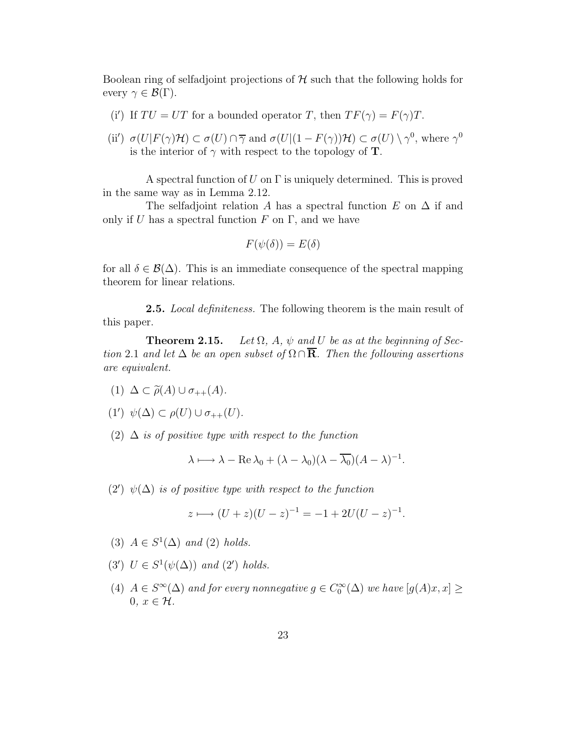Boolean ring of selfadjoint projections of $\mathcal{H}$ such that the following holds for every $\gamma \in \mathcal{B}(\Gamma)$.

(i′) If $TU = UT$ for a bounded operator $T$, then $TF(\gamma) = F(\gamma)T$.

(ii′) $\sigma(U|F(\gamma)\mathcal{H}) \subset \sigma(U) \cap \overline{\gamma}$ and $\sigma(U|(1 - F(\gamma))\mathcal{H}) \subset \sigma(U) \setminus \gamma^0$, where $\gamma^0$ is the interior of $\gamma$ with respect to the topology of $\mathbf{T}$.

A spectral function of $U$ on $\Gamma$ is uniquely determined. This is proved in the same way as in Lemma 2.12.

The selfadjoint relation $A$ has a spectral function $E$ on $\Delta$ if and only if $U$ has a spectral function $F$ on $\Gamma$, and we have

$$F(\psi(\delta)) = E(\delta)$$

for all $\delta \in \mathcal{B}(\Delta)$. This is an immediate consequence of the spectral mapping theorem for linear relations.

**2.5.** *Local definiteness.* The following theorem is the main result of this paper.

**Theorem 2.15.** *Let $\Omega$, $A$, $\psi$ and $U$ be as at the beginning of Section* 2.1 *and let $\Delta$ be an open subset of $\Omega \cap \overline{\mathbf{R}}$. Then the following assertions are equivalent.*

(1) $\Delta \subset \widetilde{\rho}(A) \cup \sigma_{++}(A)$.

(1′) $\psi(\Delta) \subset \rho(U) \cup \sigma_{++}(U)$.

(2) *$\Delta$ is of positive type with respect to the function*

$$\lambda \longmapsto \lambda - \operatorname{Re}\lambda_0 + (\lambda - \lambda_0)(\lambda - \overline{\lambda_0})(A - \lambda)^{-1}.$$

(2′) *$\psi(\Delta)$ is of positive type with respect to the function*

$$z \longmapsto (U + z)(U - z)^{-1} = -1 + 2U(U - z)^{-1}.$$

(3) *$A \in S^1(\Delta)$ and (2) holds.*

(3′) *$U \in S^1(\psi(\Delta))$ and (2′) holds.*

(4) *$A \in S^\infty(\Delta)$ and for every nonnegative $g \in C_0^\infty(\Delta)$ we have $[g(A)x, x] \geq 0$, $x \in \mathcal{H}$.*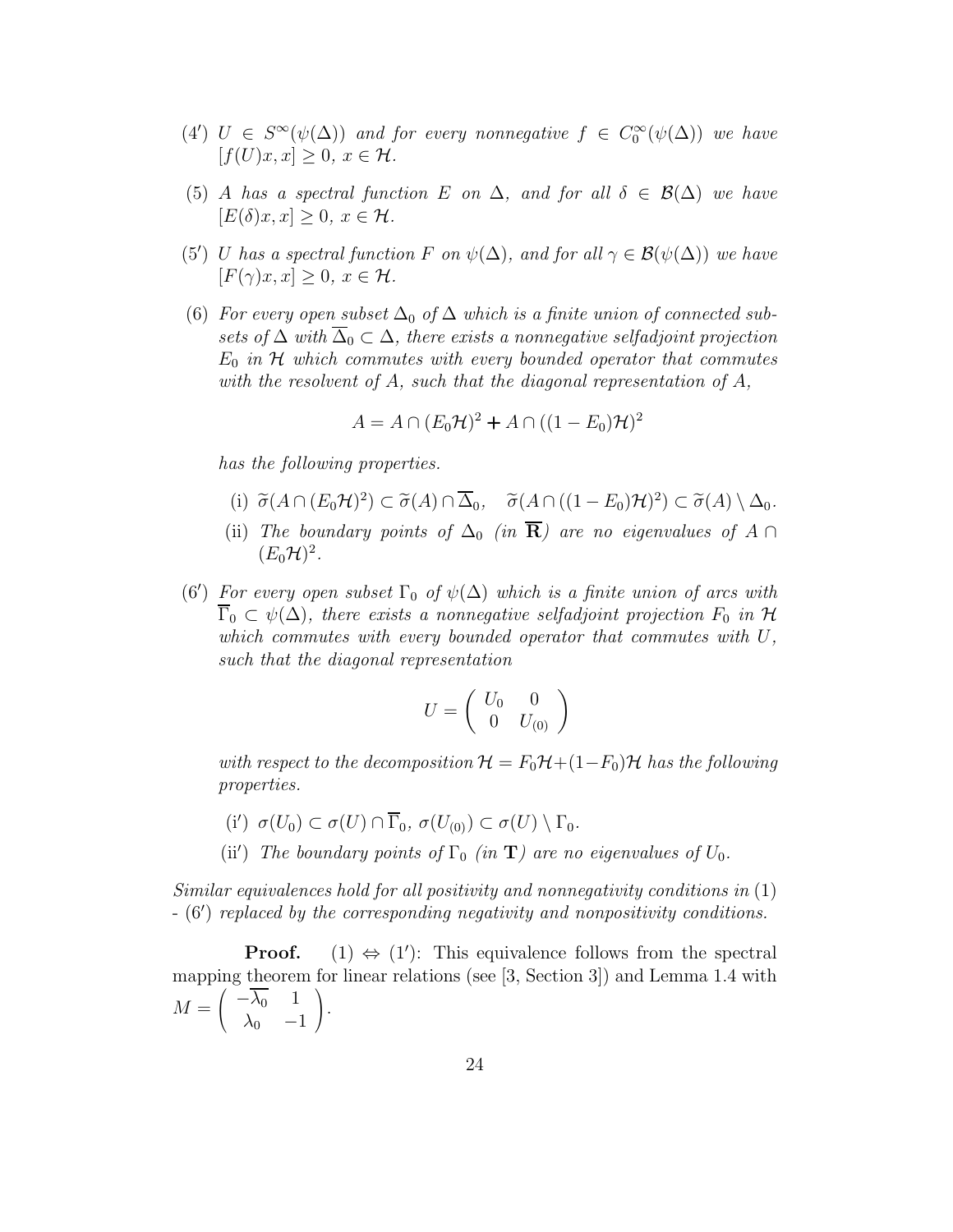(4′) $U \in S^\infty(\psi(\Delta))$ *and for every nonnegative* $f \in C_0^\infty(\psi(\Delta))$ *we have* $[f(U)x, x] \geq 0$, $x \in \mathcal{H}$.

(5) *$A$ has a spectral function $E$ on $\Delta$, and for all $\delta \in \mathcal{B}(\Delta)$ we have* $[E(\delta)x, x] \geq 0$, $x \in \mathcal{H}$.

(5′) *$U$ has a spectral function $F$ on $\psi(\Delta)$, and for all $\gamma \in \mathcal{B}(\psi(\Delta))$ we have* $[F(\gamma)x, x] \geq 0$, $x \in \mathcal{H}$.

(6) *For every open subset $\Delta_0$ of $\Delta$ which is a finite union of connected subsets of $\Delta$ with $\overline{\Delta}_0 \subset \Delta$, there exists a nonnegative selfadjoint projection $E_0$ in $\mathcal{H}$ which commutes with every bounded operator that commutes with the resolvent of $A$, such that the diagonal representation of $A$,*

$$A = A \cap (E_0\mathcal{H})^2 \dotplus A \cap ((1-E_0)\mathcal{H})^2$$

*has the following properties.*

(i) $\widetilde{\sigma}(A \cap (E_0\mathcal{H})^2) \subset \widetilde{\sigma}(A) \cap \overline{\Delta}_0, \quad \widetilde{\sigma}(A \cap ((1-E_0)\mathcal{H})^2) \subset \widetilde{\sigma}(A) \setminus \Delta_0.$

(ii) *The boundary points of $\Delta_0$ (in $\overline{\mathbf{R}}$) are no eigenvalues of $A \cap (E_0\mathcal{H})^2$.*

(6′) *For every open subset $\Gamma_0$ of $\psi(\Delta)$ which is a finite union of arcs with $\overline{\Gamma}_0 \subset \psi(\Delta)$, there exists a nonnegative selfadjoint projection $F_0$ in $\mathcal{H}$ which commutes with every bounded operator that commutes with $U$, such that the diagonal representation*

$$U = \begin{pmatrix} U_0 & 0 \\ 0 & U_{(0)} \end{pmatrix}$$

*with respect to the decomposition $\mathcal{H} = F_0\mathcal{H} \dotplus (1-F_0)\mathcal{H}$ has the following properties.*

(i′) $\sigma(U_0) \subset \sigma(U) \cap \overline{\Gamma}_0$, $\sigma(U_{(0)}) \subset \sigma(U) \setminus \Gamma_0$.

(ii′) *The boundary points of $\Gamma_0$ (in $\mathbf{T}$) are no eigenvalues of $U_0$.*

*Similar equivalences hold for all positivity and nonnegativity conditions in* (1) *-* (6′) *replaced by the corresponding negativity and nonpositivity conditions.*

**Proof.** (1) $\Leftrightarrow$ (1′): This equivalence follows from the spectral mapping theorem for linear relations (see [3, Section 3]) and Lemma 1.4 with $M = \begin{pmatrix} -\overline{\lambda_0} & 1 \\ \lambda_0 & -1 \end{pmatrix}$.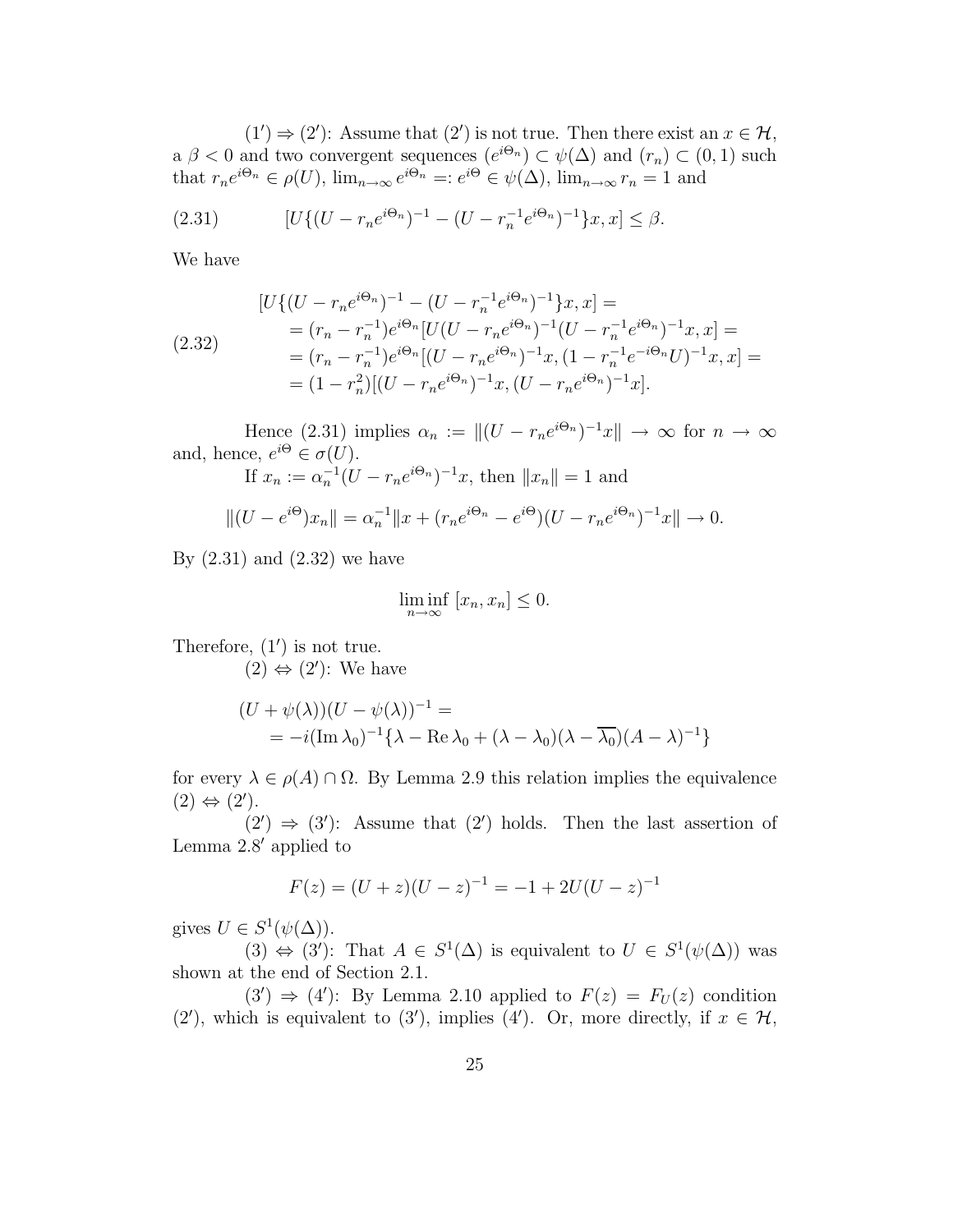$(1') \Rightarrow (2')$: Assume that $(2')$ is not true. Then there exist an $x \in \mathcal{H}$, a $\beta < 0$ and two convergent sequences $(e^{i\Theta_n}) \subset \psi(\Delta)$ and $(r_n) \subset (0,1)$ such that $r_n e^{i\Theta_n} \in \rho(U)$, $\lim_{n\to\infty} e^{i\Theta_n} =: e^{i\Theta} \in \psi(\Delta)$, $\lim_{n\to\infty} r_n = 1$ and

$$[U\{(U - r_n e^{i\Theta_n})^{-1} - (U - r_n^{-1} e^{i\Theta_n})^{-1}\}x, x] \leq \beta. \tag{2.31}$$

We have

$$\begin{aligned}
&[U\{(U - r_n e^{i\Theta_n})^{-1} - (U - r_n^{-1} e^{i\Theta_n})^{-1}\}x, x] = \\
&\quad = (r_n - r_n^{-1}) e^{i\Theta_n} [U(U - r_n e^{i\Theta_n})^{-1}(U - r_n^{-1} e^{i\Theta_n})^{-1} x, x] = \\
&\quad = (r_n - r_n^{-1}) e^{i\Theta_n} [(U - r_n e^{i\Theta_n})^{-1} x, (1 - r_n^{-1} e^{-i\Theta_n} U)^{-1} x, x] = \\
&\quad = (1 - r_n^2)[(U - r_n e^{i\Theta_n})^{-1} x, (U - r_n e^{i\Theta_n})^{-1} x].
\end{aligned} \tag{2.32}$$

Hence (2.31) implies $\alpha_n := \|(U - r_n e^{i\Theta_n})^{-1} x\| \to \infty$ for $n \to \infty$ and, hence, $e^{i\Theta} \in \sigma(U)$.

If $x_n := \alpha_n^{-1}(U - r_n e^{i\Theta_n})^{-1} x$, then $\|x_n\| = 1$ and

$$\|(U - e^{i\Theta})x_n\| = \alpha_n^{-1}\|x + (r_n e^{i\Theta_n} - e^{i\Theta})(U - r_n e^{i\Theta_n})^{-1} x\| \to 0.$$

By (2.31) and (2.32) we have

$$\liminf_{n\to\infty} \, [x_n, x_n] \leq 0.$$

Therefore, $(1')$ is not true.

$(2) \Leftrightarrow (2')$: We have

$$\begin{aligned}
&(U + \psi(\lambda))(U - \psi(\lambda))^{-1} = \\
&\quad = -i(\operatorname{Im} \lambda_0)^{-1}\{\lambda - \operatorname{Re} \lambda_0 + (\lambda - \lambda_0)(\lambda - \overline{\lambda_0})(A - \lambda)^{-1}\}
\end{aligned}$$

for every $\lambda \in \rho(A) \cap \Omega$. By Lemma 2.9 this relation implies the equivalence $(2) \Leftrightarrow (2')$.

$(2') \Rightarrow (3')$: Assume that $(2')$ holds. Then the last assertion of Lemma 2.8′ applied to

$$F(z) = (U + z)(U - z)^{-1} = -1 + 2U(U - z)^{-1}$$

gives $U \in S^1(\psi(\Delta))$.

$(3) \Leftrightarrow (3')$: That $A \in S^1(\Delta)$ is equivalent to $U \in S^1(\psi(\Delta))$ was shown at the end of Section 2.1.

$(3') \Rightarrow (4')$: By Lemma 2.10 applied to $F(z) = F_U(z)$ condition $(2')$, which is equivalent to $(3')$, implies $(4')$. Or, more directly, if $x \in \mathcal{H}$,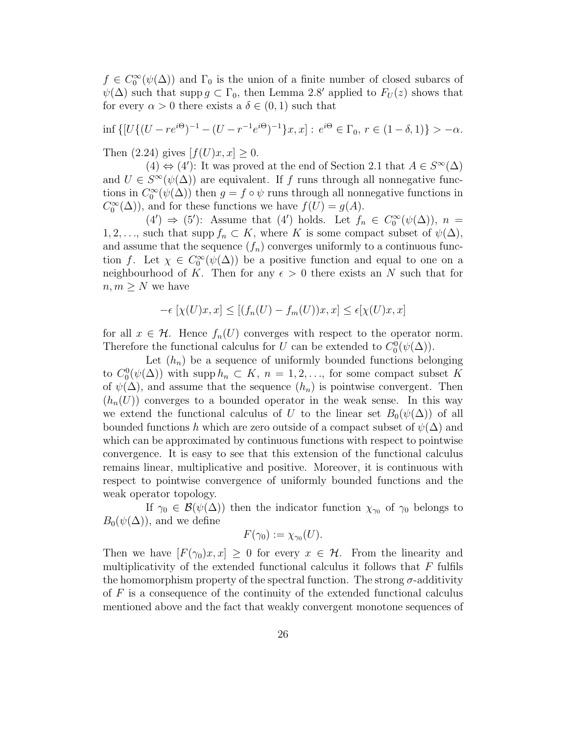$f \in C_0^\infty(\psi(\Delta))$ and $\Gamma_0$ is the union of a finite number of closed subarcs of $\psi(\Delta)$ such that $\operatorname{supp} g \subset \Gamma_0$, then Lemma 2.8′ applied to $F_U(z)$ shows that for every $\alpha > 0$ there exists a $\delta \in (0,1)$ such that

$$\inf \{[U\{(U - re^{i\Theta})^{-1} - (U - r^{-1}e^{i\Theta})^{-1}\}x, x] : \, e^{i\Theta} \in \Gamma_0, \, r \in (1-\delta, 1)\} > -\alpha.$$

Then (2.24) gives $[f(U)x, x] \geq 0$.

(4) $\Leftrightarrow$ (4′): It was proved at the end of Section 2.1 that $A \in S^\infty(\Delta)$ and $U \in S^\infty(\psi(\Delta))$ are equivalent. If $f$ runs through all nonnegative functions in $C_0^\infty(\psi(\Delta))$ then $g = f \circ \psi$ runs through all nonnegative functions in $C_0^\infty(\Delta))$, and for these functions we have $f(U) = g(A)$.

(4′) $\Rightarrow$ (5′): Assume that (4′) holds. Let $f_n \in C_0^\infty(\psi(\Delta))$, $n = 1, 2, \ldots$, such that $\operatorname{supp} f_n \subset K$, where $K$ is some compact subset of $\psi(\Delta)$, and assume that the sequence $(f_n)$ converges uniformly to a continuous function $f$. Let $\chi \in C_0^\infty(\psi(\Delta))$ be a positive function and equal to one on a neighbourhood of $K$. Then for any $\epsilon > 0$ there exists an $N$ such that for $n, m \geq N$ we have

$$-\epsilon \, [\chi(U)x, x] \leq [(f_n(U) - f_m(U))x, x] \leq \epsilon[\chi(U)x, x]$$

for all $x \in \mathcal{H}$. Hence $f_n(U)$ converges with respect to the operator norm. Therefore the functional calculus for $U$ can be extended to $C_0^0(\psi(\Delta))$.

Let $(h_n)$ be a sequence of uniformly bounded functions belonging to $C_0^0(\psi(\Delta))$ with $\operatorname{supp} h_n \subset K$, $n = 1, 2, \ldots$, for some compact subset $K$ of $\psi(\Delta)$, and assume that the sequence $(h_n)$ is pointwise convergent. Then $(h_n(U))$ converges to a bounded operator in the weak sense. In this way we extend the functional calculus of $U$ to the linear set $B_0(\psi(\Delta))$ of all bounded functions $h$ which are zero outside of a compact subset of $\psi(\Delta)$ and which can be approximated by continuous functions with respect to pointwise convergence. It is easy to see that this extension of the functional calculus remains linear, multiplicative and positive. Moreover, it is continuous with respect to pointwise convergence of uniformly bounded functions and the weak operator topology.

If $\gamma_0 \in \mathcal{B}(\psi(\Delta))$ then the indicator function $\chi_{\gamma_0}$ of $\gamma_0$ belongs to $B_0(\psi(\Delta))$, and we define

$$F(\gamma_0) := \chi_{\gamma_0}(U).$$

Then we have $[F(\gamma_0)x, x] \geq 0$ for every $x \in \mathcal{H}$. From the linearity and multiplicativity of the extended functional calculus it follows that $F$ fulfils the homomorphism property of the spectral function. The strong $\sigma$-additivity of $F$ is a consequence of the continuity of the extended functional calculus mentioned above and the fact that weakly convergent monotone sequences of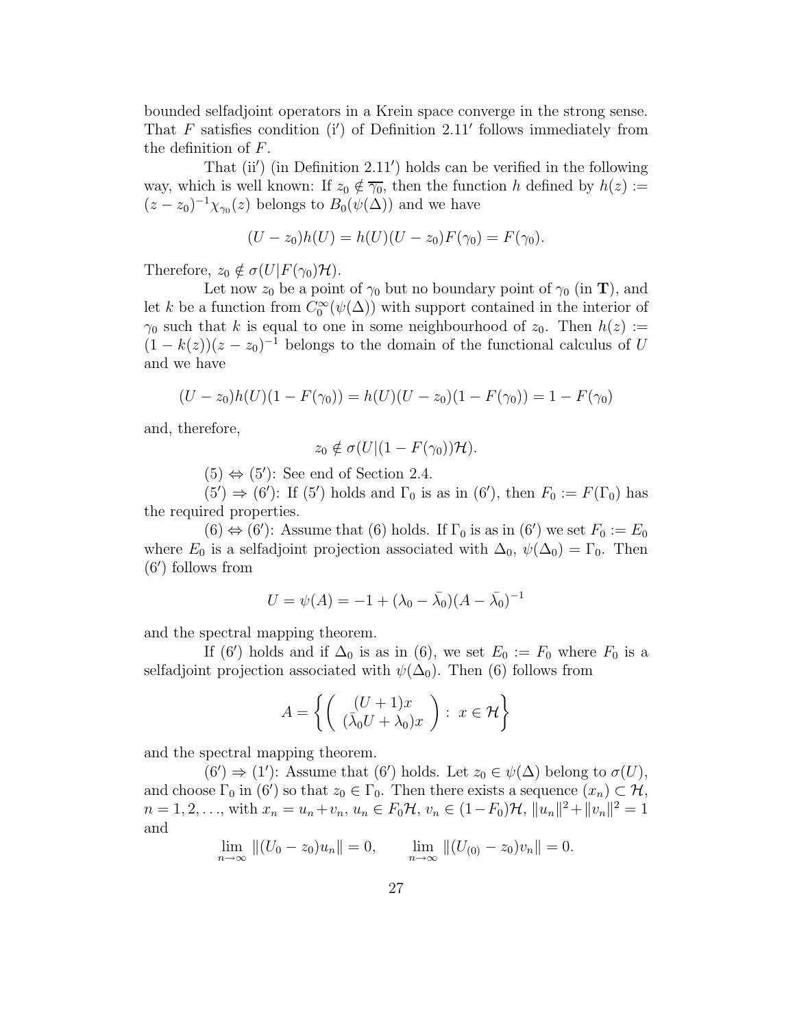bounded selfadjoint operators in a Krein space converge in the strong sense. That $F$ satisfies condition (i$'$) of Definition 2.11$'$ follows immediately from the definition of $F$.

That (ii$'$) (in Definition 2.11$'$) holds can be verified in the following way, which is well known: If $z_0 \notin \overline{\gamma_0}$, then the function $h$ defined by $h(z) := (z - z_0)^{-1}\chi_{\gamma_0}(z)$ belongs to $B_0(\psi(\Delta))$ and we have

$$(U - z_0)h(U) = h(U)(U - z_0)F(\gamma_0) = F(\gamma_0).$$

Therefore, $z_0 \notin \sigma(U|F(\gamma_0)\mathcal{H})$.

Let now $z_0$ be a point of $\gamma_0$ but no boundary point of $\gamma_0$ (in $\mathbf{T}$), and let $k$ be a function from $C_0^\infty(\psi(\Delta))$ with support contained in the interior of $\gamma_0$ such that $k$ is equal to one in some neighbourhood of $z_0$. Then $h(z) := (1 - k(z))(z - z_0)^{-1}$ belongs to the domain of the functional calculus of $U$ and we have

$$(U - z_0)h(U)(1 - F(\gamma_0)) = h(U)(U - z_0)(1 - F(\gamma_0)) = 1 - F(\gamma_0)$$

and, therefore,

$$z_0 \notin \sigma(U|(1 - F(\gamma_0))\mathcal{H}).$$

(5) $\Leftrightarrow$ (5$'$): See end of Section 2.4.

(5$'$) $\Rightarrow$ (6$'$): If (5$'$) holds and $\Gamma_0$ is as in (6$'$), then $F_0 := F(\Gamma_0)$ has the required properties.

(6) $\Leftrightarrow$ (6$'$): Assume that (6) holds. If $\Gamma_0$ is as in (6$'$) we set $F_0 := E_0$ where $E_0$ is a selfadjoint projection associated with $\Delta_0$, $\psi(\Delta_0) = \Gamma_0$. Then (6$'$) follows from

$$U = \psi(A) = -1 + (\lambda_0 - \bar{\lambda}_0)(A - \bar{\lambda}_0)^{-1}$$

and the spectral mapping theorem.

If (6$'$) holds and if $\Delta_0$ is as in (6), we set $E_0 := F_0$ where $F_0$ is a selfadjoint projection associated with $\psi(\Delta_0)$. Then (6) follows from

$$A = \left\{ \begin{pmatrix} (U+1)x \\ (\bar{\lambda}_0 U + \lambda_0)x \end{pmatrix} : \; x \in \mathcal{H} \right\}$$

and the spectral mapping theorem.

(6$'$) $\Rightarrow$ (1$'$): Assume that (6$'$) holds. Let $z_0 \in \psi(\Delta)$ belong to $\sigma(U)$, and choose $\Gamma_0$ in (6$'$) so that $z_0 \in \Gamma_0$. Then there exists a sequence $(x_n) \subset \mathcal{H}$, $n = 1, 2, \ldots$, with $x_n = u_n + v_n$, $u_n \in F_0\mathcal{H}$, $v_n \in (1 - F_0)\mathcal{H}$, $\|u_n\|^2 + \|v_n\|^2 = 1$ and

$$\lim_{n\to\infty} \|(U_0 - z_0)u_n\| = 0, \qquad \lim_{n\to\infty} \|(U_{(0)} - z_0)v_n\| = 0.$$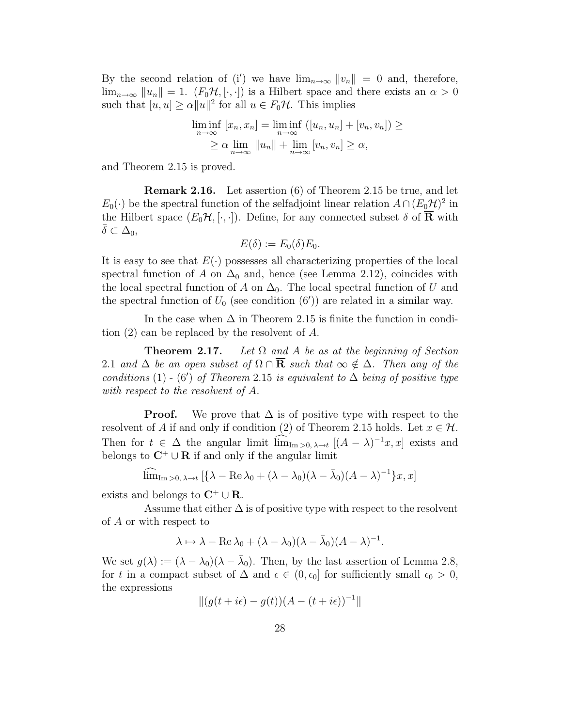By the second relation of (i′) we have $\lim_{n\to\infty} \|v_n\| = 0$ and, therefore, $\lim_{n\to\infty} \|u_n\| = 1$. $(F_0\mathcal{H}, [\cdot,\cdot])$ is a Hilbert space and there exists an $\alpha > 0$ such that $[u,u] \geq \alpha \|u\|^2$ for all $u \in F_0\mathcal{H}$. This implies

$$\liminf_{n\to\infty} [x_n, x_n] = \liminf_{n\to\infty} ([u_n, u_n] + [v_n, v_n]) \geq$$
$$\geq \alpha \lim_{n\to\infty} \|u_n\| + \lim_{n\to\infty} [v_n, v_n] \geq \alpha,$$

and Theorem 2.15 is proved.

**Remark 2.16.** Let assertion (6) of Theorem 2.15 be true, and let $E_0(\cdot)$ be the spectral function of the selfadjoint linear relation $A \cap (E_0\mathcal{H})^2$ in the Hilbert space $(E_0\mathcal{H}, [\cdot,\cdot])$. Define, for any connected subset $\delta$ of $\overline{\mathbf{R}}$ with $\bar{\delta} \subset \Delta_0$,

$$E(\delta) := E_0(\delta)E_0.$$

It is easy to see that $E(\cdot)$ possesses all characterizing properties of the local spectral function of $A$ on $\Delta_0$ and, hence (see Lemma 2.12), coincides with the local spectral function of $A$ on $\Delta_0$. The local spectral function of $U$ and the spectral function of $U_0$ (see condition (6′)) are related in a similar way.

In the case when $\Delta$ in Theorem 2.15 is finite the function in condition (2) can be replaced by the resolvent of $A$.

**Theorem 2.17.** *Let $\Omega$ and $A$ be as at the beginning of Section 2.1 and $\Delta$ be an open subset of $\Omega \cap \overline{\mathbf{R}}$ such that $\infty \notin \Delta$. Then any of the conditions* (1) - (6′) *of Theorem* 2.15 *is equivalent to $\Delta$ being of positive type with respect to the resolvent of $A$.*

**Proof.** We prove that $\Delta$ is of positive type with respect to the resolvent of $A$ if and only if condition (2) of Theorem 2.15 holds. Let $x \in \mathcal{H}$. Then for $t \in \Delta$ the angular limit $\widehat{\lim}_{\mathrm{Im}>0,\, \lambda\to t} [(A-\lambda)^{-1}x, x]$ exists and belongs to $\mathbf{C}^+ \cup \mathbf{R}$ if and only if the angular limit

$$\widehat{\lim}_{\mathrm{Im}>0,\, \lambda\to t} [\{\lambda - \mathrm{Re}\,\lambda_0 + (\lambda - \lambda_0)(\lambda - \bar{\lambda}_0)(A-\lambda)^{-1}\}x, x]$$

exists and belongs to $\mathbf{C}^+ \cup \mathbf{R}$.

Assume that either $\Delta$ is of positive type with respect to the resolvent of $A$ or with respect to

$$\lambda \mapsto \lambda - \mathrm{Re}\,\lambda_0 + (\lambda - \lambda_0)(\lambda - \bar{\lambda}_0)(A-\lambda)^{-1}.$$

We set $g(\lambda) := (\lambda - \lambda_0)(\lambda - \bar{\lambda}_0)$. Then, by the last assertion of Lemma 2.8, for $t$ in a compact subset of $\Delta$ and $\epsilon \in (0, \epsilon_0]$ for sufficiently small $\epsilon_0 > 0$, the expressions

$$\|(g(t+i\epsilon) - g(t))(A - (t+i\epsilon))^{-1}\|$$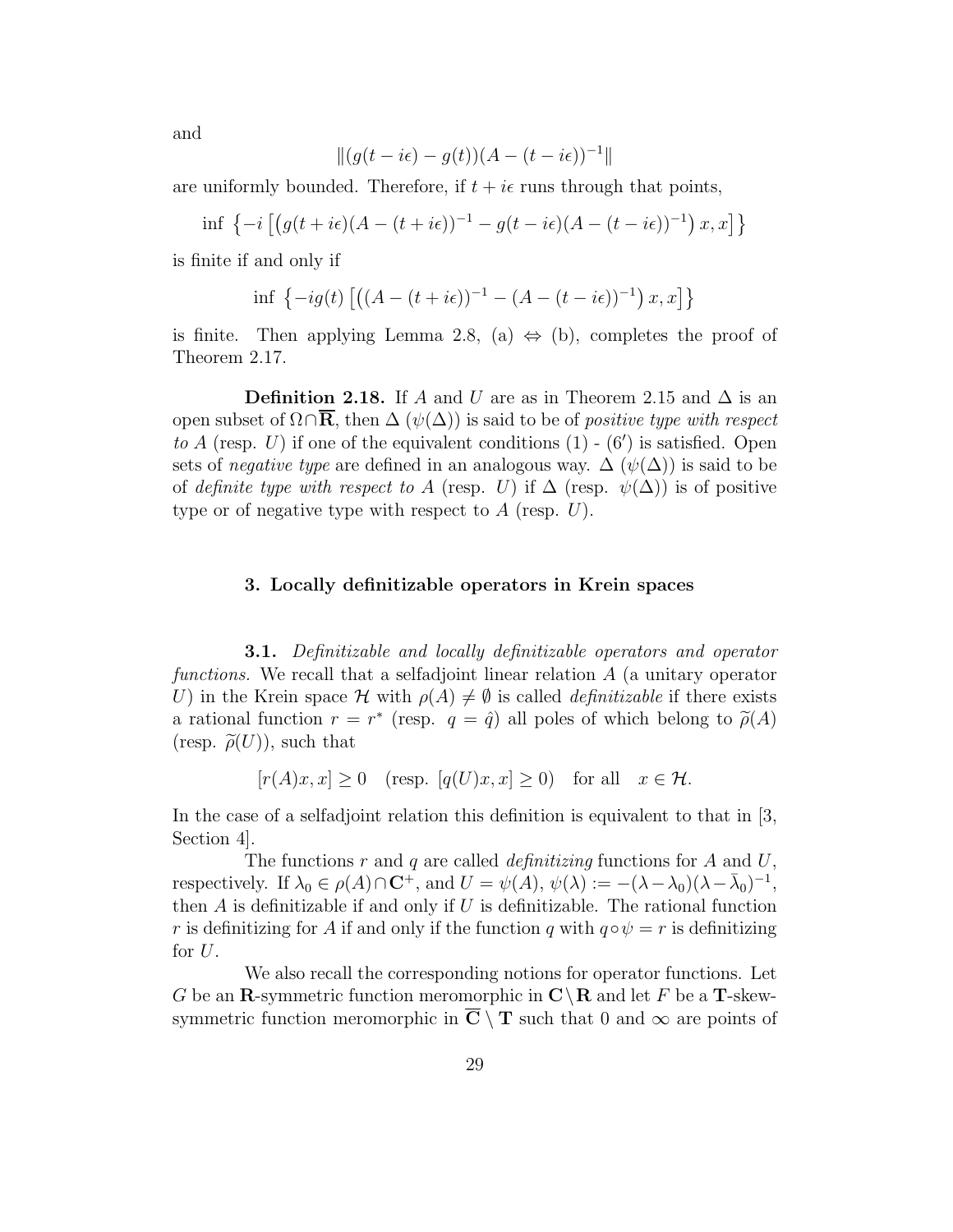and

$$\|(g(t-i\epsilon)-g(t))(A-(t-i\epsilon))^{-1}\|$$

are uniformly bounded. Therefore, if $t+i\epsilon$ runs through that points,

$$\inf\ \left\{-i\left[\left(g(t+i\epsilon)(A-(t+i\epsilon))^{-1}-g(t-i\epsilon)(A-(t-i\epsilon))^{-1}\right)x,x\right]\right\}$$

is finite if and only if

$$\inf\ \left\{-ig(t)\left[\left((A-(t+i\epsilon))^{-1}-(A-(t-i\epsilon))^{-1}\right)x,x\right]\right\}$$

is finite. Then applying Lemma 2.8, (a) $\Leftrightarrow$ (b), completes the proof of Theorem 2.17.

**Definition 2.18.** If $A$ and $U$ are as in Theorem 2.15 and $\Delta$ is an open subset of $\Omega\cap\overline{\mathbf{R}}$, then $\Delta$ ($\psi(\Delta)$) is said to be of *positive type with respect to* $A$ (resp. $U$) if one of the equivalent conditions (1) - (6′) is satisfied. Open sets of *negative type* are defined in an analogous way. $\Delta$ ($\psi(\Delta)$) is said to be of *definite type with respect to* $A$ (resp. $U$) if $\Delta$ (resp. $\psi(\Delta)$) is of positive type or of negative type with respect to $A$ (resp. $U$).

## 3. Locally definitizable operators in Krein spaces

**3.1.** *Definitizable and locally definitizable operators and operator functions.* We recall that a selfadjoint linear relation $A$ (a unitary operator $U$) in the Krein space $\mathcal{H}$ with $\rho(A)\neq\emptyset$ is called *definitizable* if there exists a rational function $r=r^*$ (resp. $q=\hat{q}$) all poles of which belong to $\widetilde{\rho}(A)$ (resp. $\widetilde{\rho}(U)$), such that

$$[r(A)x,x]\geq 0\quad(\text{resp. } [q(U)x,x]\geq 0)\quad\text{for all}\quad x\in\mathcal{H}.$$

In the case of a selfadjoint relation this definition is equivalent to that in [3, Section 4].

The functions $r$ and $q$ are called *definitizing* functions for $A$ and $U$, respectively. If $\lambda_0\in\rho(A)\cap\mathbf{C}^+$, and $U=\psi(A)$, $\psi(\lambda):=-(\lambda-\lambda_0)(\lambda-\bar{\lambda}_0)^{-1}$, then $A$ is definitizable if and only if $U$ is definitizable. The rational function $r$ is definitizing for $A$ if and only if the function $q$ with $q\circ\psi=r$ is definitizing for $U$.

We also recall the corresponding notions for operator functions. Let $G$ be an $\mathbf{R}$-symmetric function meromorphic in $\mathbf{C}\setminus\mathbf{R}$ and let $F$ be a $\mathbf{T}$-skew-symmetric function meromorphic in $\overline{\mathbf{C}}\setminus\mathbf{T}$ such that 0 and $\infty$ are points of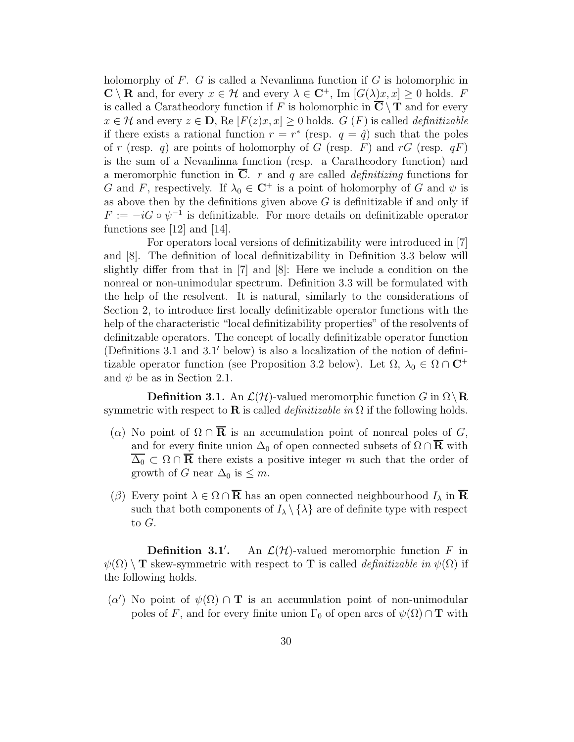holomorphy of $F$. $G$ is called a Nevanlinna function if $G$ is holomorphic in $\mathbf{C} \setminus \mathbf{R}$ and, for every $x \in \mathcal{H}$ and every $\lambda \in \mathbf{C}^+$, Im $[G(\lambda)x, x] \geq 0$ holds. $F$ is called a Caratheodory function if $F$ is holomorphic in $\overline{\mathbf{C}} \setminus \mathbf{T}$ and for every $x \in \mathcal{H}$ and every $z \in \mathbf{D}$, Re $[F(z)x, x] \geq 0$ holds. $G$ ($F$) is called *definitizable* if there exists a rational function $r = r^*$ (resp. $q = \hat{q}$) such that the poles of $r$ (resp. $q$) are points of holomorphy of $G$ (resp. $F$) and $rG$ (resp. $qF$) is the sum of a Nevanlinna function (resp. a Caratheodory function) and a meromorphic function in $\overline{\mathbf{C}}$. $r$ and $q$ are called *definitizing* functions for $G$ and $F$, respectively. If $\lambda_0 \in \mathbf{C}^+$ is a point of holomorphy of $G$ and $\psi$ is as above then by the definitions given above $G$ is definitizable if and only if $F := -iG \circ \psi^{-1}$ is definitizable. For more details on definitizable operator functions see [12] and [14].

For operators local versions of definitizability were introduced in [7] and [8]. The definition of local definitizability in Definition 3.3 below will slightly differ from that in [7] and [8]: Here we include a condition on the nonreal or non-unimodular spectrum. Definition 3.3 will be formulated with the help of the resolvent. It is natural, similarly to the considerations of Section 2, to introduce first locally definitizable operator functions with the help of the characteristic "local definitizability properties" of the resolvents of definitzable operators. The concept of locally definitizable operator function (Definitions 3.1 and 3.1′ below) is also a localization of the notion of definitizable operator function (see Proposition 3.2 below). Let $\Omega$, $\lambda_0 \in \Omega \cap \mathbf{C}^+$ and $\psi$ be as in Section 2.1.

**Definition 3.1.** An $\mathcal{L}(\mathcal{H})$-valued meromorphic function $G$ in $\Omega \setminus \overline{\mathbf{R}}$ symmetric with respect to $\mathbf{R}$ is called *definitizable in* $\Omega$ if the following holds.

- ($\alpha$) No point of $\Omega \cap \overline{\mathbf{R}}$ is an accumulation point of nonreal poles of $G$, and for every finite union $\Delta_0$ of open connected subsets of $\Omega \cap \overline{\mathbf{R}}$ with $\overline{\Delta_0} \subset \Omega \cap \overline{\mathbf{R}}$ there exists a positive integer $m$ such that the order of growth of $G$ near $\Delta_0$ is $\leq m$.
- ($\beta$) Every point $\lambda \in \Omega \cap \overline{\mathbf{R}}$ has an open connected neighbourhood $I_\lambda$ in $\overline{\mathbf{R}}$ such that both components of $I_\lambda \setminus \{\lambda\}$ are of definite type with respect to $G$.

**Definition 3.1′.** An $\mathcal{L}(\mathcal{H})$-valued meromorphic function $F$ in $\psi(\Omega) \setminus \mathbf{T}$ skew-symmetric with respect to $\mathbf{T}$ is called *definitizable in* $\psi(\Omega)$ if the following holds.

- ($\alpha'$) No point of $\psi(\Omega) \cap \mathbf{T}$ is an accumulation point of non-unimodular poles of $F$, and for every finite union $\Gamma_0$ of open arcs of $\psi(\Omega) \cap \mathbf{T}$ with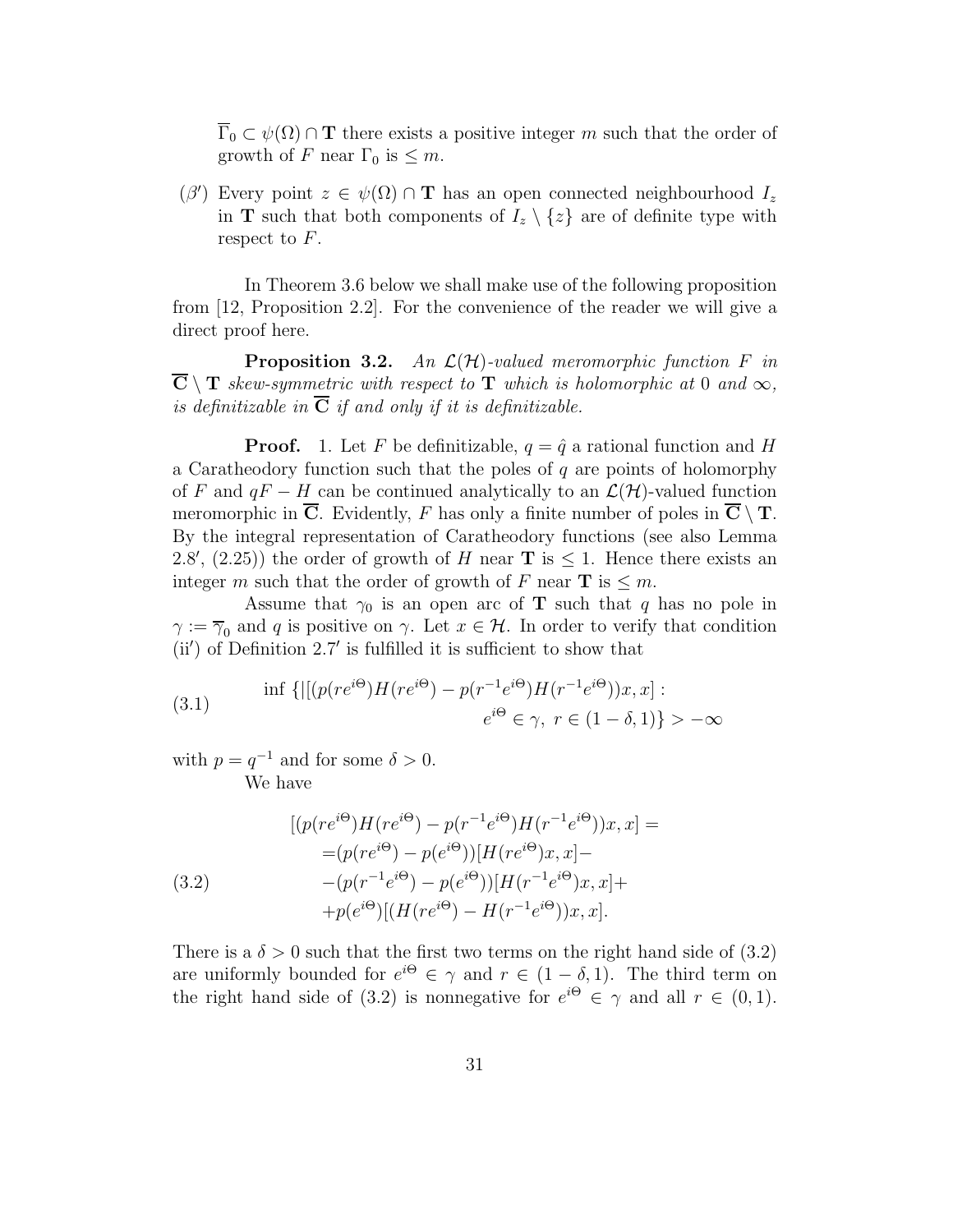$\overline{\Gamma}_0 \subset \psi(\Omega) \cap \mathbf{T}$ there exists a positive integer $m$ such that the order of growth of $F$ near $\Gamma_0$ is $\leq m$.

($\beta'$) Every point $z \in \psi(\Omega) \cap \mathbf{T}$ has an open connected neighbourhood $I_z$ in $\mathbf{T}$ such that both components of $I_z \setminus \{z\}$ are of definite type with respect to $F$.

In Theorem 3.6 below we shall make use of the following proposition from [12, Proposition 2.2]. For the convenience of the reader we will give a direct proof here.

**Proposition 3.2.** *An $\mathcal{L}(\mathcal{H})$-valued meromorphic function $F$ in $\overline{\mathbf{C}} \setminus \mathbf{T}$ skew-symmetric with respect to $\mathbf{T}$ which is holomorphic at $0$ and $\infty$, is definitizable in $\overline{\mathbf{C}}$ if and only if it is definitizable.*

**Proof.** 1. Let $F$ be definitizable, $q = \hat{q}$ a rational function and $H$ a Caratheodory function such that the poles of $q$ are points of holomorphy of $F$ and $qF - H$ can be continued analytically to an $\mathcal{L}(\mathcal{H})$-valued function meromorphic in $\overline{\mathbf{C}}$. Evidently, $F$ has only a finite number of poles in $\overline{\mathbf{C}} \setminus \mathbf{T}$. By the integral representation of Caratheodory functions (see also Lemma 2.8$'$, (2.25)) the order of growth of $H$ near $\mathbf{T}$ is $\leq 1$. Hence there exists an integer $m$ such that the order of growth of $F$ near $\mathbf{T}$ is $\leq m$.

Assume that $\gamma_0$ is an open arc of $\mathbf{T}$ such that $q$ has no pole in $\gamma := \overline{\gamma}_0$ and $q$ is positive on $\gamma$. Let $x \in \mathcal{H}$. In order to verify that condition (ii$'$) of Definition 2.7$'$ is fulfilled it is sufficient to show that

$$
\begin{aligned}
\inf \{ |[(p(re^{i\Theta})H(re^{i\Theta}) - p(r^{-1}e^{i\Theta})H(r^{-1}e^{i\Theta}))x, x] : \\
e^{i\Theta} \in \gamma,\ r \in (1-\delta, 1)\} > -\infty
\end{aligned}
\tag{3.1}
$$

with $p = q^{-1}$ and for some $\delta > 0$.

We have

$$
\begin{aligned}
&[(p(re^{i\Theta})H(re^{i\Theta}) - p(r^{-1}e^{i\Theta})H(r^{-1}e^{i\Theta}))x, x] = \\
&= (p(re^{i\Theta}) - p(e^{i\Theta}))[H(re^{i\Theta})x, x] - \\
&- (p(r^{-1}e^{i\Theta}) - p(e^{i\Theta}))[H(r^{-1}e^{i\Theta})x, x] + \\
&+ p(e^{i\Theta})[(H(re^{i\Theta}) - H(r^{-1}e^{i\Theta}))x, x].
\end{aligned}
\tag{3.2}
$$

There is a $\delta > 0$ such that the first two terms on the right hand side of (3.2) are uniformly bounded for $e^{i\Theta} \in \gamma$ and $r \in (1-\delta, 1)$. The third term on the right hand side of (3.2) is nonnegative for $e^{i\Theta} \in \gamma$ and all $r \in (0, 1)$.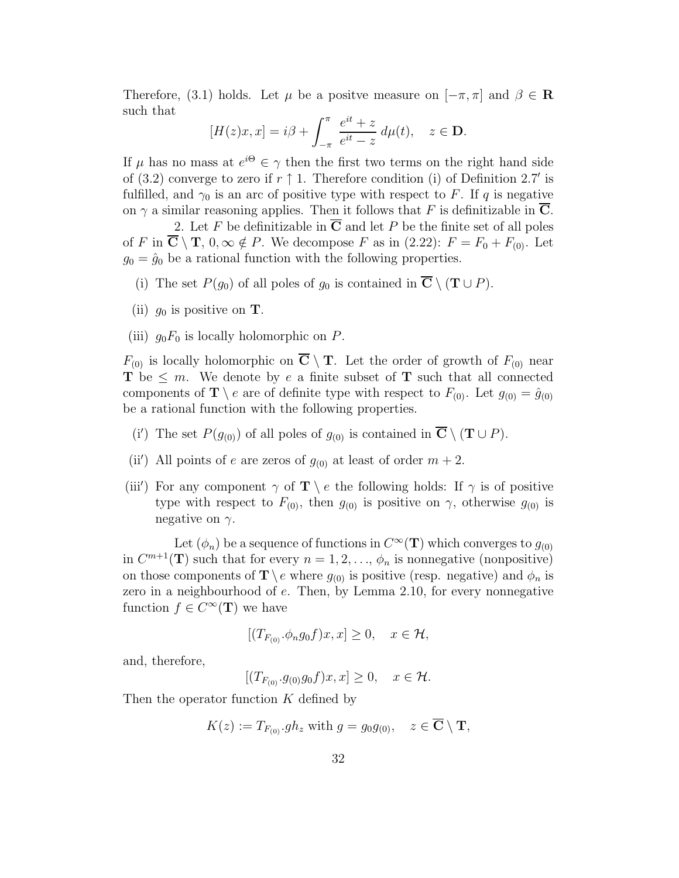Therefore, (3.1) holds. Let $\mu$ be a positve measure on $[-\pi, \pi]$ and $\beta \in \mathbf{R}$ such that

$$[H(z)x, x] = i\beta + \int_{-\pi}^{\pi} \frac{e^{it} + z}{e^{it} - z}\, d\mu(t), \quad z \in \mathbf{D}.$$

If $\mu$ has no mass at $e^{i\Theta} \in \gamma$ then the first two terms on the right hand side of (3.2) converge to zero if $r \uparrow 1$. Therefore condition (i) of Definition 2.7$'$ is fulfilled, and $\gamma_0$ is an arc of positive type with respect to $F$. If $q$ is negative on $\gamma$ a similar reasoning applies. Then it follows that $F$ is definitizable in $\overline{\mathbf{C}}$.

2. Let $F$ be definitizable in $\overline{\mathbf{C}}$ and let $P$ be the finite set of all poles of $F$ in $\overline{\mathbf{C}} \setminus \mathbf{T}$, $0, \infty \notin P$. We decompose $F$ as in (2.22): $F = F_0 + F_{(0)}$. Let $g_0 = \hat{g}_0$ be a rational function with the following properties.

(i) The set $P(g_0)$ of all poles of $g_0$ is contained in $\overline{\mathbf{C}} \setminus (\mathbf{T} \cup P)$.

(ii) $g_0$ is positive on $\mathbf{T}$.

(iii) $g_0 F_0$ is locally holomorphic on $P$.

$F_{(0)}$ is locally holomorphic on $\overline{\mathbf{C}} \setminus \mathbf{T}$. Let the order of growth of $F_{(0)}$ near $\mathbf{T}$ be $\leq m$. We denote by $e$ a finite subset of $\mathbf{T}$ such that all connected components of $\mathbf{T} \setminus e$ are of definite type with respect to $F_{(0)}$. Let $g_{(0)} = \hat{g}_{(0)}$ be a rational function with the following properties.

(i$'$) The set $P(g_{(0)})$ of all poles of $g_{(0)}$ is contained in $\overline{\mathbf{C}} \setminus (\mathbf{T} \cup P)$.

(ii$'$) All points of $e$ are zeros of $g_{(0)}$ at least of order $m + 2$.

(iii$'$) For any component $\gamma$ of $\mathbf{T} \setminus e$ the following holds: If $\gamma$ is of positive type with respect to $F_{(0)}$, then $g_{(0)}$ is positive on $\gamma$, otherwise $g_{(0)}$ is negative on $\gamma$.

Let $(\phi_n)$ be a sequence of functions in $C^\infty(\mathbf{T})$ which converges to $g_{(0)}$ in $C^{m+1}(\mathbf{T})$ such that for every $n = 1, 2, \ldots$, $\phi_n$ is nonnegative (nonpositive) on those components of $\mathbf{T} \setminus e$ where $g_{(0)}$ is positive (resp. negative) and $\phi_n$ is zero in a neighbourhood of $e$. Then, by Lemma 2.10, for every nonnegative function $f \in C^\infty(\mathbf{T})$ we have

$$[(T_{F_{(0)}}.\phi_n g_0 f)x, x] \geq 0, \quad x \in \mathcal{H},$$

and, therefore,

$$[(T_{F_{(0)}}.g_{(0)} g_0 f)x, x] \geq 0, \quad x \in \mathcal{H}.$$

Then the operator function $K$ defined by

$$K(z) := T_{F_{(0)}}.g h_z \text{ with } g = g_0 g_{(0)}, \quad z \in \overline{\mathbf{C}} \setminus \mathbf{T},$$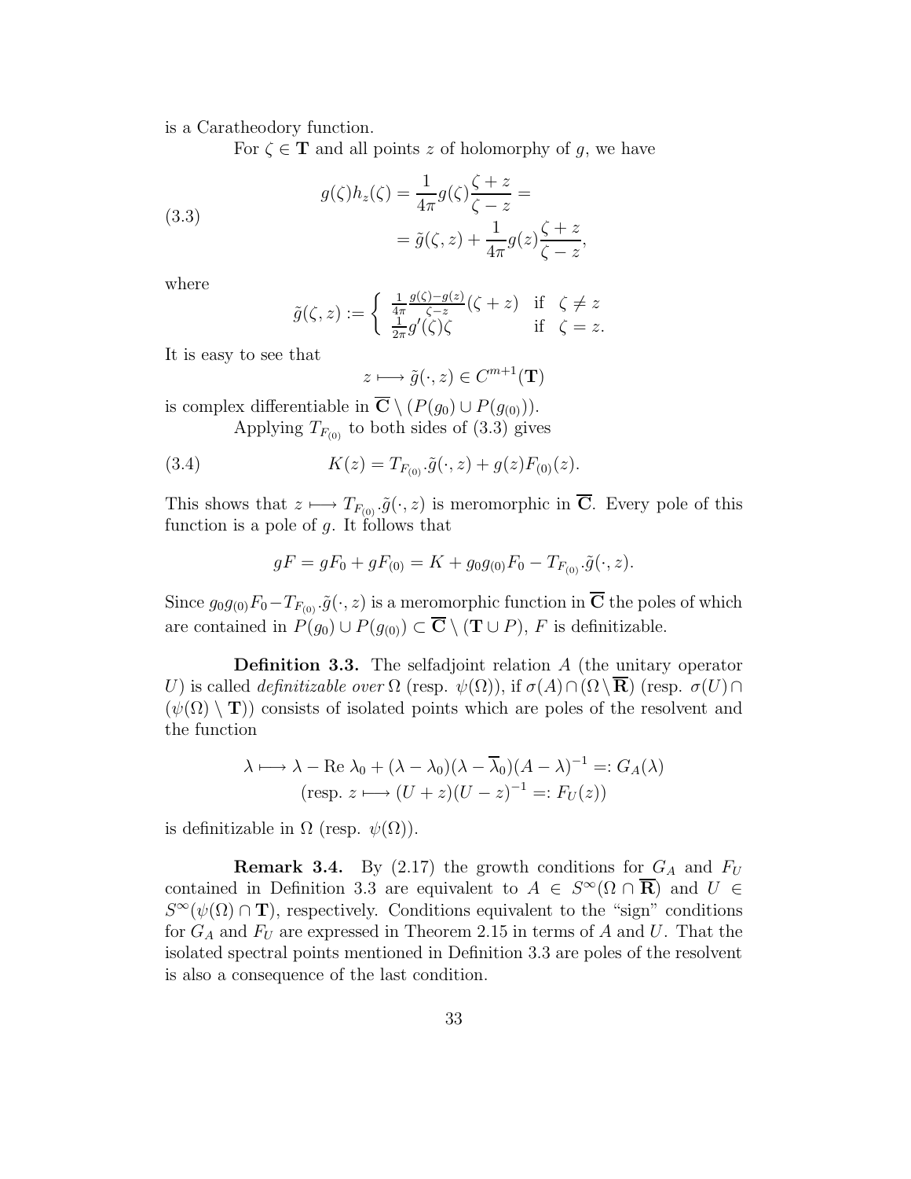is a Caratheodory function.

For $\zeta \in \mathbf{T}$ and all points $z$ of holomorphy of $g$, we have

$$
\begin{aligned}
g(\zeta)h_z(\zeta) &= \frac{1}{4\pi} g(\zeta) \frac{\zeta + z}{\zeta - z} = \\
&= \tilde{g}(\zeta, z) + \frac{1}{4\pi} g(z) \frac{\zeta + z}{\zeta - z},
\end{aligned} \tag{3.3}
$$

where

$$
\tilde{g}(\zeta, z) := \begin{cases} \frac{1}{4\pi} \frac{g(\zeta) - g(z)}{\zeta - z} (\zeta + z) & \text{if } \zeta \neq z \\ \frac{1}{2\pi} g'(\zeta)\zeta & \text{if } \zeta = z. \end{cases}
$$

It is easy to see that

$$
z \longmapsto \tilde{g}(\cdot, z) \in C^{m+1}(\mathbf{T})
$$

is complex differentiable in $\overline{\mathbf{C}} \setminus (P(g_0) \cup P(g_{(0)}))$.

Applying $T_{F_{(0)}}$ to both sides of (3.3) gives

$$
K(z) = T_{F_{(0)}}.\tilde{g}(\cdot, z) + g(z) F_{(0)}(z). \tag{3.4}
$$

This shows that $z \longmapsto T_{F_{(0)}}.\tilde{g}(\cdot, z)$ is meromorphic in $\overline{\mathbf{C}}$. Every pole of this function is a pole of $g$. It follows that

$$
gF = gF_0 + gF_{(0)} = K + g_0 g_{(0)} F_0 - T_{F_{(0)}}.\tilde{g}(\cdot, z).
$$

Since $g_0 g_{(0)} F_0 - T_{F_{(0)}}.\tilde{g}(\cdot, z)$ is a meromorphic function in $\overline{\mathbf{C}}$ the poles of which are contained in $P(g_0) \cup P(g_{(0)}) \subset \overline{\mathbf{C}} \setminus (\mathbf{T} \cup P)$, $F$ is definitizable.

**Definition 3.3.** The selfadjoint relation $A$ (the unitary operator $U$) is called *definitizable over* $\Omega$ (resp. $\psi(\Omega)$), if $\sigma(A) \cap (\Omega \setminus \overline{\mathbf{R}})$ (resp. $\sigma(U) \cap (\psi(\Omega) \setminus \mathbf{T})$) consists of isolated points which are poles of the resolvent and the function

$$
\lambda \longmapsto \lambda - \operatorname{Re} \lambda_0 + (\lambda - \lambda_0)(\lambda - \overline{\lambda}_0)(A - \lambda)^{-1} =: G_A(\lambda)
$$
$$
(\text{resp. } z \longmapsto (U + z)(U - z)^{-1} =: F_U(z))
$$

is definitizable in $\Omega$ (resp. $\psi(\Omega)$).

**Remark 3.4.** By (2.17) the growth conditions for $G_A$ and $F_U$ contained in Definition 3.3 are equivalent to $A \in S^\infty(\Omega \cap \overline{\mathbf{R}})$ and $U \in S^\infty(\psi(\Omega) \cap \mathbf{T})$, respectively. Conditions equivalent to the "sign" conditions for $G_A$ and $F_U$ are expressed in Theorem 2.15 in terms of $A$ and $U$. That the isolated spectral points mentioned in Definition 3.3 are poles of the resolvent is also a consequence of the last condition.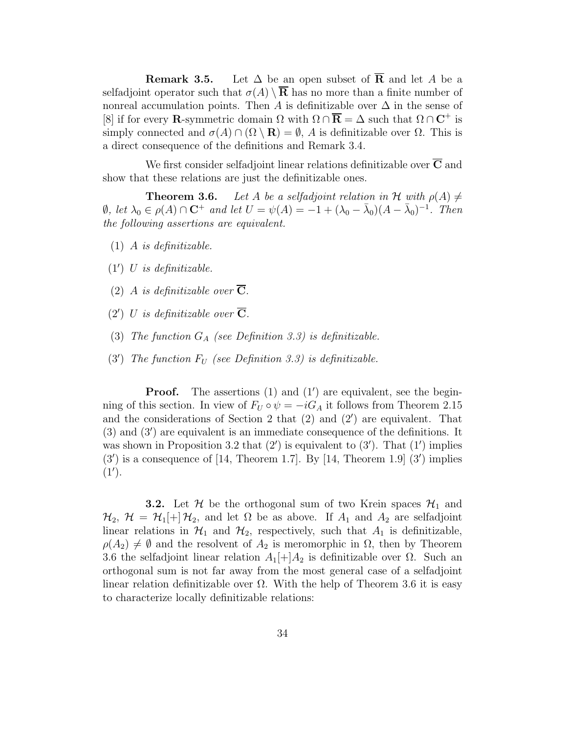**Remark 3.5.** Let $\Delta$ be an open subset of $\overline{\mathbf{R}}$ and let $A$ be a selfadjoint operator such that $\sigma(A) \setminus \overline{\mathbf{R}}$ has no more than a finite number of nonreal accumulation points. Then $A$ is definitizable over $\Delta$ in the sense of [8] if for every $\mathbf{R}$-symmetric domain $\Omega$ with $\Omega \cap \overline{\mathbf{R}} = \Delta$ such that $\Omega \cap \mathbf{C}^+$ is simply connected and $\sigma(A) \cap (\Omega \setminus \mathbf{R}) = \emptyset$, $A$ is definitizable over $\Omega$. This is a direct consequence of the definitions and Remark 3.4.

We first consider selfadjoint linear relations definitizable over $\overline{\mathbf{C}}$ and show that these relations are just the definitizable ones.

**Theorem 3.6.** *Let $A$ be a selfadjoint relation in $\mathcal{H}$ with $\rho(A) \neq \emptyset$, let $\lambda_0 \in \rho(A) \cap \mathbf{C}^+$ and let $U = \psi(A) = -1 + (\lambda_0 - \bar{\lambda}_0)(A - \bar{\lambda}_0)^{-1}$. Then the following assertions are equivalent.*

(1) *$A$ is definitizable.*

(1′) *$U$ is definitizable.*

(2) *$A$ is definitizable over $\overline{\mathbf{C}}$.*

(2′) *$U$ is definitizable over $\overline{\mathbf{C}}$.*

(3) *The function $G_A$ (see Definition 3.3) is definitizable.*

(3′) *The function $F_U$ (see Definition 3.3) is definitizable.*

**Proof.** The assertions (1) and (1′) are equivalent, see the beginning of this section. In view of $F_U \circ \psi = -iG_A$ it follows from Theorem 2.15 and the considerations of Section 2 that (2) and (2′) are equivalent. That (3) and (3′) are equivalent is an immediate consequence of the definitions. It was shown in Proposition 3.2 that (2′) is equivalent to (3′). That (1′) implies (3′) is a consequence of [14, Theorem 1.7]. By [14, Theorem 1.9] (3′) implies (1′).

**3.2.** Let $\mathcal{H}$ be the orthogonal sum of two Krein spaces $\mathcal{H}_1$ and $\mathcal{H}_2$, $\mathcal{H} = \mathcal{H}_1[+]\,\mathcal{H}_2$, and let $\Omega$ be as above. If $A_1$ and $A_2$ are selfadjoint linear relations in $\mathcal{H}_1$ and $\mathcal{H}_2$, respectively, such that $A_1$ is definitizable, $\rho(A_2) \neq \emptyset$ and the resolvent of $A_2$ is meromorphic in $\Omega$, then by Theorem 3.6 the selfadjoint linear relation $A_1[+]A_2$ is definitizable over $\Omega$. Such an orthogonal sum is not far away from the most general case of a selfadjoint linear relation definitizable over $\Omega$. With the help of Theorem 3.6 it is easy to characterize locally definitizable relations: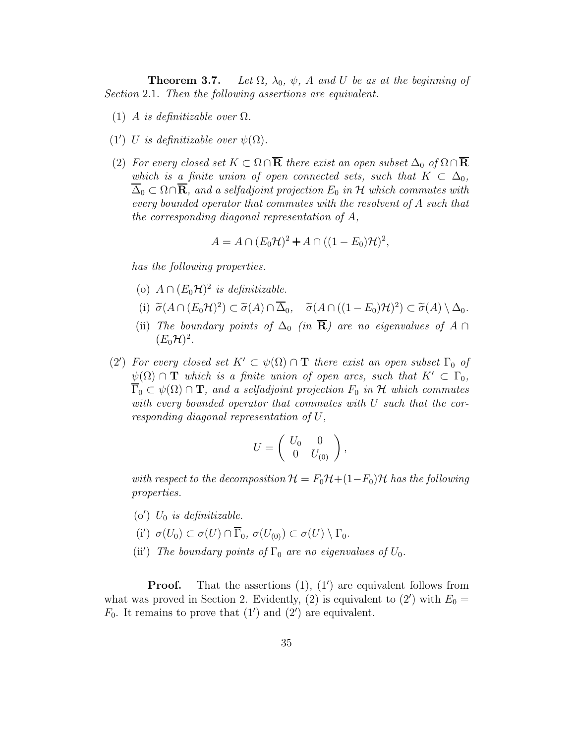**Theorem 3.7.** *Let $\Omega$, $\lambda_0$, $\psi$, $A$ and $U$ be as at the beginning of Section* 2.1. *Then the following assertions are equivalent.*

(1) *$A$ is definitizable over $\Omega$.*

(1′) *$U$ is definitizable over $\psi(\Omega)$.*

(2) *For every closed set $K \subset \Omega \cap \overline{\mathbf{R}}$ there exist an open subset $\Delta_0$ of $\Omega \cap \overline{\mathbf{R}}$ which is a finite union of open connected sets, such that $K \subset \Delta_0$, $\overline{\Delta}_0 \subset \Omega \cap \overline{\mathbf{R}}$, and a selfadjoint projection $E_0$ in $\mathcal{H}$ which commutes with every bounded operator that commutes with the resolvent of $A$ such that the corresponding diagonal representation of $A$,*

$$A = A \cap (E_0\mathcal{H})^2 \dotplus A \cap ((1 - E_0)\mathcal{H})^2,$$

*has the following properties.*

- (o) *$A \cap (E_0\mathcal{H})^2$ is definitizable.*
- (i) *$\widetilde{\sigma}(A \cap (E_0\mathcal{H})^2) \subset \widetilde{\sigma}(A) \cap \overline{\Delta}_0$, $\quad \widetilde{\sigma}(A \cap ((1 - E_0)\mathcal{H})^2) \subset \widetilde{\sigma}(A) \setminus \Delta_0$.*
- (ii) *The boundary points of $\Delta_0$ (in $\overline{\mathbf{R}}$) are no eigenvalues of $A \cap (E_0\mathcal{H})^2$.*

(2′) *For every closed set $K' \subset \psi(\Omega) \cap \mathbf{T}$ there exist an open subset $\Gamma_0$ of $\psi(\Omega) \cap \mathbf{T}$ which is a finite union of open arcs, such that $K' \subset \Gamma_0$, $\overline{\Gamma}_0 \subset \psi(\Omega) \cap \mathbf{T}$, and a selfadjoint projection $F_0$ in $\mathcal{H}$ which commutes with every bounded operator that commutes with $U$ such that the corresponding diagonal representation of $U$,*

$$U = \begin{pmatrix} U_0 & 0 \\ 0 & U_{(0)} \end{pmatrix},$$

*with respect to the decomposition $\mathcal{H} = F_0\mathcal{H} \dotplus (1 - F_0)\mathcal{H}$ has the following properties.*

- (o′) *$U_0$ is definitizable.*
- (i′) *$\sigma(U_0) \subset \sigma(U) \cap \overline{\Gamma}_0$, $\sigma(U_{(0)}) \subset \sigma(U) \setminus \Gamma_0$.*
- (ii′) *The boundary points of $\Gamma_0$ are no eigenvalues of $U_0$.*

**Proof.** That the assertions (1), (1′) are equivalent follows from what was proved in Section 2. Evidently, (2) is equivalent to (2′) with $E_0 = F_0$. It remains to prove that (1′) and (2′) are equivalent.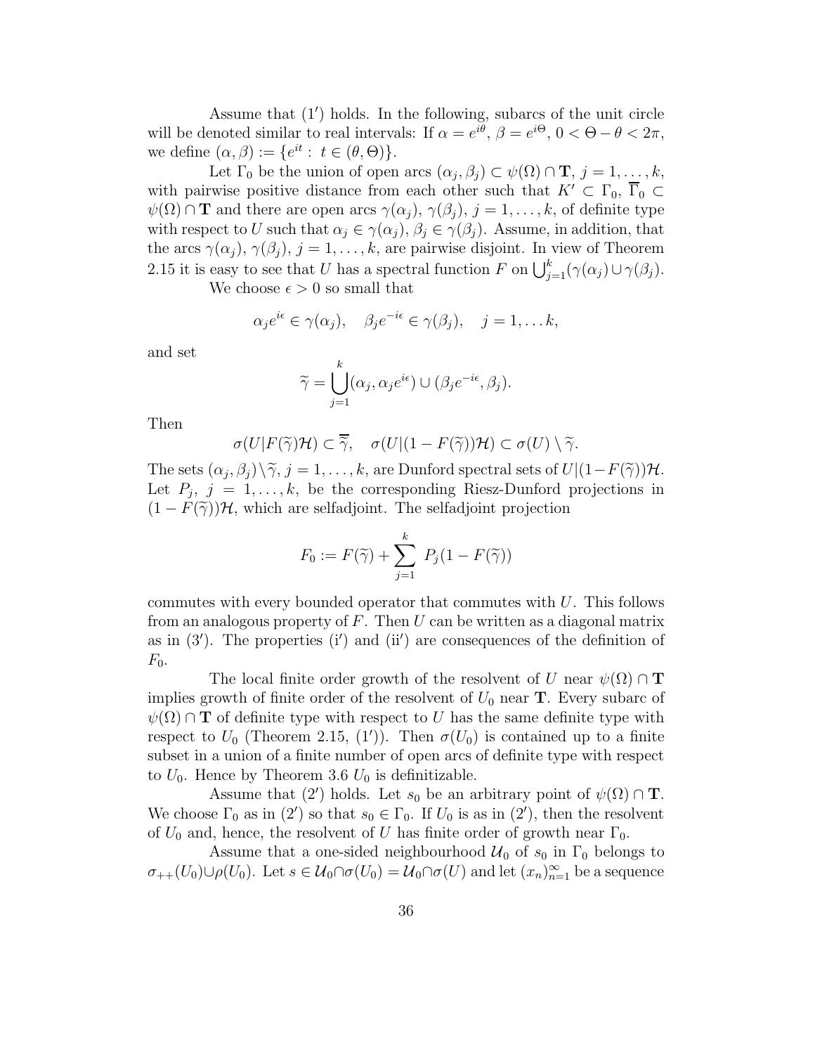Assume that (1′) holds. In the following, subarcs of the unit circle will be denoted similar to real intervals: If $\alpha = e^{i\theta}$, $\beta = e^{i\Theta}$, $0 < \Theta - \theta < 2\pi$, we define $(\alpha, \beta) := \{e^{it} : t \in (\theta, \Theta)\}$.

Let $\Gamma_0$ be the union of open arcs $(\alpha_j, \beta_j) \subset \psi(\Omega) \cap \mathbf{T}$, $j = 1, \dots, k$, with pairwise positive distance from each other such that $K' \subset \Gamma_0$, $\overline{\Gamma}_0 \subset \psi(\Omega) \cap \mathbf{T}$ and there are open arcs $\gamma(\alpha_j)$, $\gamma(\beta_j)$, $j = 1, \dots, k$, of definite type with respect to $U$ such that $\alpha_j \in \gamma(\alpha_j)$, $\beta_j \in \gamma(\beta_j)$. Assume, in addition, that the arcs $\gamma(\alpha_j)$, $\gamma(\beta_j)$, $j = 1, \dots, k$, are pairwise disjoint. In view of Theorem 2.15 it is easy to see that $U$ has a spectral function $F$ on $\bigcup_{j=1}^k (\gamma(\alpha_j) \cup \gamma(\beta_j))$.

We choose $\epsilon > 0$ so small that

$$\alpha_j e^{i\epsilon} \in \gamma(\alpha_j), \quad \beta_j e^{-i\epsilon} \in \gamma(\beta_j), \quad j = 1, \dots k,$$

and set

$$\widetilde{\gamma} = \bigcup_{j=1}^k (\alpha_j, \alpha_j e^{i\epsilon}) \cup (\beta_j e^{-i\epsilon}, \beta_j).$$

Then

$$\sigma(U | F(\widetilde{\gamma})\mathcal{H}) \subset \overline{\widetilde{\gamma}}, \quad \sigma(U | (1 - F(\widetilde{\gamma}))\mathcal{H}) \subset \sigma(U) \setminus \widetilde{\gamma}.$$

The sets $(\alpha_j, \beta_j) \setminus \widetilde{\gamma}$, $j = 1, \dots, k$, are Dunford spectral sets of $U | (1 - F(\widetilde{\gamma}))\mathcal{H}$. Let $P_j$, $j = 1, \dots, k$, be the corresponding Riesz-Dunford projections in $(1 - F(\widetilde{\gamma}))\mathcal{H}$, which are selfadjoint. The selfadjoint projection

$$F_0 := F(\widetilde{\gamma}) + \sum_{j=1}^k P_j (1 - F(\widetilde{\gamma}))$$

commutes with every bounded operator that commutes with $U$. This follows from an analogous property of $F$. Then $U$ can be written as a diagonal matrix as in (3′). The properties (i′) and (ii′) are consequences of the definition of $F_0$.

The local finite order growth of the resolvent of $U$ near $\psi(\Omega) \cap \mathbf{T}$ implies growth of finite order of the resolvent of $U_0$ near $\mathbf{T}$. Every subarc of $\psi(\Omega) \cap \mathbf{T}$ of definite type with respect to $U$ has the same definite type with respect to $U_0$ (Theorem 2.15, (1′)). Then $\sigma(U_0)$ is contained up to a finite subset in a union of a finite number of open arcs of definite type with respect to $U_0$. Hence by Theorem 3.6 $U_0$ is definitizable.

Assume that (2′) holds. Let $s_0$ be an arbitrary point of $\psi(\Omega) \cap \mathbf{T}$. We choose $\Gamma_0$ as in (2′) so that $s_0 \in \Gamma_0$. If $U_0$ is as in (2′), then the resolvent of $U_0$ and, hence, the resolvent of $U$ has finite order of growth near $\Gamma_0$.

Assume that a one-sided neighbourhood $\mathcal{U}_0$ of $s_0$ in $\Gamma_0$ belongs to $\sigma_{++}(U_0) \cup \rho(U_0)$. Let $s \in \mathcal{U}_0 \cap \sigma(U_0) = \mathcal{U}_0 \cap \sigma(U)$ and let $(x_n)_{n=1}^\infty$ be a sequence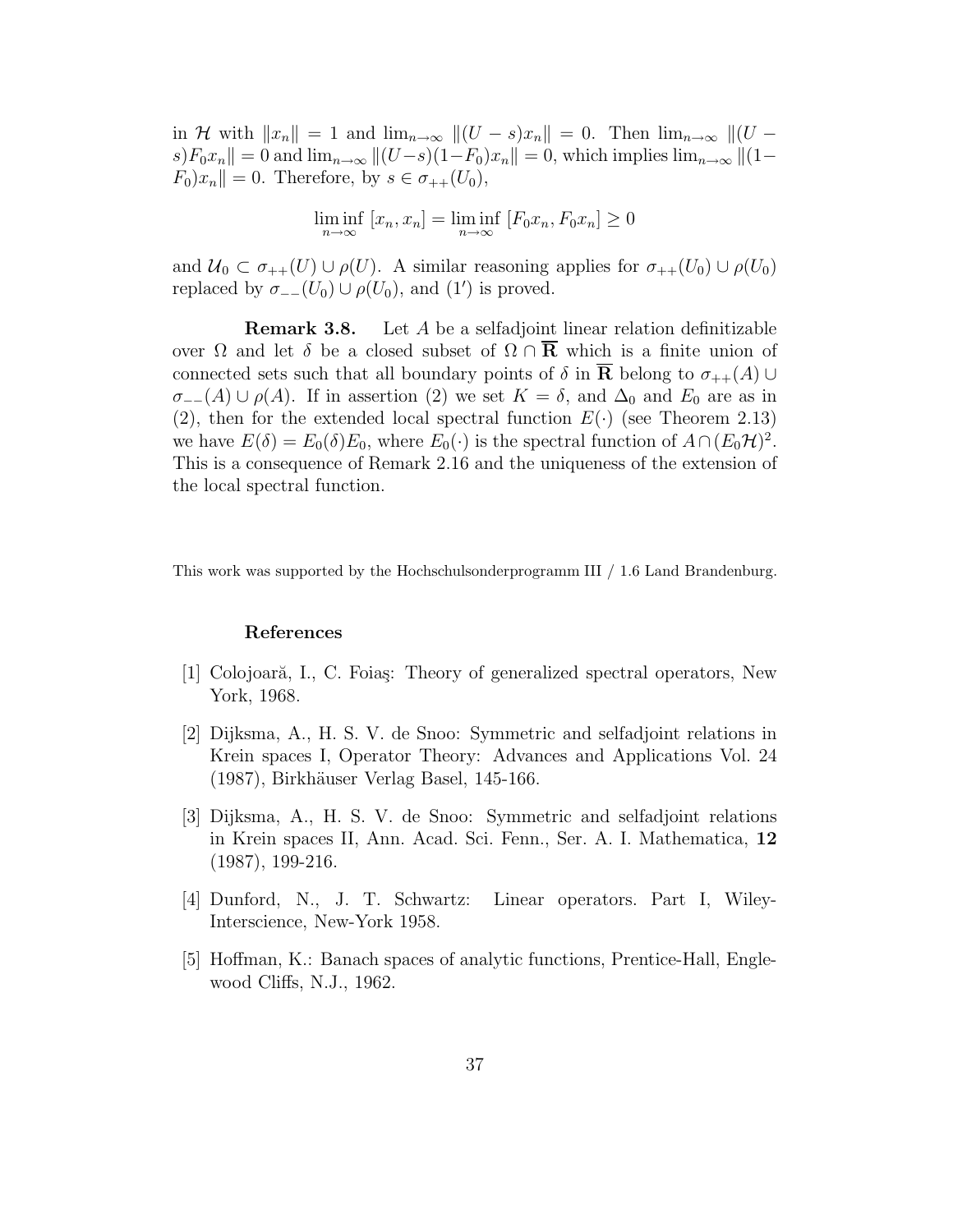in $\mathcal{H}$ with $\|x_n\| = 1$ and $\lim_{n\to\infty} \|(U - s)x_n\| = 0$. Then $\lim_{n\to\infty} \|(U - s)F_0 x_n\| = 0$ and $\lim_{n\to\infty} \|(U-s)(1-F_0)x_n\| = 0$, which implies $\lim_{n\to\infty} \|(1-F_0)x_n\| = 0$. Therefore, by $s \in \sigma_{++}(U_0)$,

$$\liminf_{n\to\infty} [x_n, x_n] = \liminf_{n\to\infty} [F_0 x_n, F_0 x_n] \geq 0$$

and $\mathcal{U}_0 \subset \sigma_{++}(U) \cup \rho(U)$. A similar reasoning applies for $\sigma_{++}(U_0) \cup \rho(U_0)$ replaced by $\sigma_{--}(U_0) \cup \rho(U_0)$, and $(1')$ is proved.

**Remark 3.8.** Let $A$ be a selfadjoint linear relation definitizable over $\Omega$ and let $\delta$ be a closed subset of $\Omega \cap \overline{\mathbf{R}}$ which is a finite union of connected sets such that all boundary points of $\delta$ in $\overline{\mathbf{R}}$ belong to $\sigma_{++}(A) \cup \sigma_{--}(A) \cup \rho(A)$. If in assertion (2) we set $K = \delta$, and $\Delta_0$ and $E_0$ are as in (2), then for the extended local spectral function $E(\cdot)$ (see Theorem 2.13) we have $E(\delta) = E_0(\delta)E_0$, where $E_0(\cdot)$ is the spectral function of $A \cap (E_0\mathcal{H})^2$. This is a consequence of Remark 2.16 and the uniqueness of the extension of the local spectral function.

This work was supported by the Hochschulsonderprogramm III / 1.6 Land Brandenburg.

### References

[1] Colojoară, I., C. Foiaş: Theory of generalized spectral operators, New York, 1968.

[2] Dijksma, A., H. S. V. de Snoo: Symmetric and selfadjoint relations in Krein spaces I, Operator Theory: Advances and Applications Vol. 24 (1987), Birkhäuser Verlag Basel, 145-166.

[3] Dijksma, A., H. S. V. de Snoo: Symmetric and selfadjoint relations in Krein spaces II, Ann. Acad. Sci. Fenn., Ser. A. I. Mathematica, **12** (1987), 199-216.

[4] Dunford, N., J. T. Schwartz: Linear operators. Part I, Wiley-Interscience, New-York 1958.

[5] Hoffman, K.: Banach spaces of analytic functions, Prentice-Hall, Englewood Cliffs, N.J., 1962.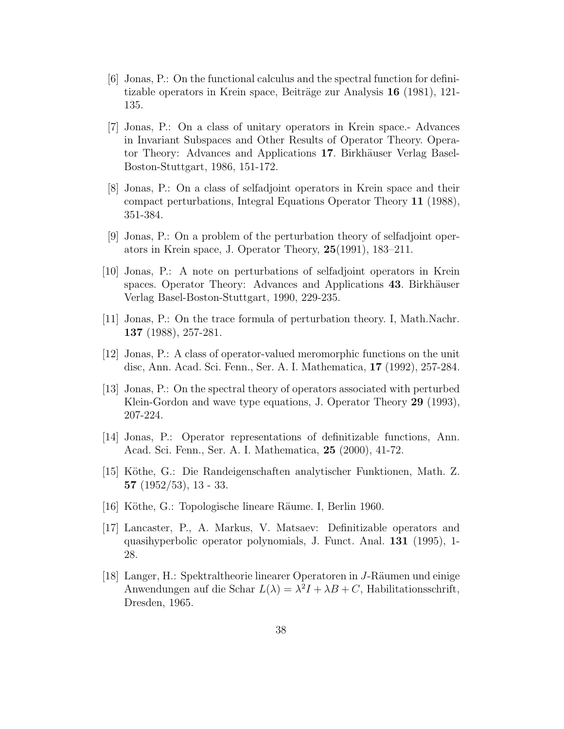[6] Jonas, P.: On the functional calculus and the spectral function for definitizable operators in Krein space, Beiträge zur Analysis **16** (1981), 121-135.

[7] Jonas, P.: On a class of unitary operators in Krein space.- Advances in Invariant Subspaces and Other Results of Operator Theory. Operator Theory: Advances and Applications **17**. Birkhäuser Verlag Basel-Boston-Stuttgart, 1986, 151-172.

[8] Jonas, P.: On a class of selfadjoint operators in Krein space and their compact perturbations, Integral Equations Operator Theory **11** (1988), 351-384.

[9] Jonas, P.: On a problem of the perturbation theory of selfadjoint operators in Krein space, J. Operator Theory, **25**(1991), 183–211.

[10] Jonas, P.: A note on perturbations of selfadjoint operators in Krein spaces. Operator Theory: Advances and Applications **43**. Birkhäuser Verlag Basel-Boston-Stuttgart, 1990, 229-235.

[11] Jonas, P.: On the trace formula of perturbation theory. I, Math.Nachr. **137** (1988), 257-281.

[12] Jonas, P.: A class of operator-valued meromorphic functions on the unit disc, Ann. Acad. Sci. Fenn., Ser. A. I. Mathematica, **17** (1992), 257-284.

[13] Jonas, P.: On the spectral theory of operators associated with perturbed Klein-Gordon and wave type equations, J. Operator Theory **29** (1993), 207-224.

[14] Jonas, P.: Operator representations of definitizable functions, Ann. Acad. Sci. Fenn., Ser. A. I. Mathematica, **25** (2000), 41-72.

[15] Köthe, G.: Die Randeigenschaften analytischer Funktionen, Math. Z. **57** (1952/53), 13 - 33.

[16] Köthe, G.: Topologische lineare Räume. I, Berlin 1960.

[17] Lancaster, P., A. Markus, V. Matsaev: Definitizable operators and quasihyperbolic operator polynomials, J. Funct. Anal. **131** (1995), 1-28.

[18] Langer, H.: Spektraltheorie linearer Operatoren in $J$-Räumen und einige Anwendungen auf die Schar $L(\lambda) = \lambda^2 I + \lambda B + C$, Habilitationsschrift, Dresden, 1965.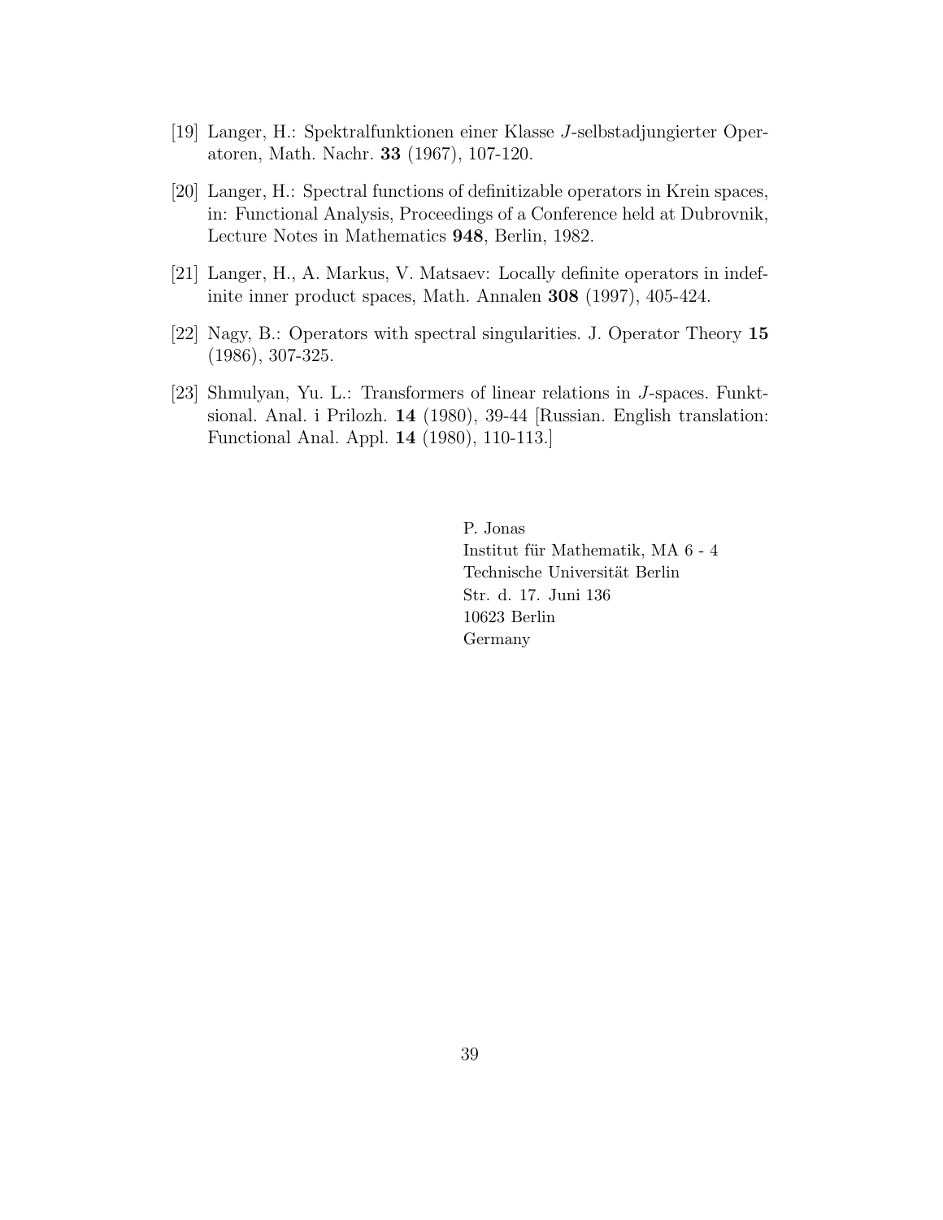[19] Langer, H.: Spektralfunktionen einer Klasse $J$-selbstadjungierter Operatoren, Math. Nachr. **33** (1967), 107-120.

[20] Langer, H.: Spectral functions of definitizable operators in Krein spaces, in: Functional Analysis, Proceedings of a Conference held at Dubrovnik, Lecture Notes in Mathematics **948**, Berlin, 1982.

[21] Langer, H., A. Markus, V. Matsaev: Locally definite operators in indefinite inner product spaces, Math. Annalen **308** (1997), 405-424.

[22] Nagy, B.: Operators with spectral singularities. J. Operator Theory **15** (1986), 307-325.

[23] Shmulyan, Yu. L.: Transformers of linear relations in $J$-spaces. Funktsional. Anal. i Prilozh. **14** (1980), 39-44 [Russian. English translation: Functional Anal. Appl. **14** (1980), 110-113.]

P. Jonas
Institut für Mathematik, MA 6 - 4
Technische Universität Berlin
Str. d. 17. Juni 136
10623 Berlin
Germany